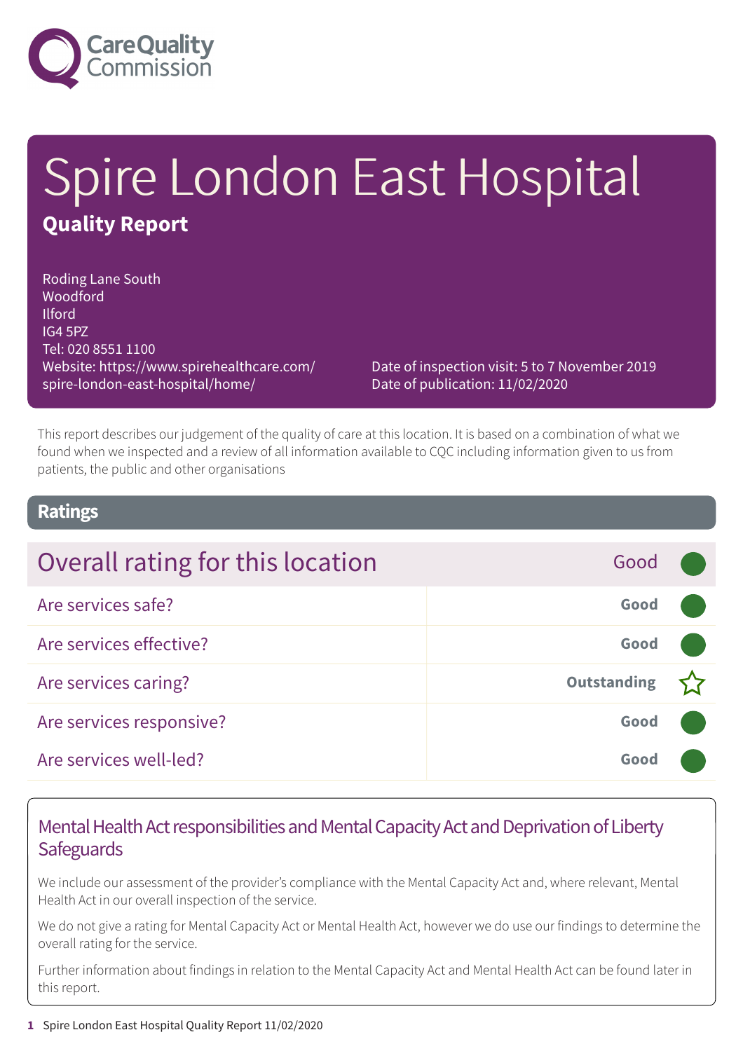Care Quality Commission

# Spire London East Hospital

## Quality Report

Roding Lane South
Woodford
Ilford
IG4 5PZ
Tel: 020 8551 1100
Website: https://www.spirehealthcare.com/spire-london-east-hospital/home/

Date of inspection visit: 5 to 7 November 2019
Date of publication: 11/02/2020

This report describes our judgement of the quality of care at this location. It is based on a combination of what we found when we inspected and a review of all information available to CQC including information given to us from patients, the public and other organisations

## Ratings

| Overall rating for this location | Good |
| --- | --- |
| Are services safe? | **Good** |
| Are services effective? | **Good** |
| Are services caring? | **Outstanding** ☆ |
| Are services responsive? | **Good** |
| Are services well-led? | **Good** |

### Mental Health Act responsibilities and Mental Capacity Act and Deprivation of Liberty Safeguards

We include our assessment of the provider's compliance with the Mental Capacity Act and, where relevant, Mental Health Act in our overall inspection of the service.

We do not give a rating for Mental Capacity Act or Mental Health Act, however we do use our findings to determine the overall rating for the service.

Further information about findings in relation to the Mental Capacity Act and Mental Health Act can be found later in this report.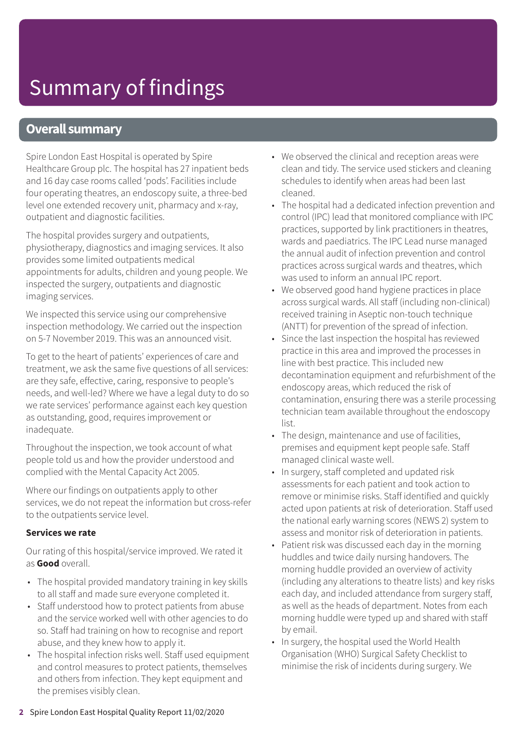# Summary of findings

## Overall summary

Spire London East Hospital is operated by Spire Healthcare Group plc. The hospital has 27 inpatient beds and 16 day case rooms called 'pods'. Facilities include four operating theatres, an endoscopy suite, a three-bed level one extended recovery unit, pharmacy and x-ray, outpatient and diagnostic facilities.

The hospital provides surgery and outpatients, physiotherapy, diagnostics and imaging services. It also provides some limited outpatients medical appointments for adults, children and young people. We inspected the surgery, outpatients and diagnostic imaging services.

We inspected this service using our comprehensive inspection methodology. We carried out the inspection on 5-7 November 2019. This was an announced visit.

To get to the heart of patients' experiences of care and treatment, we ask the same five questions of all services: are they safe, effective, caring, responsive to people's needs, and well-led? Where we have a legal duty to do so we rate services' performance against each key question as outstanding, good, requires improvement or inadequate.

Throughout the inspection, we took account of what people told us and how the provider understood and complied with the Mental Capacity Act 2005.

Where our findings on outpatients apply to other services, we do not repeat the information but cross-refer to the outpatients service level.

**Services we rate**

Our rating of this hospital/service improved. We rated it as **Good** overall.

- The hospital provided mandatory training in key skills to all staff and made sure everyone completed it.
- Staff understood how to protect patients from abuse and the service worked well with other agencies to do so. Staff had training on how to recognise and report abuse, and they knew how to apply it.
- The hospital infection risks well. Staff used equipment and control measures to protect patients, themselves and others from infection. They kept equipment and the premises visibly clean.
- We observed the clinical and reception areas were clean and tidy. The service used stickers and cleaning schedules to identify when areas had been last cleaned.
- The hospital had a dedicated infection prevention and control (IPC) lead that monitored compliance with IPC practices, supported by link practitioners in theatres, wards and paediatrics. The IPC Lead nurse managed the annual audit of infection prevention and control practices across surgical wards and theatres, which was used to inform an annual IPC report.
- We observed good hand hygiene practices in place across surgical wards. All staff (including non-clinical) received training in Aseptic non-touch technique (ANTT) for prevention of the spread of infection.
- Since the last inspection the hospital has reviewed practice in this area and improved the processes in line with best practice. This included new decontamination equipment and refurbishment of the endoscopy areas, which reduced the risk of contamination, ensuring there was a sterile processing technician team available throughout the endoscopy list.
- The design, maintenance and use of facilities, premises and equipment kept people safe. Staff managed clinical waste well.
- In surgery, staff completed and updated risk assessments for each patient and took action to remove or minimise risks. Staff identified and quickly acted upon patients at risk of deterioration. Staff used the national early warning scores (NEWS 2) system to assess and monitor risk of deterioration in patients.
- Patient risk was discussed each day in the morning huddles and twice daily nursing handovers. The morning huddle provided an overview of activity (including any alterations to theatre lists) and key risks each day, and included attendance from surgery staff, as well as the heads of department. Notes from each morning huddle were typed up and shared with staff by email.
- In surgery, the hospital used the World Health Organisation (WHO) Surgical Safety Checklist to minimise the risk of incidents during surgery. We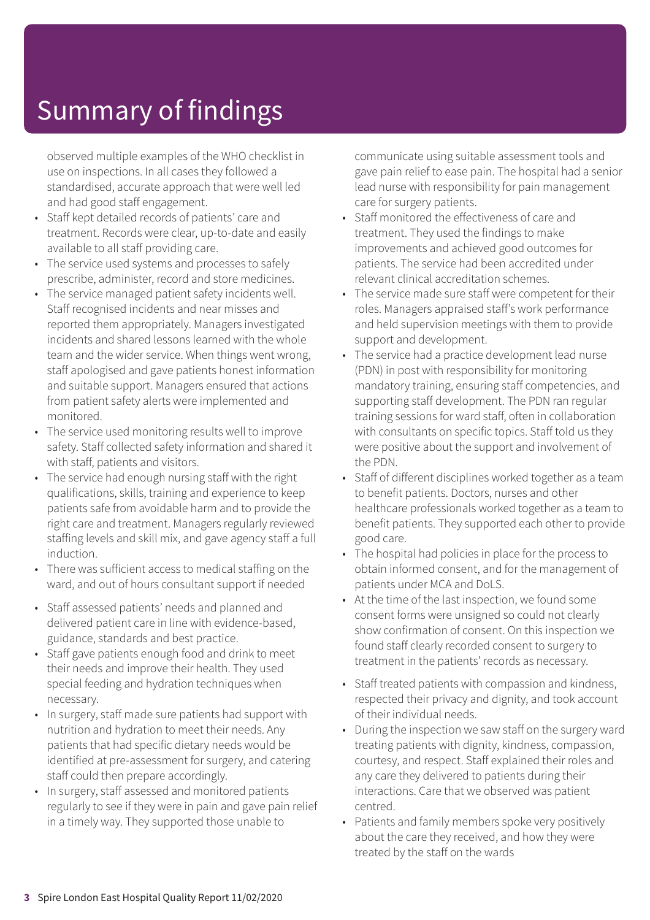# Summary of findings

observed multiple examples of the WHO checklist in use on inspections. In all cases they followed a standardised, accurate approach that were well led and had good staff engagement.

- Staff kept detailed records of patients' care and treatment. Records were clear, up-to-date and easily available to all staff providing care.
- The service used systems and processes to safely prescribe, administer, record and store medicines.
- The service managed patient safety incidents well. Staff recognised incidents and near misses and reported them appropriately. Managers investigated incidents and shared lessons learned with the whole team and the wider service. When things went wrong, staff apologised and gave patients honest information and suitable support. Managers ensured that actions from patient safety alerts were implemented and monitored.
- The service used monitoring results well to improve safety. Staff collected safety information and shared it with staff, patients and visitors.
- The service had enough nursing staff with the right qualifications, skills, training and experience to keep patients safe from avoidable harm and to provide the right care and treatment. Managers regularly reviewed staffing levels and skill mix, and gave agency staff a full induction.
- There was sufficient access to medical staffing on the ward, and out of hours consultant support if needed
- Staff assessed patients' needs and planned and delivered patient care in line with evidence-based, guidance, standards and best practice.
- Staff gave patients enough food and drink to meet their needs and improve their health. They used special feeding and hydration techniques when necessary.
- In surgery, staff made sure patients had support with nutrition and hydration to meet their needs. Any patients that had specific dietary needs would be identified at pre-assessment for surgery, and catering staff could then prepare accordingly.
- In surgery, staff assessed and monitored patients regularly to see if they were in pain and gave pain relief in a timely way. They supported those unable to communicate using suitable assessment tools and gave pain relief to ease pain. The hospital had a senior lead nurse with responsibility for pain management care for surgery patients.
- Staff monitored the effectiveness of care and treatment. They used the findings to make improvements and achieved good outcomes for patients. The service had been accredited under relevant clinical accreditation schemes.
- The service made sure staff were competent for their roles. Managers appraised staff's work performance and held supervision meetings with them to provide support and development.
- The service had a practice development lead nurse (PDN) in post with responsibility for monitoring mandatory training, ensuring staff competencies, and supporting staff development. The PDN ran regular training sessions for ward staff, often in collaboration with consultants on specific topics. Staff told us they were positive about the support and involvement of the PDN.
- Staff of different disciplines worked together as a team to benefit patients. Doctors, nurses and other healthcare professionals worked together as a team to benefit patients. They supported each other to provide good care.
- The hospital had policies in place for the process to obtain informed consent, and for the management of patients under MCA and DoLS.
- At the time of the last inspection, we found some consent forms were unsigned so could not clearly show confirmation of consent. On this inspection we found staff clearly recorded consent to surgery to treatment in the patients' records as necessary.
- Staff treated patients with compassion and kindness, respected their privacy and dignity, and took account of their individual needs.
- During the inspection we saw staff on the surgery ward treating patients with dignity, kindness, compassion, courtesy, and respect. Staff explained their roles and any care they delivered to patients during their interactions. Care that we observed was patient centred.
- Patients and family members spoke very positively about the care they received, and how they were treated by the staff on the wards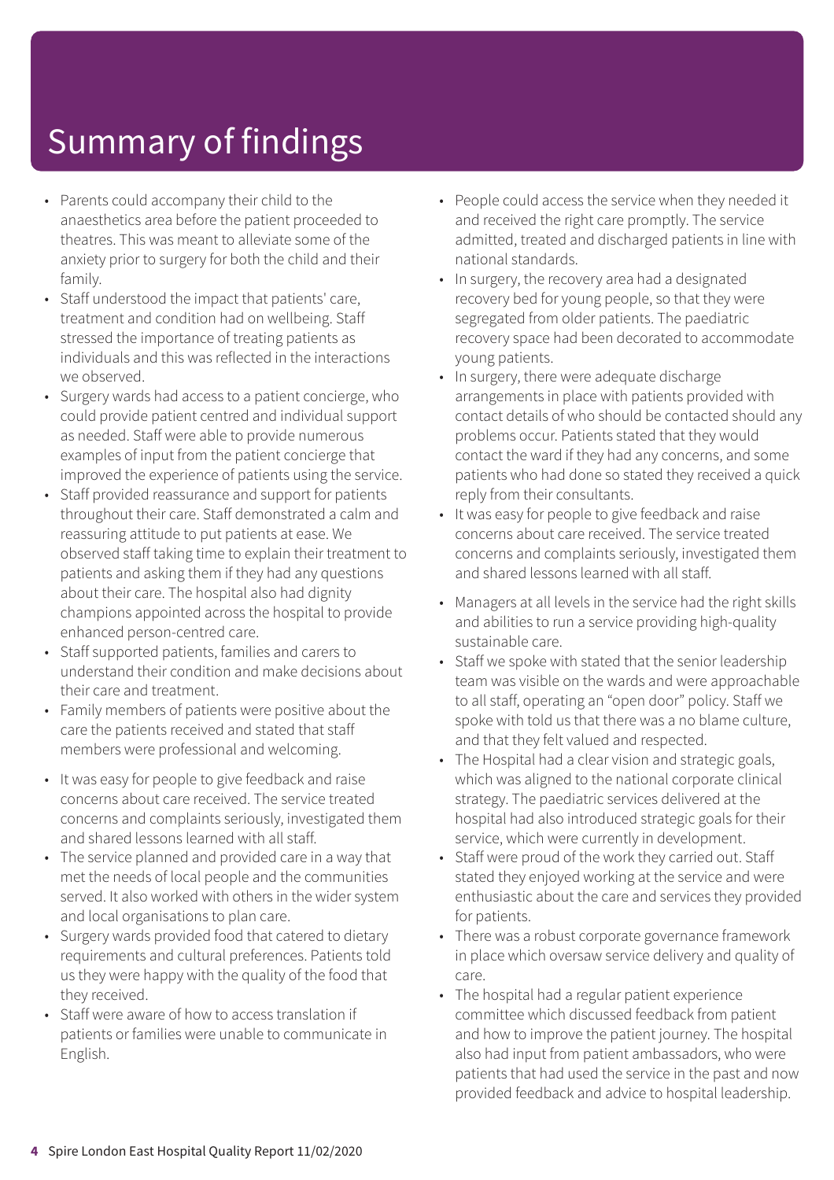# Summary of findings

- Parents could accompany their child to the anaesthetics area before the patient proceeded to theatres. This was meant to alleviate some of the anxiety prior to surgery for both the child and their family.
- Staff understood the impact that patients' care, treatment and condition had on wellbeing. Staff stressed the importance of treating patients as individuals and this was reflected in the interactions we observed.
- Surgery wards had access to a patient concierge, who could provide patient centred and individual support as needed. Staff were able to provide numerous examples of input from the patient concierge that improved the experience of patients using the service.
- Staff provided reassurance and support for patients throughout their care. Staff demonstrated a calm and reassuring attitude to put patients at ease. We observed staff taking time to explain their treatment to patients and asking them if they had any questions about their care. The hospital also had dignity champions appointed across the hospital to provide enhanced person-centred care.
- Staff supported patients, families and carers to understand their condition and make decisions about their care and treatment.
- Family members of patients were positive about the care the patients received and stated that staff members were professional and welcoming.

- It was easy for people to give feedback and raise concerns about care received. The service treated concerns and complaints seriously, investigated them and shared lessons learned with all staff.
- The service planned and provided care in a way that met the needs of local people and the communities served. It also worked with others in the wider system and local organisations to plan care.
- Surgery wards provided food that catered to dietary requirements and cultural preferences. Patients told us they were happy with the quality of the food that they received.
- Staff were aware of how to access translation if patients or families were unable to communicate in English.
- People could access the service when they needed it and received the right care promptly. The service admitted, treated and discharged patients in line with national standards.
- In surgery, the recovery area had a designated recovery bed for young people, so that they were segregated from older patients. The paediatric recovery space had been decorated to accommodate young patients.
- In surgery, there were adequate discharge arrangements in place with patients provided with contact details of who should be contacted should any problems occur. Patients stated that they would contact the ward if they had any concerns, and some patients who had done so stated they received a quick reply from their consultants.
- It was easy for people to give feedback and raise concerns about care received. The service treated concerns and complaints seriously, investigated them and shared lessons learned with all staff.

- Managers at all levels in the service had the right skills and abilities to run a service providing high-quality sustainable care.
- Staff we spoke with stated that the senior leadership team was visible on the wards and were approachable to all staff, operating an "open door" policy. Staff we spoke with told us that there was a no blame culture, and that they felt valued and respected.
- The Hospital had a clear vision and strategic goals, which was aligned to the national corporate clinical strategy. The paediatric services delivered at the hospital had also introduced strategic goals for their service, which were currently in development.
- Staff were proud of the work they carried out. Staff stated they enjoyed working at the service and were enthusiastic about the care and services they provided for patients.
- There was a robust corporate governance framework in place which oversaw service delivery and quality of care.
- The hospital had a regular patient experience committee which discussed feedback from patient and how to improve the patient journey. The hospital also had input from patient ambassadors, who were patients that had used the service in the past and now provided feedback and advice to hospital leadership.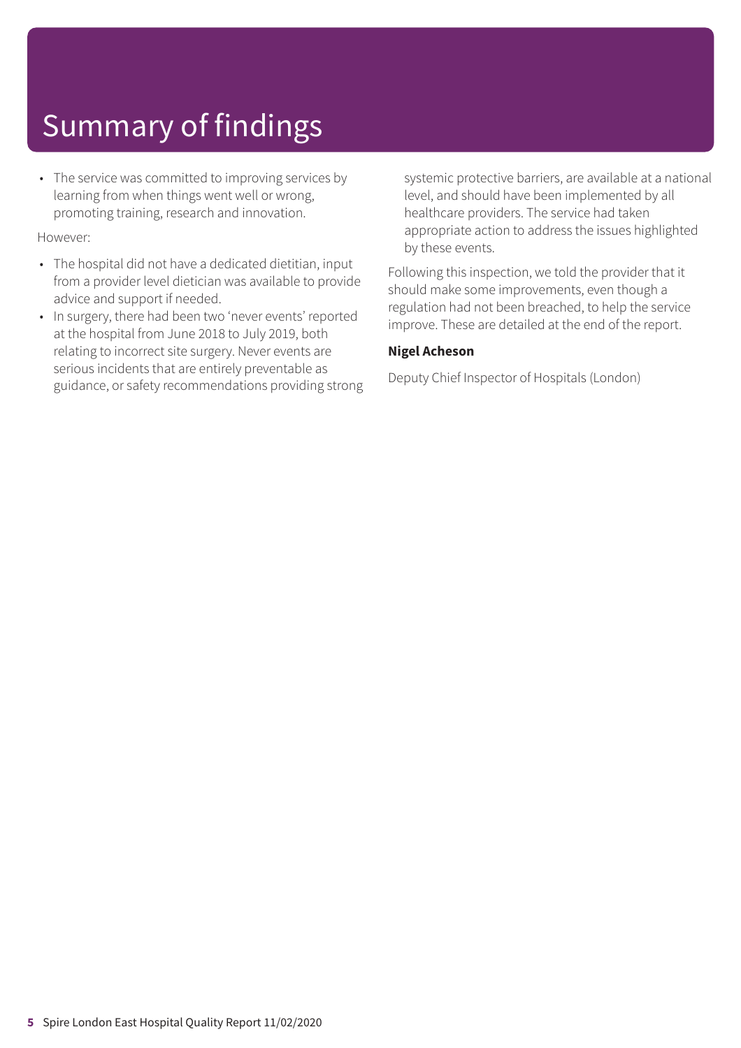# Summary of findings

- The service was committed to improving services by learning from when things went well or wrong, promoting training, research and innovation.

However:

- The hospital did not have a dedicated dietitian, input from a provider level dietician was available to provide advice and support if needed.
- In surgery, there had been two 'never events' reported at the hospital from June 2018 to July 2019, both relating to incorrect site surgery. Never events are serious incidents that are entirely preventable as guidance, or safety recommendations providing strong systemic protective barriers, are available at a national level, and should have been implemented by all healthcare providers. The service had taken appropriate action to address the issues highlighted by these events.

Following this inspection, we told the provider that it should make some improvements, even though a regulation had not been breached, to help the service improve. These are detailed at the end of the report.

**Nigel Acheson**

Deputy Chief Inspector of Hospitals (London)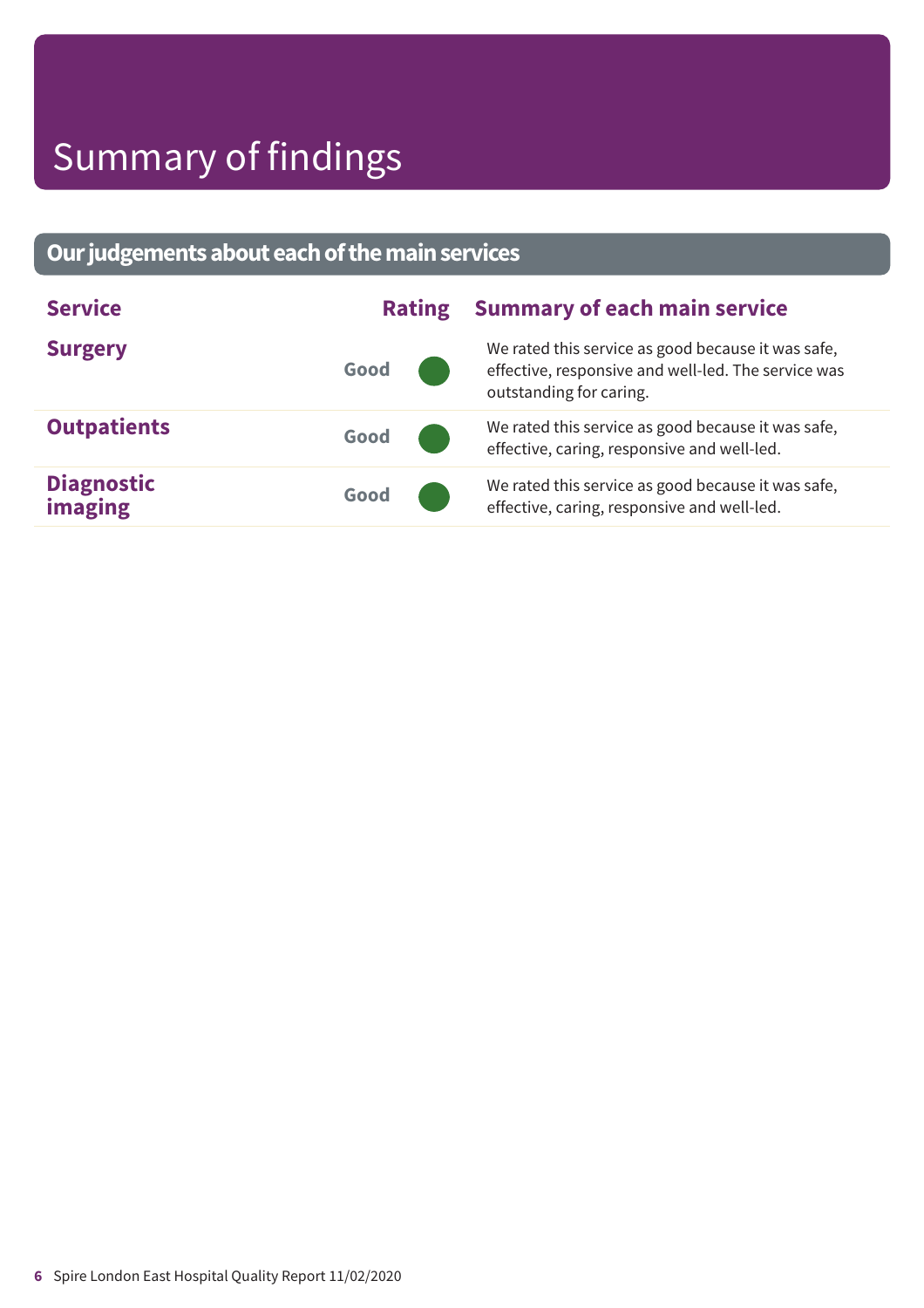# Summary of findings

## Our judgements about each of the main services

| Service | Rating | Summary of each main service |
|---|---|---|
| **Surgery** | Good | We rated this service as good because it was safe, effective, responsive and well-led. The service was outstanding for caring. |
| **Outpatients** | Good | We rated this service as good because it was safe, effective, caring, responsive and well-led. |
| **Diagnostic imaging** | Good | We rated this service as good because it was safe, effective, caring, responsive and well-led. |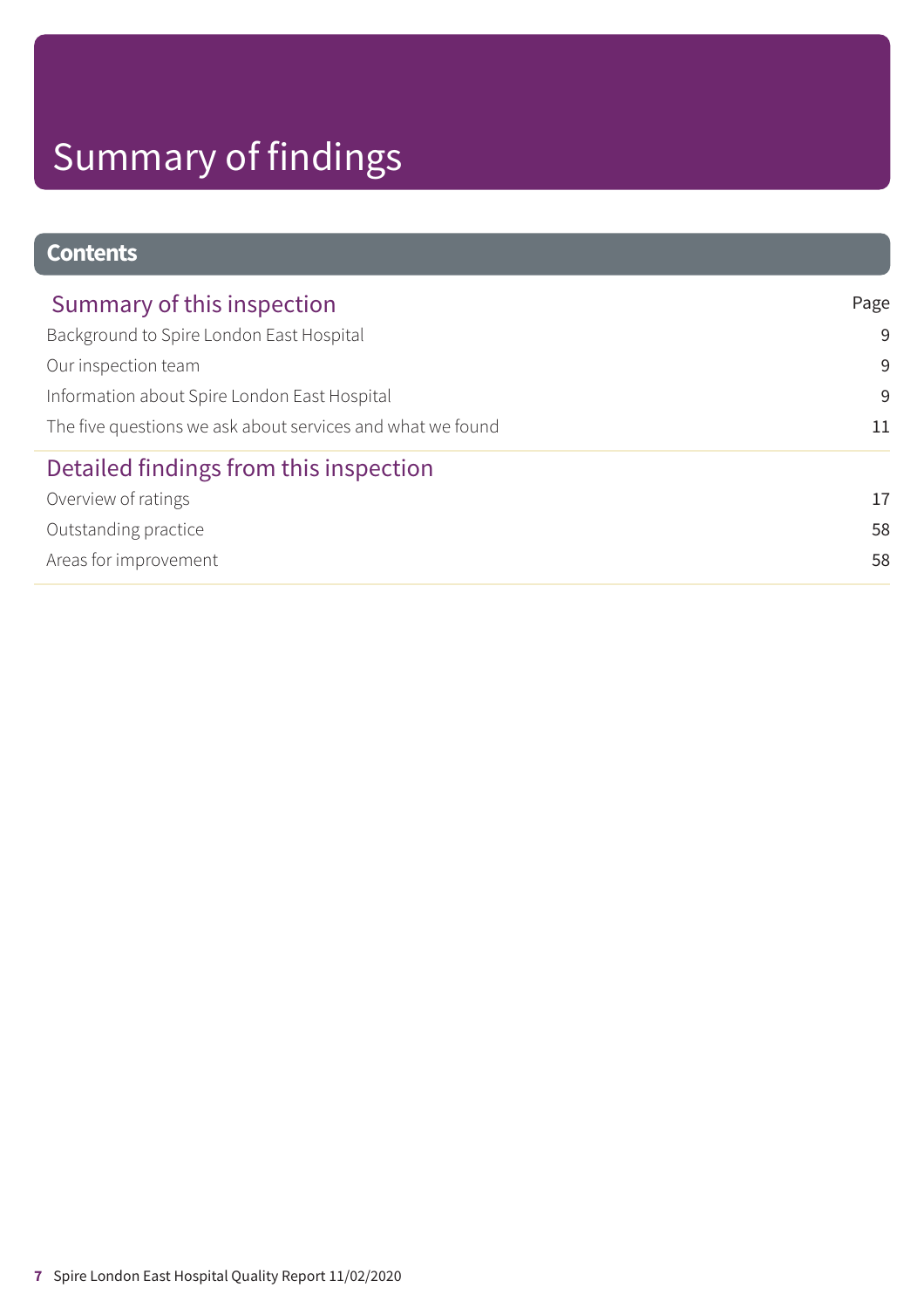# Summary of findings

## Contents

| Summary of this inspection | Page |
| --- | --- |
| Background to Spire London East Hospital | 9 |
| Our inspection team | 9 |
| Information about Spire London East Hospital | 9 |
| The five questions we ask about services and what we found | 11 |

| Detailed findings from this inspection | |
| --- | --- |
| Overview of ratings | 17 |
| Outstanding practice | 58 |
| Areas for improvement | 58 |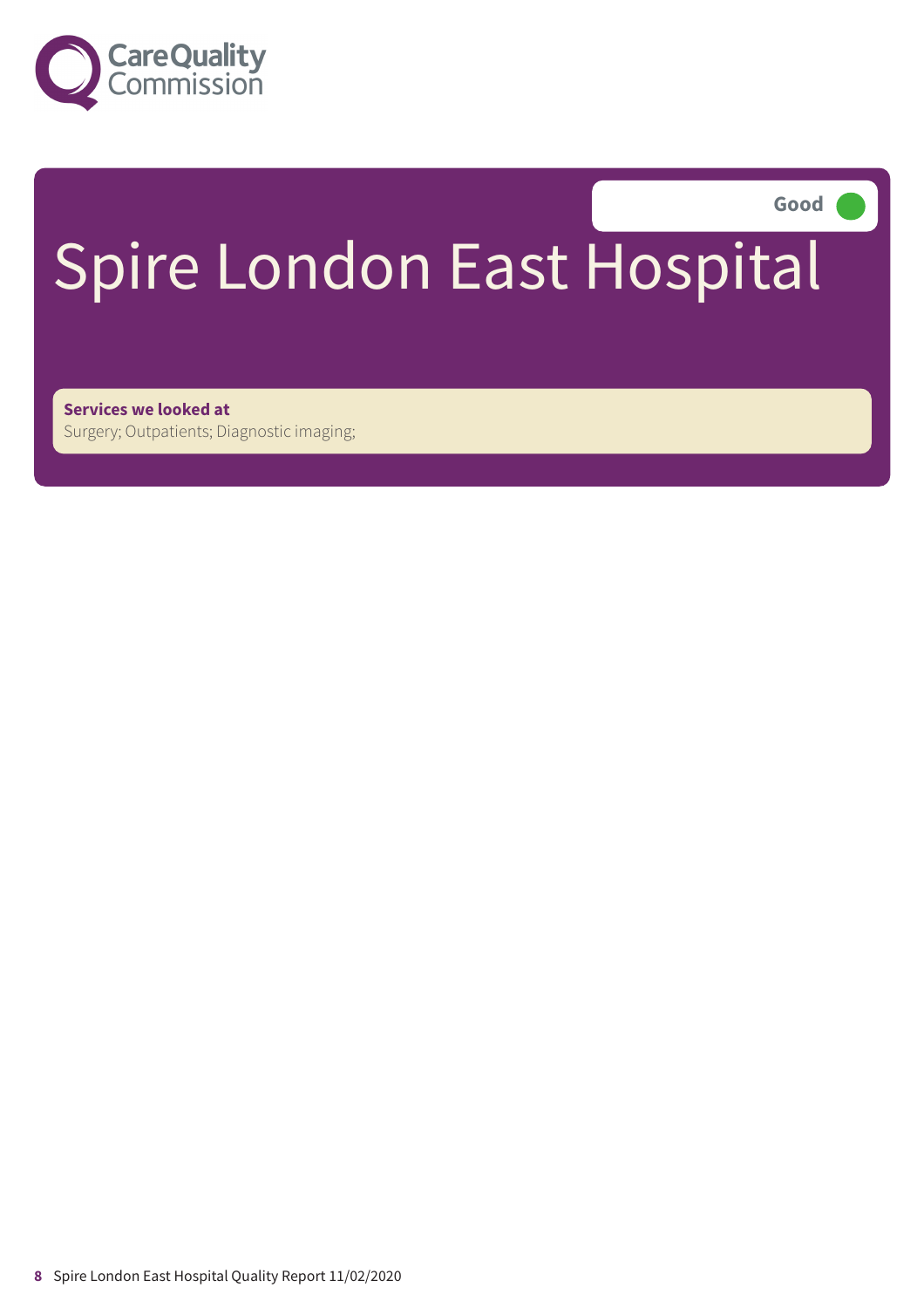Good

# Spire London East Hospital

**Services we looked at**
Surgery; Outpatients; Diagnostic imaging;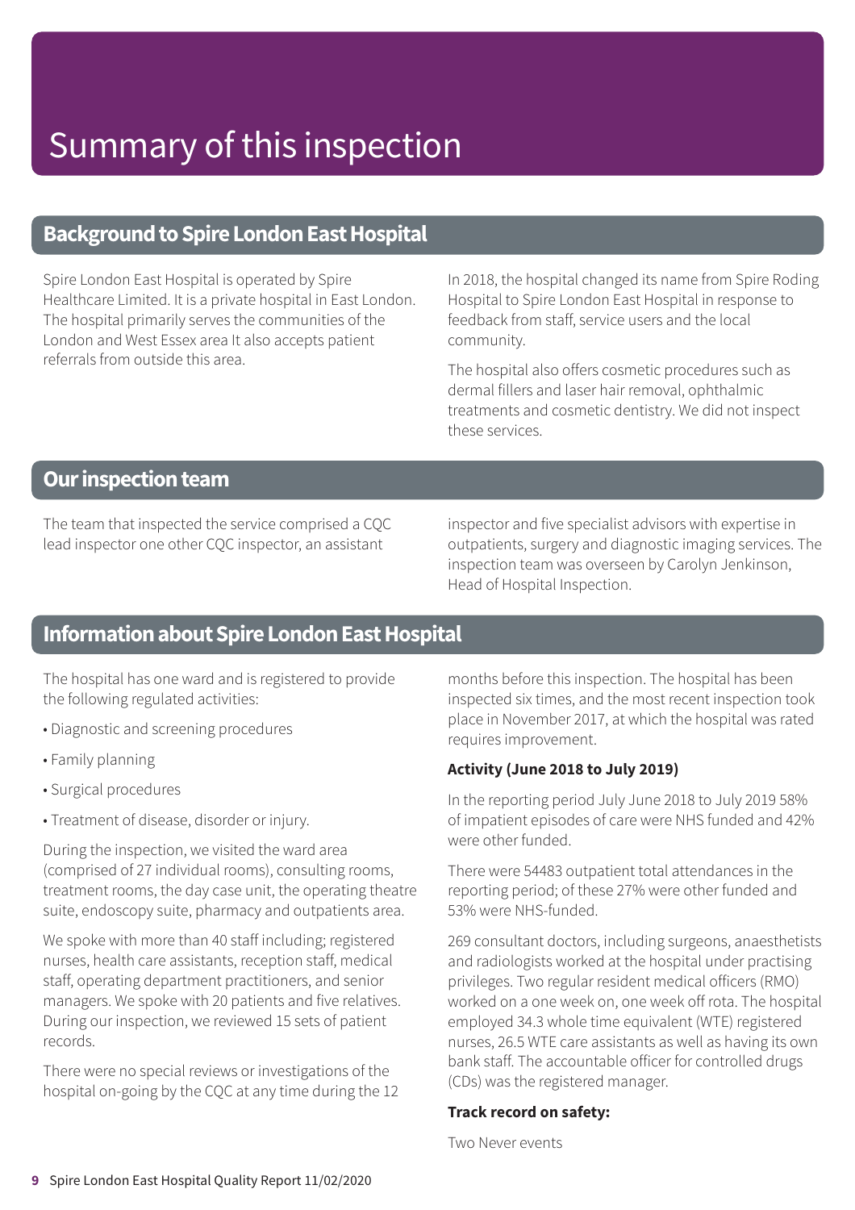# Summary of this inspection

## Background to Spire London East Hospital

Spire London East Hospital is operated by Spire Healthcare Limited. It is a private hospital in East London. The hospital primarily serves the communities of the London and West Essex area It also accepts patient referrals from outside this area.

In 2018, the hospital changed its name from Spire Roding Hospital to Spire London East Hospital in response to feedback from staff, service users and the local community.

The hospital also offers cosmetic procedures such as dermal fillers and laser hair removal, ophthalmic treatments and cosmetic dentistry. We did not inspect these services.

## Our inspection team

The team that inspected the service comprised a CQC lead inspector one other CQC inspector, an assistant inspector and five specialist advisors with expertise in outpatients, surgery and diagnostic imaging services. The inspection team was overseen by Carolyn Jenkinson, Head of Hospital Inspection.

## Information about Spire London East Hospital

The hospital has one ward and is registered to provide the following regulated activities:

- Diagnostic and screening procedures
- Family planning
- Surgical procedures
- Treatment of disease, disorder or injury.

During the inspection, we visited the ward area (comprised of 27 individual rooms), consulting rooms, treatment rooms, the day case unit, the operating theatre suite, endoscopy suite, pharmacy and outpatients area.

We spoke with more than 40 staff including; registered nurses, health care assistants, reception staff, medical staff, operating department practitioners, and senior managers. We spoke with 20 patients and five relatives. During our inspection, we reviewed 15 sets of patient records.

There were no special reviews or investigations of the hospital on-going by the CQC at any time during the 12 months before this inspection. The hospital has been inspected six times, and the most recent inspection took place in November 2017, at which the hospital was rated requires improvement.

**Activity (June 2018 to July 2019)**

In the reporting period July June 2018 to July 2019 58% of impatient episodes of care were NHS funded and 42% were other funded.

There were 54483 outpatient total attendances in the reporting period; of these 27% were other funded and 53% were NHS-funded.

269 consultant doctors, including surgeons, anaesthetists and radiologists worked at the hospital under practising privileges. Two regular resident medical officers (RMO) worked on a one week on, one week off rota. The hospital employed 34.3 whole time equivalent (WTE) registered nurses, 26.5 WTE care assistants as well as having its own bank staff. The accountable officer for controlled drugs (CDs) was the registered manager.

**Track record on safety:**

Two Never events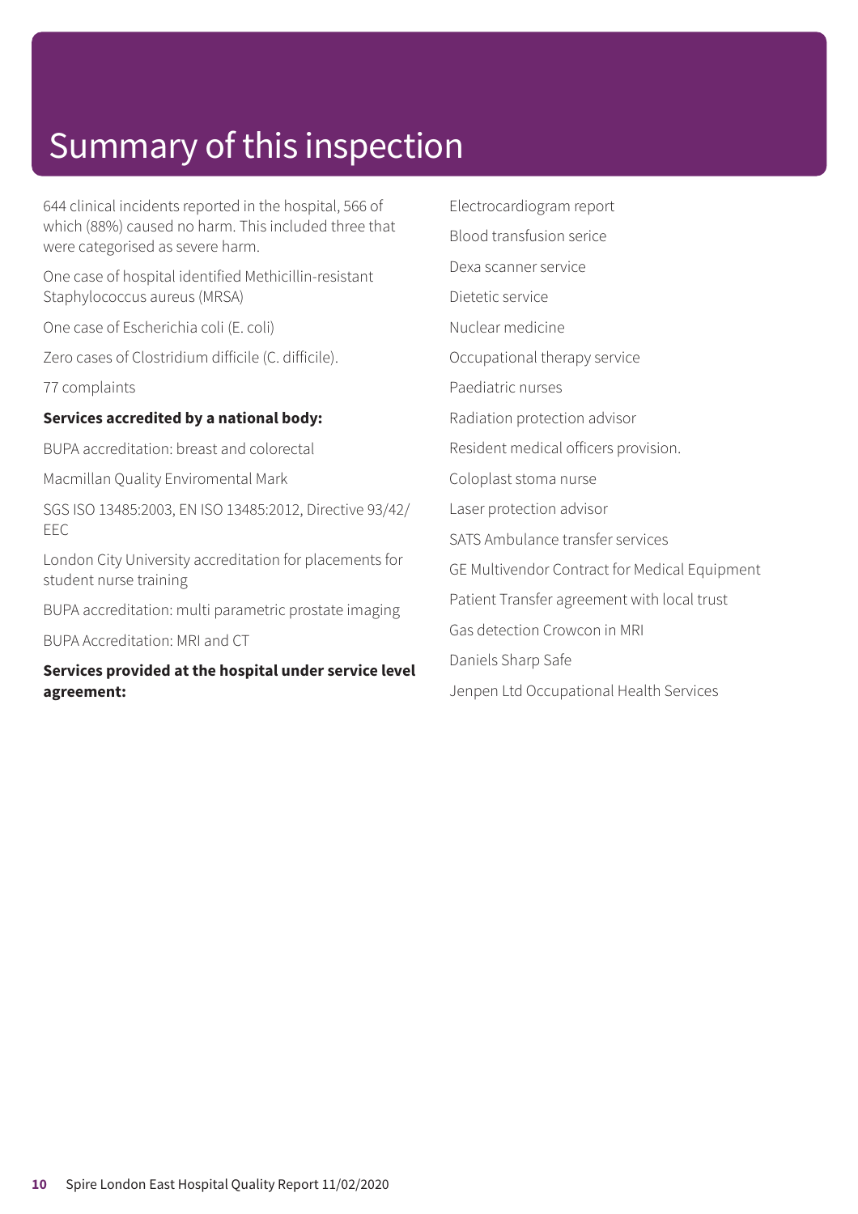# Summary of this inspection

644 clinical incidents reported in the hospital, 566 of which (88%) caused no harm. This included three that were categorised as severe harm.

One case of hospital identified Methicillin-resistant Staphylococcus aureus (MRSA)

One case of Escherichia coli (E. coli)

Zero cases of Clostridium difficile (C. difficile).

77 complaints

**Services accredited by a national body:**

BUPA accreditation: breast and colorectal

Macmillan Quality Enviromental Mark

SGS ISO 13485:2003, EN ISO 13485:2012, Directive 93/42/EEC

London City University accreditation for placements for student nurse training

BUPA accreditation: multi parametric prostate imaging

BUPA Accreditation: MRI and CT

**Services provided at the hospital under service level agreement:**

Electrocardiogram report

Blood transfusion serice

Dexa scanner service

Dietetic service

Nuclear medicine

Occupational therapy service

Paediatric nurses

Radiation protection advisor

Resident medical officers provision.

Coloplast stoma nurse

Laser protection advisor

SATS Ambulance transfer services

GE Multivendor Contract for Medical Equipment

Patient Transfer agreement with local trust

Gas detection Crowcon in MRI

Daniels Sharp Safe

Jenpen Ltd Occupational Health Services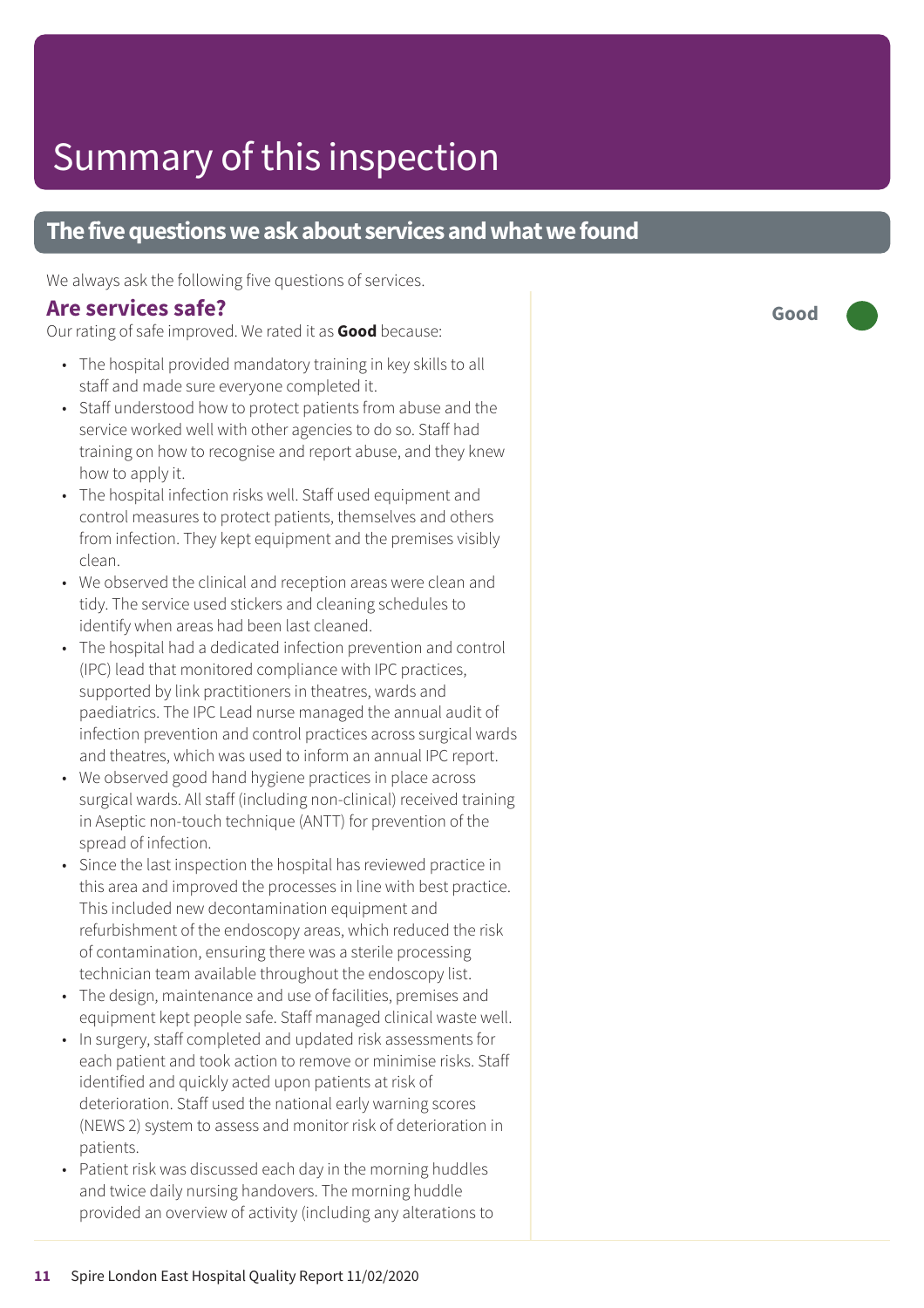# Summary of this inspection

## The five questions we ask about services and what we found

We always ask the following five questions of services.

### Are services safe?

Good

Our rating of safe improved. We rated it as **Good** because:

- The hospital provided mandatory training in key skills to all staff and made sure everyone completed it.
- Staff understood how to protect patients from abuse and the service worked well with other agencies to do so. Staff had training on how to recognise and report abuse, and they knew how to apply it.
- The hospital infection risks well. Staff used equipment and control measures to protect patients, themselves and others from infection. They kept equipment and the premises visibly clean.
- We observed the clinical and reception areas were clean and tidy. The service used stickers and cleaning schedules to identify when areas had been last cleaned.
- The hospital had a dedicated infection prevention and control (IPC) lead that monitored compliance with IPC practices, supported by link practitioners in theatres, wards and paediatrics. The IPC Lead nurse managed the annual audit of infection prevention and control practices across surgical wards and theatres, which was used to inform an annual IPC report.
- We observed good hand hygiene practices in place across surgical wards. All staff (including non-clinical) received training in Aseptic non-touch technique (ANTT) for prevention of the spread of infection.
- Since the last inspection the hospital has reviewed practice in this area and improved the processes in line with best practice. This included new decontamination equipment and refurbishment of the endoscopy areas, which reduced the risk of contamination, ensuring there was a sterile processing technician team available throughout the endoscopy list.
- The design, maintenance and use of facilities, premises and equipment kept people safe. Staff managed clinical waste well.
- In surgery, staff completed and updated risk assessments for each patient and took action to remove or minimise risks. Staff identified and quickly acted upon patients at risk of deterioration. Staff used the national early warning scores (NEWS 2) system to assess and monitor risk of deterioration in patients.
- Patient risk was discussed each day in the morning huddles and twice daily nursing handovers. The morning huddle provided an overview of activity (including any alterations to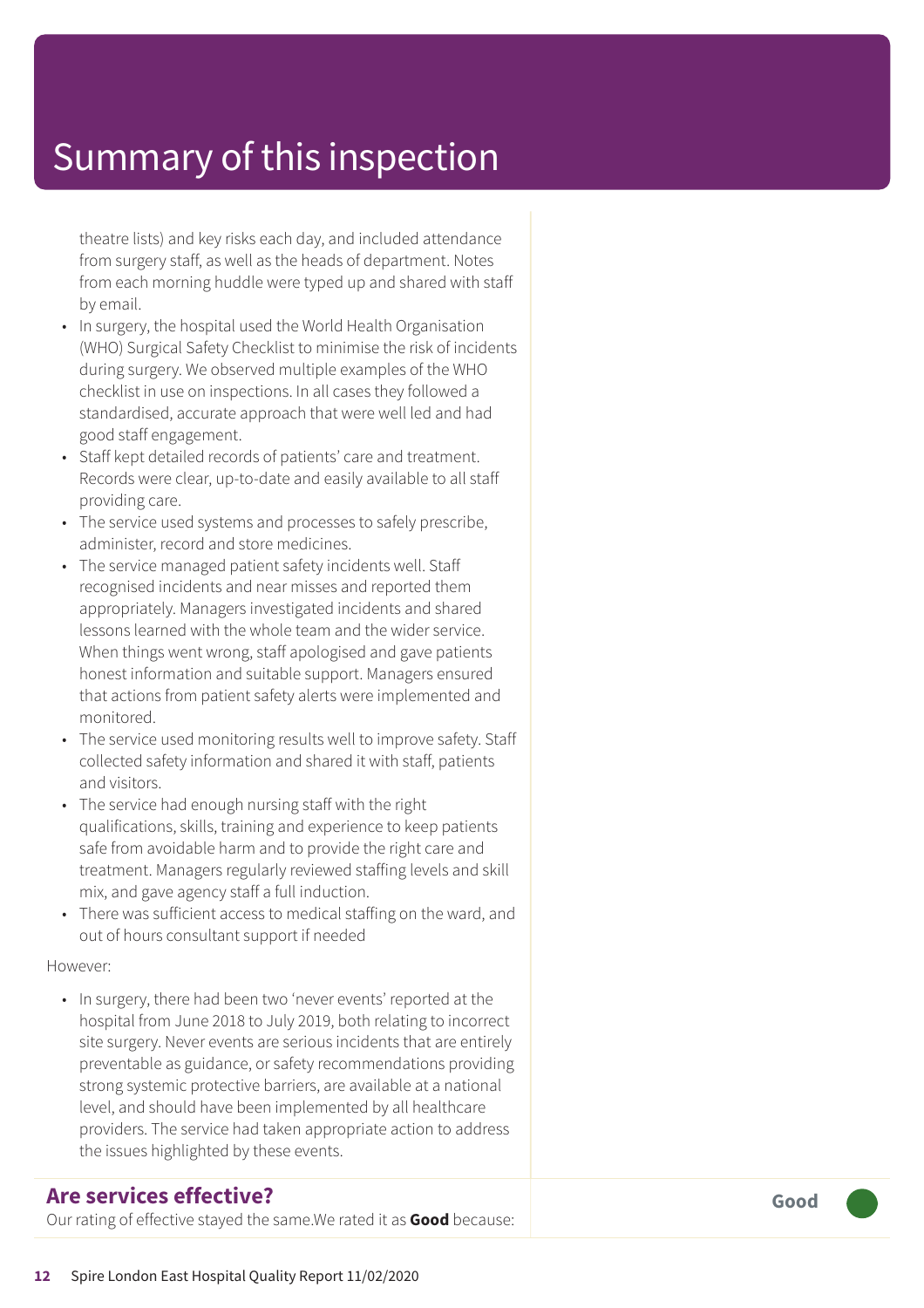# Summary of this inspection

theatre lists) and key risks each day, and included attendance from surgery staff, as well as the heads of department. Notes from each morning huddle were typed up and shared with staff by email.

- In surgery, the hospital used the World Health Organisation (WHO) Surgical Safety Checklist to minimise the risk of incidents during surgery. We observed multiple examples of the WHO checklist in use on inspections. In all cases they followed a standardised, accurate approach that were well led and had good staff engagement.
- Staff kept detailed records of patients' care and treatment. Records were clear, up-to-date and easily available to all staff providing care.
- The service used systems and processes to safely prescribe, administer, record and store medicines.
- The service managed patient safety incidents well. Staff recognised incidents and near misses and reported them appropriately. Managers investigated incidents and shared lessons learned with the whole team and the wider service. When things went wrong, staff apologised and gave patients honest information and suitable support. Managers ensured that actions from patient safety alerts were implemented and monitored.
- The service used monitoring results well to improve safety. Staff collected safety information and shared it with staff, patients and visitors.
- The service had enough nursing staff with the right qualifications, skills, training and experience to keep patients safe from avoidable harm and to provide the right care and treatment. Managers regularly reviewed staffing levels and skill mix, and gave agency staff a full induction.
- There was sufficient access to medical staffing on the ward, and out of hours consultant support if needed

However:

- In surgery, there had been two 'never events' reported at the hospital from June 2018 to July 2019, both relating to incorrect site surgery. Never events are serious incidents that are entirely preventable as guidance, or safety recommendations providing strong systemic protective barriers, are available at a national level, and should have been implemented by all healthcare providers. The service had taken appropriate action to address the issues highlighted by these events.

## Are services effective?

**Good**

Our rating of effective stayed the same.We rated it as **Good** because: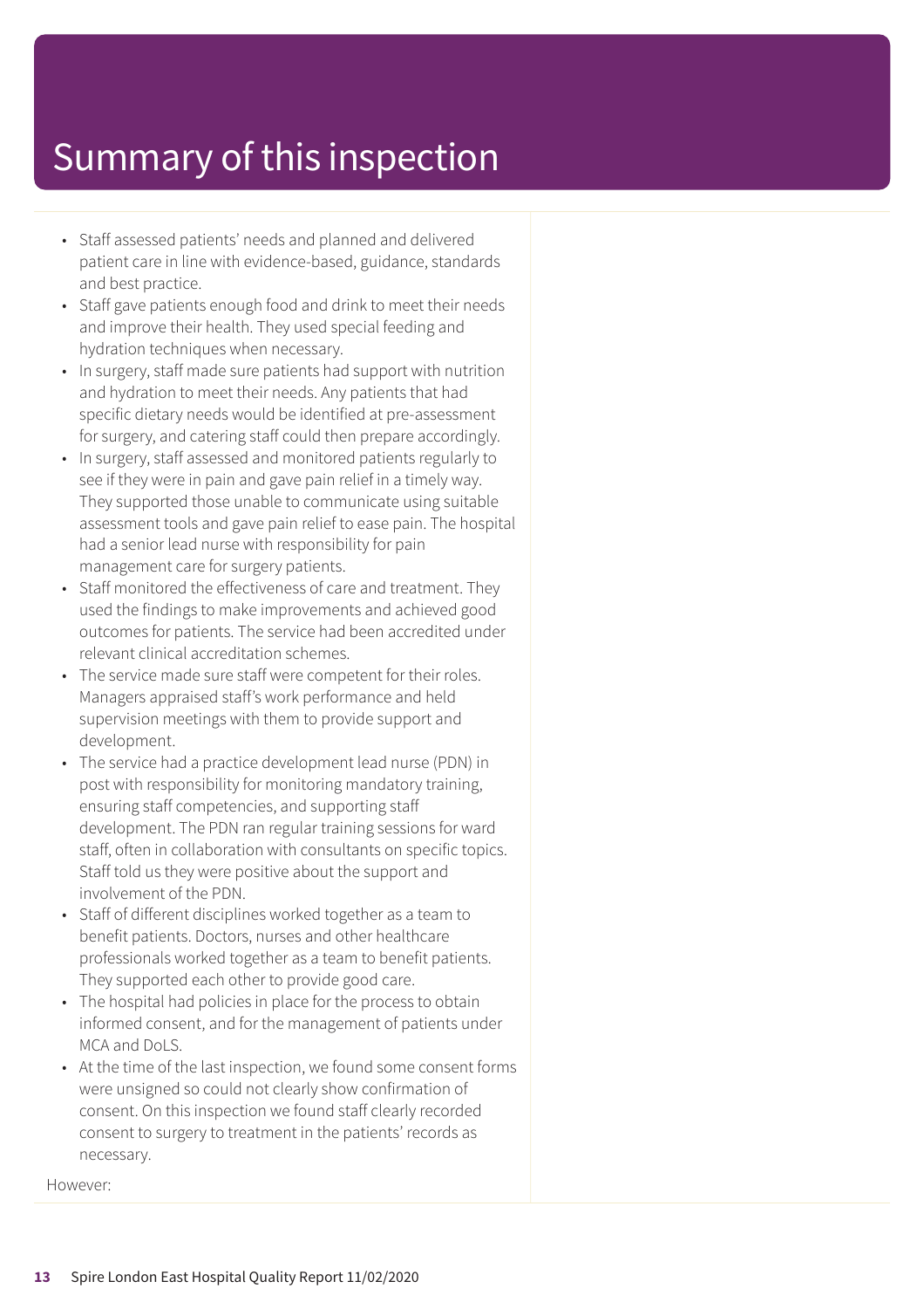# Summary of this inspection

- Staff assessed patients' needs and planned and delivered patient care in line with evidence-based, guidance, standards and best practice.
- Staff gave patients enough food and drink to meet their needs and improve their health. They used special feeding and hydration techniques when necessary.
- In surgery, staff made sure patients had support with nutrition and hydration to meet their needs. Any patients that had specific dietary needs would be identified at pre-assessment for surgery, and catering staff could then prepare accordingly.
- In surgery, staff assessed and monitored patients regularly to see if they were in pain and gave pain relief in a timely way. They supported those unable to communicate using suitable assessment tools and gave pain relief to ease pain. The hospital had a senior lead nurse with responsibility for pain management care for surgery patients.
- Staff monitored the effectiveness of care and treatment. They used the findings to make improvements and achieved good outcomes for patients. The service had been accredited under relevant clinical accreditation schemes.
- The service made sure staff were competent for their roles. Managers appraised staff's work performance and held supervision meetings with them to provide support and development.
- The service had a practice development lead nurse (PDN) in post with responsibility for monitoring mandatory training, ensuring staff competencies, and supporting staff development. The PDN ran regular training sessions for ward staff, often in collaboration with consultants on specific topics. Staff told us they were positive about the support and involvement of the PDN.
- Staff of different disciplines worked together as a team to benefit patients. Doctors, nurses and other healthcare professionals worked together as a team to benefit patients. They supported each other to provide good care.
- The hospital had policies in place for the process to obtain informed consent, and for the management of patients under MCA and DoLS.
- At the time of the last inspection, we found some consent forms were unsigned so could not clearly show confirmation of consent. On this inspection we found staff clearly recorded consent to surgery to treatment in the patients' records as necessary.

However: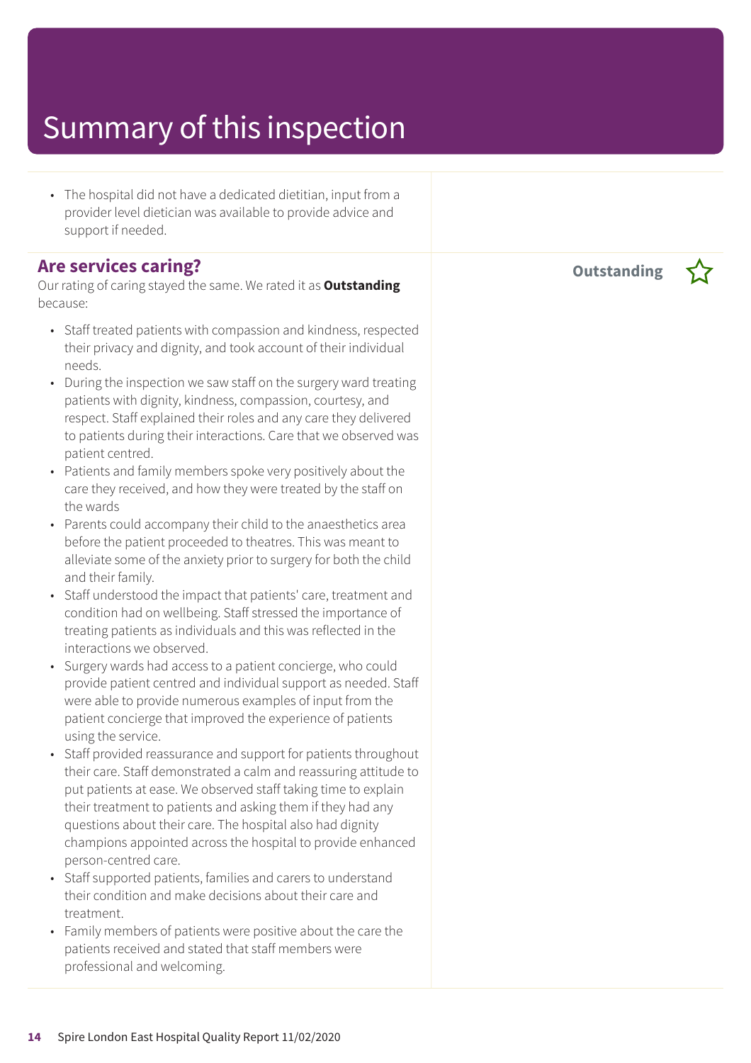# Summary of this inspection

- The hospital did not have a dedicated dietitian, input from a provider level dietician was available to provide advice and support if needed.

## Are services caring?

**Outstanding** ☆

Our rating of caring stayed the same. We rated it as **Outstanding** because:

- Staff treated patients with compassion and kindness, respected their privacy and dignity, and took account of their individual needs.
- During the inspection we saw staff on the surgery ward treating patients with dignity, kindness, compassion, courtesy, and respect. Staff explained their roles and any care they delivered to patients during their interactions. Care that we observed was patient centred.
- Patients and family members spoke very positively about the care they received, and how they were treated by the staff on the wards
- Parents could accompany their child to the anaesthetics area before the patient proceeded to theatres. This was meant to alleviate some of the anxiety prior to surgery for both the child and their family.
- Staff understood the impact that patients' care, treatment and condition had on wellbeing. Staff stressed the importance of treating patients as individuals and this was reflected in the interactions we observed.
- Surgery wards had access to a patient concierge, who could provide patient centred and individual support as needed. Staff were able to provide numerous examples of input from the patient concierge that improved the experience of patients using the service.
- Staff provided reassurance and support for patients throughout their care. Staff demonstrated a calm and reassuring attitude to put patients at ease. We observed staff taking time to explain their treatment to patients and asking them if they had any questions about their care. The hospital also had dignity champions appointed across the hospital to provide enhanced person-centred care.
- Staff supported patients, families and carers to understand their condition and make decisions about their care and treatment.
- Family members of patients were positive about the care the patients received and stated that staff members were professional and welcoming.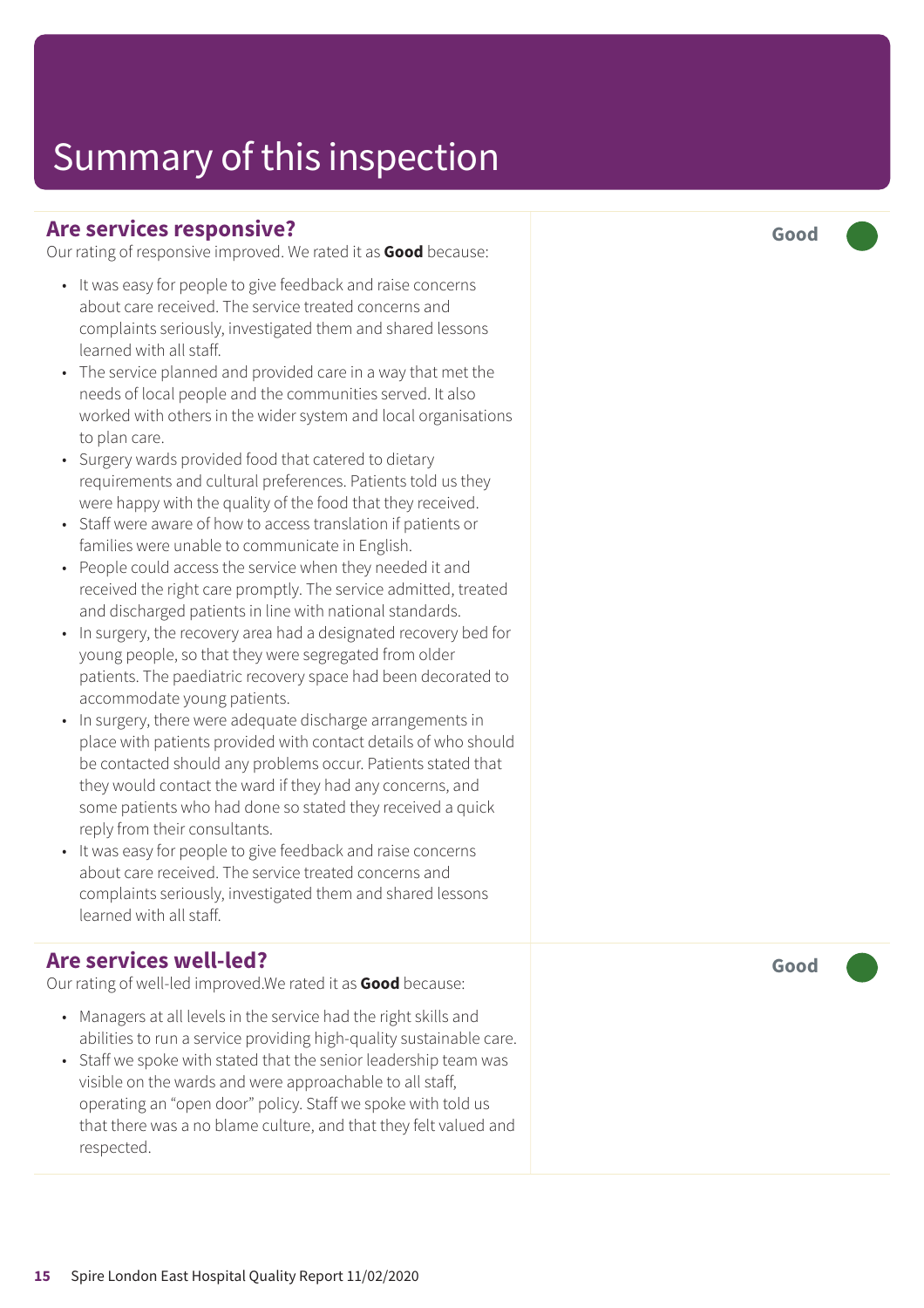# Summary of this inspection

## Are services responsive?

**Good**

Our rating of responsive improved. We rated it as **Good** because:

- It was easy for people to give feedback and raise concerns about care received. The service treated concerns and complaints seriously, investigated them and shared lessons learned with all staff.
- The service planned and provided care in a way that met the needs of local people and the communities served. It also worked with others in the wider system and local organisations to plan care.
- Surgery wards provided food that catered to dietary requirements and cultural preferences. Patients told us they were happy with the quality of the food that they received.
- Staff were aware of how to access translation if patients or families were unable to communicate in English.
- People could access the service when they needed it and received the right care promptly. The service admitted, treated and discharged patients in line with national standards.
- In surgery, the recovery area had a designated recovery bed for young people, so that they were segregated from older patients. The paediatric recovery space had been decorated to accommodate young patients.
- In surgery, there were adequate discharge arrangements in place with patients provided with contact details of who should be contacted should any problems occur. Patients stated that they would contact the ward if they had any concerns, and some patients who had done so stated they received a quick reply from their consultants.
- It was easy for people to give feedback and raise concerns about care received. The service treated concerns and complaints seriously, investigated them and shared lessons learned with all staff.

## Are services well-led?

**Good**

Our rating of well-led improved.We rated it as **Good** because:

- Managers at all levels in the service had the right skills and abilities to run a service providing high-quality sustainable care.
- Staff we spoke with stated that the senior leadership team was visible on the wards and were approachable to all staff, operating an “open door” policy. Staff we spoke with told us that there was a no blame culture, and that they felt valued and respected.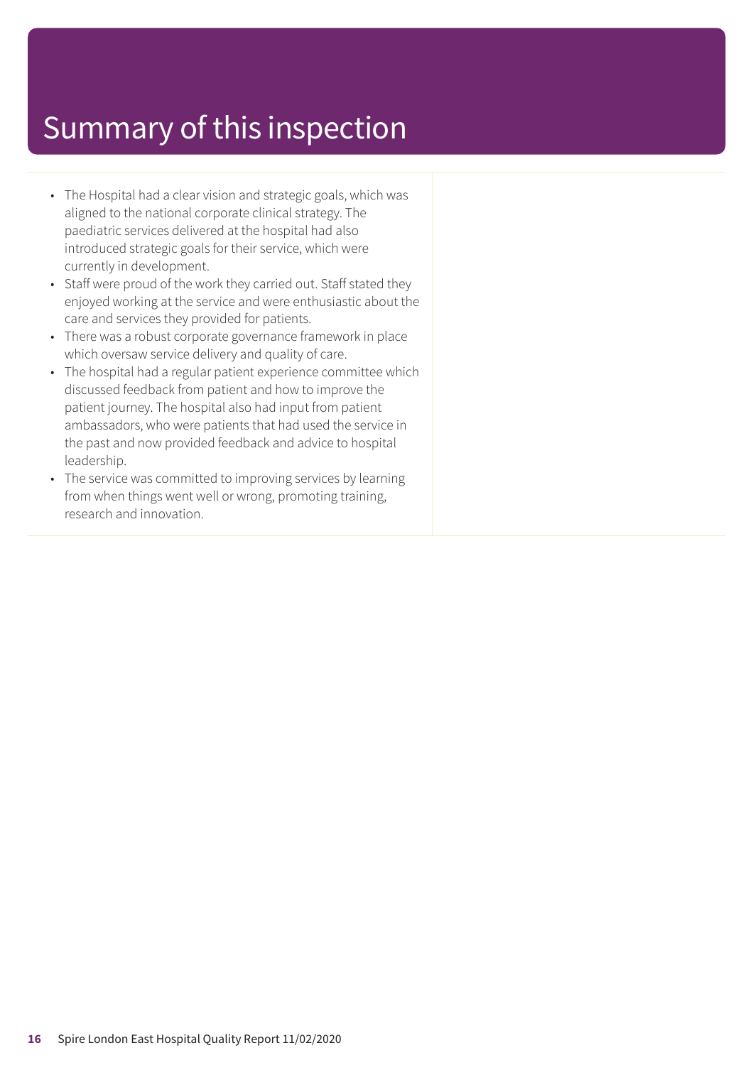# Summary of this inspection

- The Hospital had a clear vision and strategic goals, which was aligned to the national corporate clinical strategy. The paediatric services delivered at the hospital had also introduced strategic goals for their service, which were currently in development.
- Staff were proud of the work they carried out. Staff stated they enjoyed working at the service and were enthusiastic about the care and services they provided for patients.
- There was a robust corporate governance framework in place which oversaw service delivery and quality of care.
- The hospital had a regular patient experience committee which discussed feedback from patient and how to improve the patient journey. The hospital also had input from patient ambassadors, who were patients that had used the service in the past and now provided feedback and advice to hospital leadership.
- The service was committed to improving services by learning from when things went well or wrong, promoting training, research and innovation.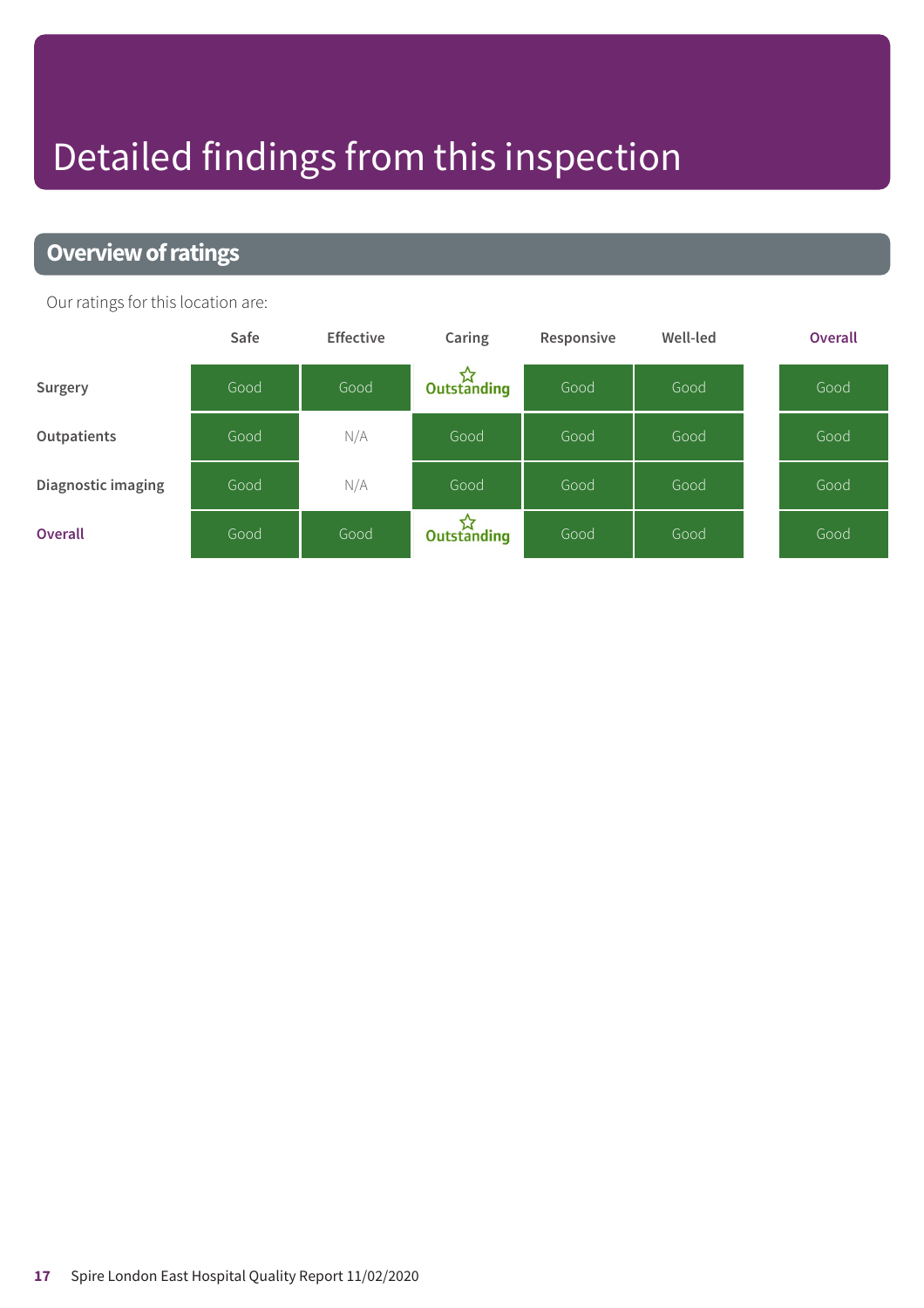# Detailed findings from this inspection

## Overview of ratings

Our ratings for this location are:

| | Safe | Effective | Caring | Responsive | Well-led | Overall |
|---|---|---|---|---|---|---|
| **Surgery** | Good | Good | Outstanding | Good | Good | Good |
| **Outpatients** | Good | N/A | Good | Good | Good | Good |
| **Diagnostic imaging** | Good | N/A | Good | Good | Good | Good |
| **Overall** | Good | Good | Outstanding | Good | Good | Good |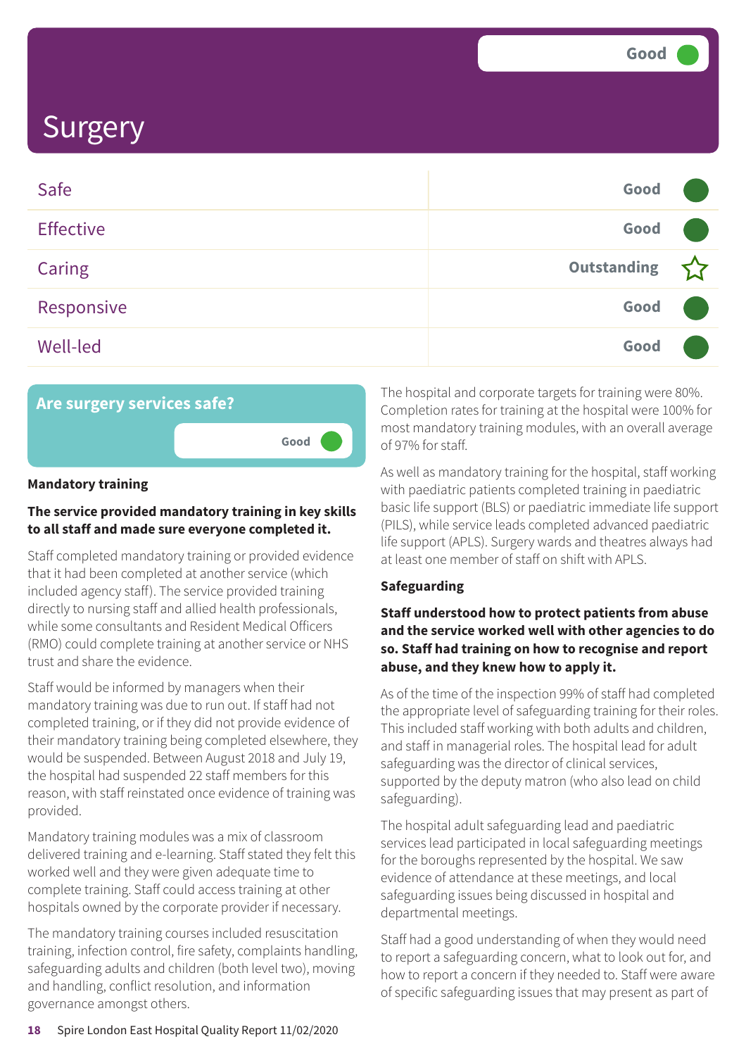# Surgery

Good

| | |
|---|---|
| Safe | Good |
| Effective | Good |
| Caring | Outstanding ☆ |
| Responsive | Good |
| Well-led | Good |

## Are surgery services safe?

Good

### Mandatory training

**The service provided mandatory training in key skills to all staff and made sure everyone completed it.**

Staff completed mandatory training or provided evidence that it had been completed at another service (which included agency staff). The service provided training directly to nursing staff and allied health professionals, while some consultants and Resident Medical Officers (RMO) could complete training at another service or NHS trust and share the evidence.

Staff would be informed by managers when their mandatory training was due to run out. If staff had not completed training, or if they did not provide evidence of their mandatory training being completed elsewhere, they would be suspended. Between August 2018 and July 19, the hospital had suspended 22 staff members for this reason, with staff reinstated once evidence of training was provided.

Mandatory training modules was a mix of classroom delivered training and e-learning. Staff stated they felt this worked well and they were given adequate time to complete training. Staff could access training at other hospitals owned by the corporate provider if necessary.

The mandatory training courses included resuscitation training, infection control, fire safety, complaints handling, safeguarding adults and children (both level two), moving and handling, conflict resolution, and information governance amongst others.

The hospital and corporate targets for training were 80%. Completion rates for training at the hospital were 100% for most mandatory training modules, with an overall average of 97% for staff.

As well as mandatory training for the hospital, staff working with paediatric patients completed training in paediatric basic life support (BLS) or paediatric immediate life support (PILS), while service leads completed advanced paediatric life support (APLS). Surgery wards and theatres always had at least one member of staff on shift with APLS.

### Safeguarding

**Staff understood how to protect patients from abuse and the service worked well with other agencies to do so. Staff had training on how to recognise and report abuse, and they knew how to apply it.**

As of the time of the inspection 99% of staff had completed the appropriate level of safeguarding training for their roles. This included staff working with both adults and children, and staff in managerial roles. The hospital lead for adult safeguarding was the director of clinical services, supported by the deputy matron (who also lead on child safeguarding).

The hospital adult safeguarding lead and paediatric services lead participated in local safeguarding meetings for the boroughs represented by the hospital. We saw evidence of attendance at these meetings, and local safeguarding issues being discussed in hospital and departmental meetings.

Staff had a good understanding of when they would need to report a safeguarding concern, what to look out for, and how to report a concern if they needed to. Staff were aware of specific safeguarding issues that may present as part of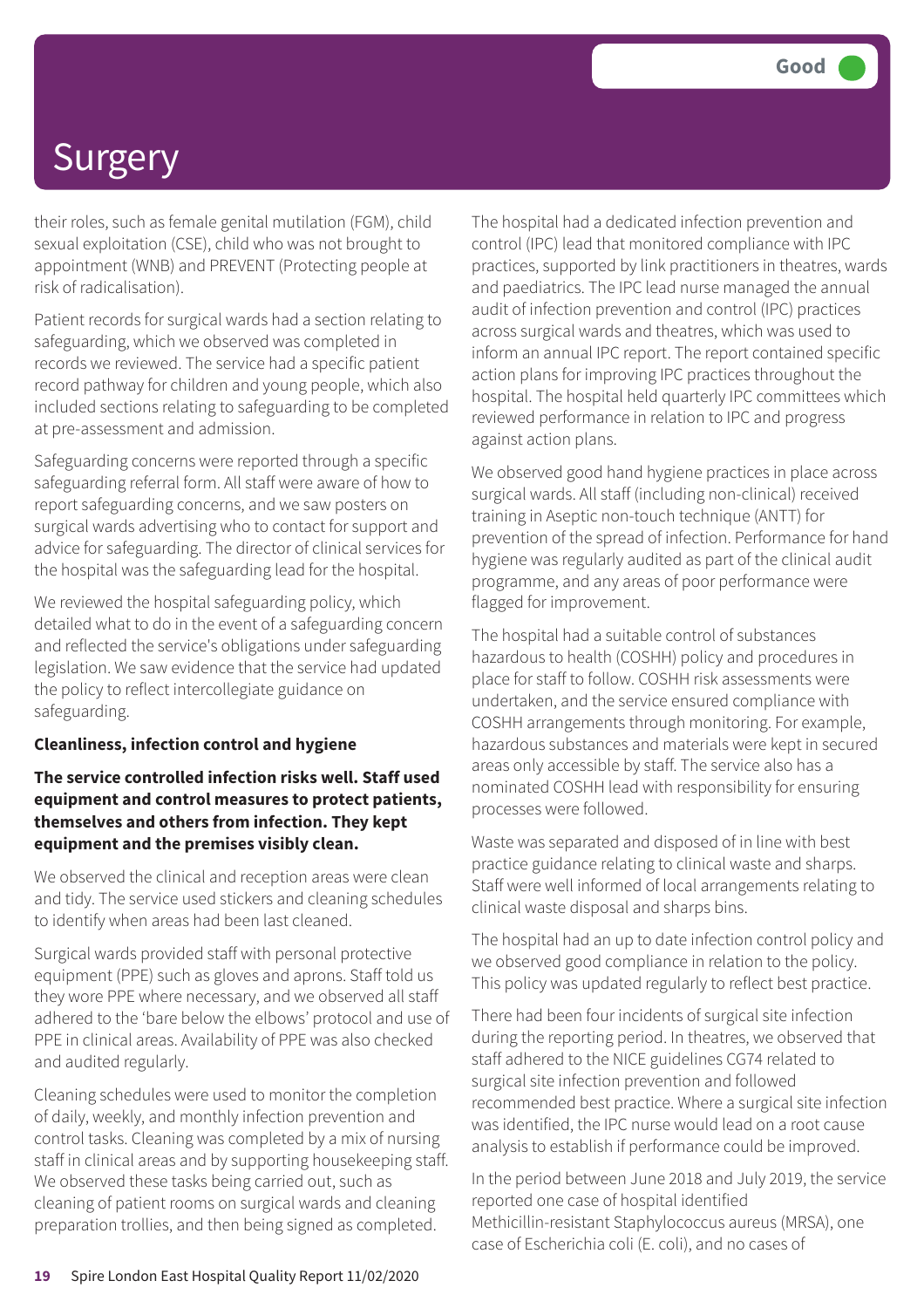# Surgery

their roles, such as female genital mutilation (FGM), child sexual exploitation (CSE), child who was not brought to appointment (WNB) and PREVENT (Protecting people at risk of radicalisation).

Patient records for surgical wards had a section relating to safeguarding, which we observed was completed in records we reviewed. The service had a specific patient record pathway for children and young people, which also included sections relating to safeguarding to be completed at pre-assessment and admission.

Safeguarding concerns were reported through a specific safeguarding referral form. All staff were aware of how to report safeguarding concerns, and we saw posters on surgical wards advertising who to contact for support and advice for safeguarding. The director of clinical services for the hospital was the safeguarding lead for the hospital.

We reviewed the hospital safeguarding policy, which detailed what to do in the event of a safeguarding concern and reflected the service's obligations under safeguarding legislation. We saw evidence that the service had updated the policy to reflect intercollegiate guidance on safeguarding.

**Cleanliness, infection control and hygiene**

**The service controlled infection risks well. Staff used equipment and control measures to protect patients, themselves and others from infection. They kept equipment and the premises visibly clean.**

We observed the clinical and reception areas were clean and tidy. The service used stickers and cleaning schedules to identify when areas had been last cleaned.

Surgical wards provided staff with personal protective equipment (PPE) such as gloves and aprons. Staff told us they wore PPE where necessary, and we observed all staff adhered to the 'bare below the elbows' protocol and use of PPE in clinical areas. Availability of PPE was also checked and audited regularly.

Cleaning schedules were used to monitor the completion of daily, weekly, and monthly infection prevention and control tasks. Cleaning was completed by a mix of nursing staff in clinical areas and by supporting housekeeping staff. We observed these tasks being carried out, such as cleaning of patient rooms on surgical wards and cleaning preparation trolleys, and then being signed as completed.

The hospital had a dedicated infection prevention and control (IPC) lead that monitored compliance with IPC practices, supported by link practitioners in theatres, wards and paediatrics. The IPC lead nurse managed the annual audit of infection prevention and control (IPC) practices across surgical wards and theatres, which was used to inform an annual IPC report. The report contained specific action plans for improving IPC practices throughout the hospital. The hospital held quarterly IPC committees which reviewed performance in relation to IPC and progress against action plans.

We observed good hand hygiene practices in place across surgical wards. All staff (including non-clinical) received training in Aseptic non-touch technique (ANTT) for prevention of the spread of infection. Performance for hand hygiene was regularly audited as part of the clinical audit programme, and any areas of poor performance were flagged for improvement.

The hospital had a suitable control of substances hazardous to health (COSHH) policy and procedures in place for staff to follow. COSHH risk assessments were undertaken, and the service ensured compliance with COSHH arrangements through monitoring. For example, hazardous substances and materials were kept in secured areas only accessible by staff. The service also has a nominated COSHH lead with responsibility for ensuring processes were followed.

Waste was separated and disposed of in line with best practice guidance relating to clinical waste and sharps. Staff were well informed of local arrangements relating to clinical waste disposal and sharps bins.

The hospital had an up to date infection control policy and we observed good compliance in relation to the policy. This policy was updated regularly to reflect best practice.

There had been four incidents of surgical site infection during the reporting period. In theatres, we observed that staff adhered to the NICE guidelines CG74 related to surgical site infection prevention and followed recommended best practice. Where a surgical site infection was identified, the IPC nurse would lead on a root cause analysis to establish if performance could be improved.

In the period between June 2018 and July 2019, the service reported one case of hospital identified Methicillin-resistant Staphylococcus aureus (MRSA), one case of Escherichia coli (E. coli), and no cases of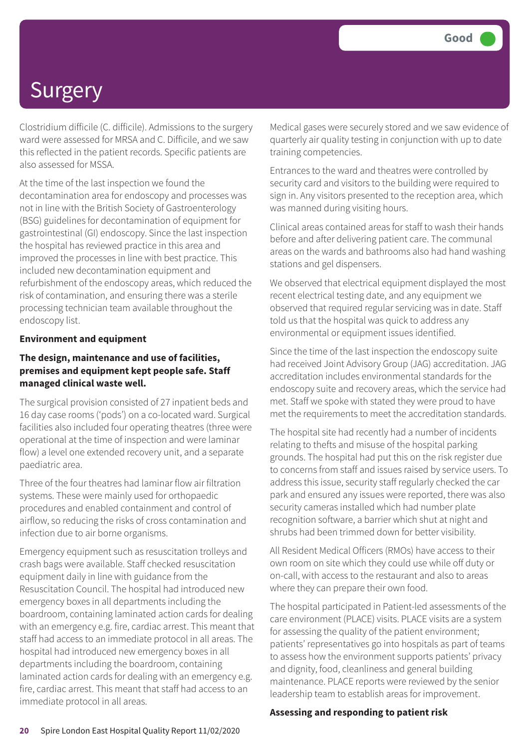# Surgery

Good

Clostridium difficile (C. difficile). Admissions to the surgery ward were assessed for MRSA and C. Difficile, and we saw this reflected in the patient records. Specific patients are also assessed for MSSA.

At the time of the last inspection we found the decontamination area for endoscopy and processes was not in line with the British Society of Gastroenterology (BSG) guidelines for decontamination of equipment for gastrointestinal (GI) endoscopy. Since the last inspection the hospital has reviewed practice in this area and improved the processes in line with best practice. This included new decontamination equipment and refurbishment of the endoscopy areas, which reduced the risk of contamination, and ensuring there was a sterile processing technician team available throughout the endoscopy list.

**Environment and equipment**

**The design, maintenance and use of facilities, premises and equipment kept people safe. Staff managed clinical waste well.**

The surgical provision consisted of 27 inpatient beds and 16 day case rooms ('pods') on a co-located ward. Surgical facilities also included four operating theatres (three were operational at the time of inspection and were laminar flow) a level one extended recovery unit, and a separate paediatric area.

Three of the four theatres had laminar flow air filtration systems. These were mainly used for orthopaedic procedures and enabled containment and control of airflow, so reducing the risks of cross contamination and infection due to air borne organisms.

Emergency equipment such as resuscitation trolleys and crash bags were available. Staff checked resuscitation equipment daily in line with guidance from the Resuscitation Council. The hospital had introduced new emergency boxes in all departments including the boardroom, containing laminated action cards for dealing with an emergency e.g. fire, cardiac arrest. This meant that staff had access to an immediate protocol in all areas. The hospital had introduced new emergency boxes in all departments including the boardroom, containing laminated action cards for dealing with an emergency e.g. fire, cardiac arrest. This meant that staff had access to an immediate protocol in all areas.

Medical gases were securely stored and we saw evidence of quarterly air quality testing in conjunction with up to date training competencies.

Entrances to the ward and theatres were controlled by security card and visitors to the building were required to sign in. Any visitors presented to the reception area, which was manned during visiting hours.

Clinical areas contained areas for staff to wash their hands before and after delivering patient care. The communal areas on the wards and bathrooms also had hand washing stations and gel dispensers.

We observed that electrical equipment displayed the most recent electrical testing date, and any equipment we observed that required regular servicing was in date. Staff told us that the hospital was quick to address any environmental or equipment issues identified.

Since the time of the last inspection the endoscopy suite had received Joint Advisory Group (JAG) accreditation. JAG accreditation includes environmental standards for the endoscopy suite and recovery areas, which the service had met. Staff we spoke with stated they were proud to have met the requirements to meet the accreditation standards.

The hospital site had recently had a number of incidents relating to thefts and misuse of the hospital parking grounds. The hospital had put this on the risk register due to concerns from staff and issues raised by service users. To address this issue, security staff regularly checked the car park and ensured any issues were reported, there was also security cameras installed which had number plate recognition software, a barrier which shut at night and shrubs had been trimmed down for better visibility.

All Resident Medical Officers (RMOs) have access to their own room on site which they could use while off duty or on-call, with access to the restaurant and also to areas where they can prepare their own food.

The hospital participated in Patient-led assessments of the care environment (PLACE) visits. PLACE visits are a system for assessing the quality of the patient environment; patients' representatives go into hospitals as part of teams to assess how the environment supports patients' privacy and dignity, food, cleanliness and general building maintenance. PLACE reports were reviewed by the senior leadership team to establish areas for improvement.

**Assessing and responding to patient risk**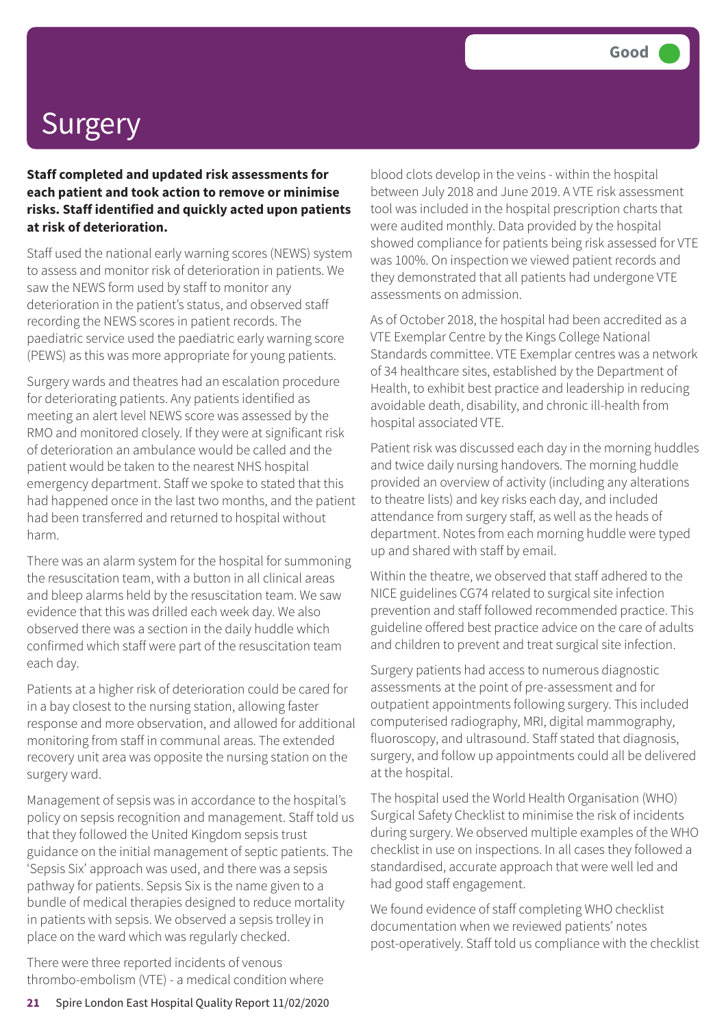# Surgery

Good

**Staff completed and updated risk assessments for each patient and took action to remove or minimise risks. Staff identified and quickly acted upon patients at risk of deterioration.**

Staff used the national early warning scores (NEWS) system to assess and monitor risk of deterioration in patients. We saw the NEWS form used by staff to monitor any deterioration in the patient's status, and observed staff recording the NEWS scores in patient records. The paediatric service used the paediatric early warning score (PEWS) as this was more appropriate for young patients.

Surgery wards and theatres had an escalation procedure for deteriorating patients. Any patients identified as meeting an alert level NEWS score was assessed by the RMO and monitored closely. If they were at significant risk of deterioration an ambulance would be called and the patient would be taken to the nearest NHS hospital emergency department. Staff we spoke to stated that this had happened once in the last two months, and the patient had been transferred and returned to hospital without harm.

There was an alarm system for the hospital for summoning the resuscitation team, with a button in all clinical areas and bleep alarms held by the resuscitation team. We saw evidence that this was drilled each week day. We also observed there was a section in the daily huddle which confirmed which staff were part of the resuscitation team each day.

Patients at a higher risk of deterioration could be cared for in a bay closest to the nursing station, allowing faster response and more observation, and allowed for additional monitoring from staff in communal areas. The extended recovery unit area was opposite the nursing station on the surgery ward.

Management of sepsis was in accordance to the hospital's policy on sepsis recognition and management. Staff told us that they followed the United Kingdom sepsis trust guidance on the initial management of septic patients. The 'Sepsis Six' approach was used, and there was a sepsis pathway for patients. Sepsis Six is the name given to a bundle of medical therapies designed to reduce mortality in patients with sepsis. We observed a sepsis trolley in place on the ward which was regularly checked.

There were three reported incidents of venous thrombo-embolism (VTE) - a medical condition where blood clots develop in the veins - within the hospital between July 2018 and June 2019. A VTE risk assessment tool was included in the hospital prescription charts that were audited monthly. Data provided by the hospital showed compliance for patients being risk assessed for VTE was 100%. On inspection we viewed patient records and they demonstrated that all patients had undergone VTE assessments on admission.

As of October 2018, the hospital had been accredited as a VTE Exemplar Centre by the Kings College National Standards committee. VTE Exemplar centres was a network of 34 healthcare sites, established by the Department of Health, to exhibit best practice and leadership in reducing avoidable death, disability, and chronic ill-health from hospital associated VTE.

Patient risk was discussed each day in the morning huddles and twice daily nursing handovers. The morning huddle provided an overview of activity (including any alterations to theatre lists) and key risks each day, and included attendance from surgery staff, as well as the heads of department. Notes from each morning huddle were typed up and shared with staff by email.

Within the theatre, we observed that staff adhered to the NICE guidelines CG74 related to surgical site infection prevention and staff followed recommended practice. This guideline offered best practice advice on the care of adults and children to prevent and treat surgical site infection.

Surgery patients had access to numerous diagnostic assessments at the point of pre-assessment and for outpatient appointments following surgery. This included computerised radiography, MRI, digital mammography, fluoroscopy, and ultrasound. Staff stated that diagnosis, surgery, and follow up appointments could all be delivered at the hospital.

The hospital used the World Health Organisation (WHO) Surgical Safety Checklist to minimise the risk of incidents during surgery. We observed multiple examples of the WHO checklist in use on inspections. In all cases they followed a standardised, accurate approach that were well led and had good staff engagement.

We found evidence of staff completing WHO checklist documentation when we reviewed patients' notes post-operatively. Staff told us compliance with the checklist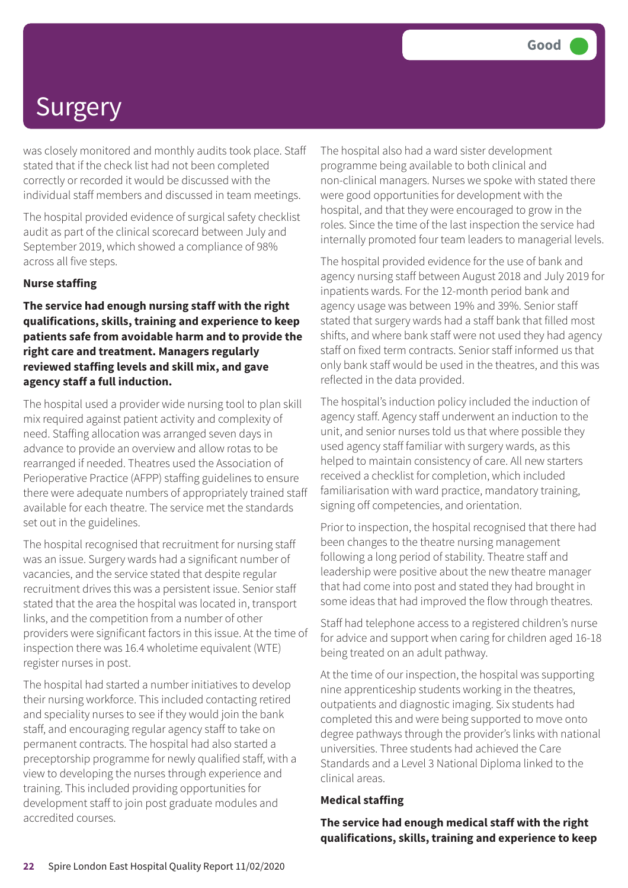# Surgery

Good

was closely monitored and monthly audits took place. Staff stated that if the check list had not been completed correctly or recorded it would be discussed with the individual staff members and discussed in team meetings.

The hospital provided evidence of surgical safety checklist audit as part of the clinical scorecard between July and September 2019, which showed a compliance of 98% across all five steps.

**Nurse staffing**

**The service had enough nursing staff with the right qualifications, skills, training and experience to keep patients safe from avoidable harm and to provide the right care and treatment. Managers regularly reviewed staffing levels and skill mix, and gave agency staff a full induction.**

The hospital used a provider wide nursing tool to plan skill mix required against patient activity and complexity of need. Staffing allocation was arranged seven days in advance to provide an overview and allow rotas to be rearranged if needed. Theatres used the Association of Perioperative Practice (AFPP) staffing guidelines to ensure there were adequate numbers of appropriately trained staff available for each theatre. The service met the standards set out in the guidelines.

The hospital recognised that recruitment for nursing staff was an issue. Surgery wards had a significant number of vacancies, and the service stated that despite regular recruitment drives this was a persistent issue. Senior staff stated that the area the hospital was located in, transport links, and the competition from a number of other providers were significant factors in this issue. At the time of inspection there was 16.4 wholetime equivalent (WTE) register nurses in post.

The hospital had started a number initiatives to develop their nursing workforce. This included contacting retired and speciality nurses to see if they would join the bank staff, and encouraging regular agency staff to take on permanent contracts. The hospital had also started a preceptorship programme for newly qualified staff, with a view to developing the nurses through experience and training. This included providing opportunities for development staff to join post graduate modules and accredited courses.

The hospital also had a ward sister development programme being available to both clinical and non-clinical managers. Nurses we spoke with stated there were good opportunities for development with the hospital, and that they were encouraged to grow in the roles. Since the time of the last inspection the service had internally promoted four team leaders to managerial levels.

The hospital provided evidence for the use of bank and agency nursing staff between August 2018 and July 2019 for inpatients wards. For the 12-month period bank and agency usage was between 19% and 39%. Senior staff stated that surgery wards had a staff bank that filled most shifts, and where bank staff were not used they had agency staff on fixed term contracts. Senior staff informed us that only bank staff would be used in the theatres, and this was reflected in the data provided.

The hospital's induction policy included the induction of agency staff. Agency staff underwent an induction to the unit, and senior nurses told us that where possible they used agency staff familiar with surgery wards, as this helped to maintain consistency of care. All new starters received a checklist for completion, which included familiarisation with ward practice, mandatory training, signing off competencies, and orientation.

Prior to inspection, the hospital recognised that there had been changes to the theatre nursing management following a long period of stability. Theatre staff and leadership were positive about the new theatre manager that had come into post and stated they had brought in some ideas that had improved the flow through theatres.

Staff had telephone access to a registered children's nurse for advice and support when caring for children aged 16-18 being treated on an adult pathway.

At the time of our inspection, the hospital was supporting nine apprenticeship students working in the theatres, outpatients and diagnostic imaging. Six students had completed this and were being supported to move onto degree pathways through the provider's links with national universities. Three students had achieved the Care Standards and a Level 3 National Diploma linked to the clinical areas.

**Medical staffing**

**The service had enough medical staff with the right qualifications, skills, training and experience to keep**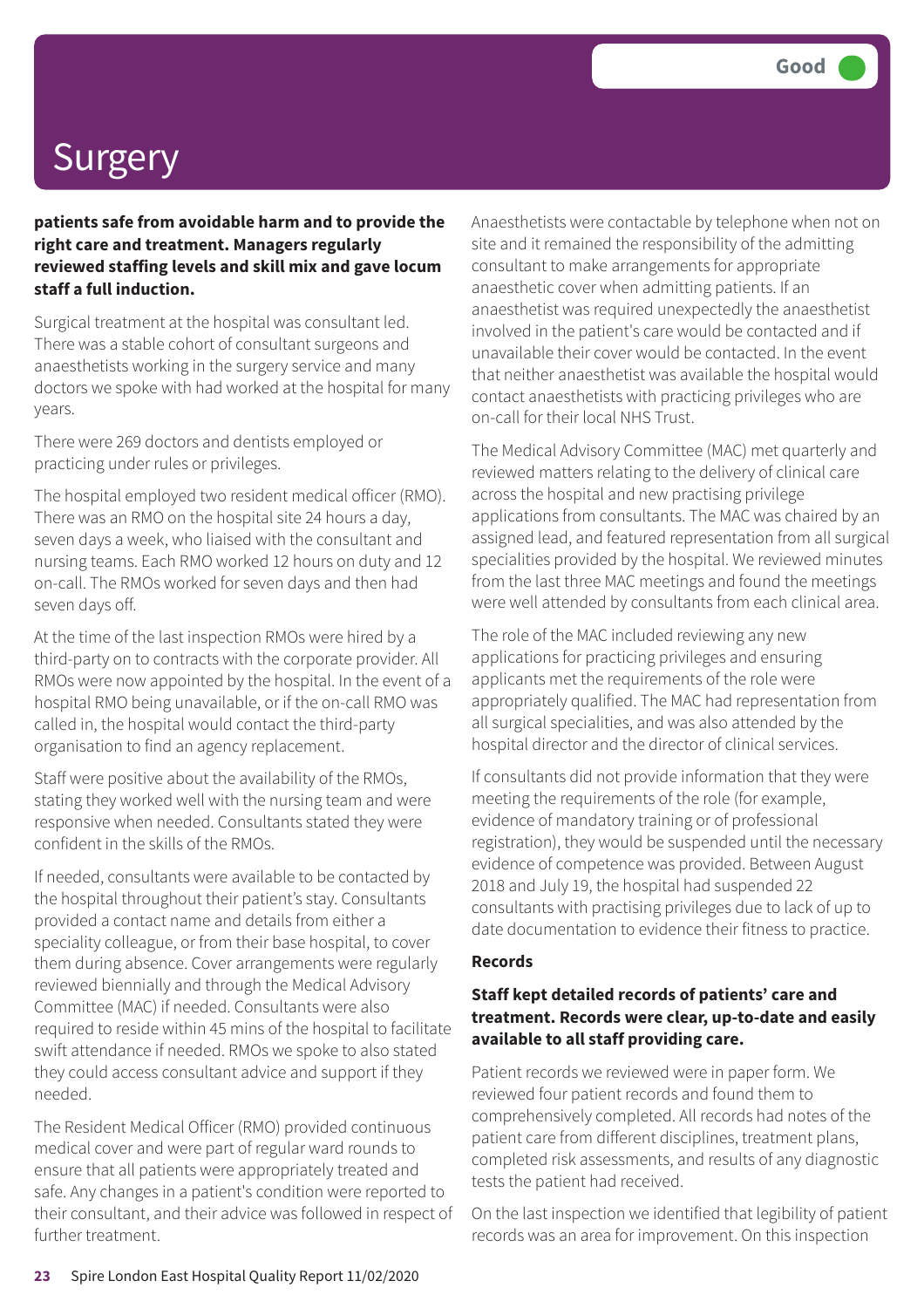# Surgery

Good

**patients safe from avoidable harm and to provide the right care and treatment. Managers regularly reviewed staffing levels and skill mix and gave locum staff a full induction.**

Surgical treatment at the hospital was consultant led. There was a stable cohort of consultant surgeons and anaesthetists working in the surgery service and many doctors we spoke with had worked at the hospital for many years.

There were 269 doctors and dentists employed or practicing under rules or privileges.

The hospital employed two resident medical officer (RMO). There was an RMO on the hospital site 24 hours a day, seven days a week, who liaised with the consultant and nursing teams. Each RMO worked 12 hours on duty and 12 on-call. The RMOs worked for seven days and then had seven days off.

At the time of the last inspection RMOs were hired by a third-party on to contracts with the corporate provider. All RMOs were now appointed by the hospital. In the event of a hospital RMO being unavailable, or if the on-call RMO was called in, the hospital would contact the third-party organisation to find an agency replacement.

Staff were positive about the availability of the RMOs, stating they worked well with the nursing team and were responsive when needed. Consultants stated they were confident in the skills of the RMOs.

If needed, consultants were available to be contacted by the hospital throughout their patient's stay. Consultants provided a contact name and details from either a speciality colleague, or from their base hospital, to cover them during absence. Cover arrangements were regularly reviewed biennially and through the Medical Advisory Committee (MAC) if needed. Consultants were also required to reside within 45 mins of the hospital to facilitate swift attendance if needed. RMOs we spoke to also stated they could access consultant advice and support if they needed.

The Resident Medical Officer (RMO) provided continuous medical cover and were part of regular ward rounds to ensure that all patients were appropriately treated and safe. Any changes in a patient's condition were reported to their consultant, and their advice was followed in respect of further treatment.

Anaesthetists were contactable by telephone when not on site and it remained the responsibility of the admitting consultant to make arrangements for appropriate anaesthetic cover when admitting patients. If an anaesthetist was required unexpectedly the anaesthetist involved in the patient's care would be contacted and if unavailable their cover would be contacted. In the event that neither anaesthetist was available the hospital would contact anaesthetists with practicing privileges who are on-call for their local NHS Trust.

The Medical Advisory Committee (MAC) met quarterly and reviewed matters relating to the delivery of clinical care across the hospital and new practising privilege applications from consultants. The MAC was chaired by an assigned lead, and featured representation from all surgical specialities provided by the hospital. We reviewed minutes from the last three MAC meetings and found the meetings were well attended by consultants from each clinical area.

The role of the MAC included reviewing any new applications for practicing privileges and ensuring applicants met the requirements of the role were appropriately qualified. The MAC had representation from all surgical specialities, and was also attended by the hospital director and the director of clinical services.

If consultants did not provide information that they were meeting the requirements of the role (for example, evidence of mandatory training or of professional registration), they would be suspended until the necessary evidence of competence was provided. Between August 2018 and July 19, the hospital had suspended 22 consultants with practising privileges due to lack of up to date documentation to evidence their fitness to practice.

### Records

**Staff kept detailed records of patients' care and treatment. Records were clear, up-to-date and easily available to all staff providing care.**

Patient records we reviewed were in paper form. We reviewed four patient records and found them to comprehensively completed. All records had notes of the patient care from different disciplines, treatment plans, completed risk assessments, and results of any diagnostic tests the patient had received.

On the last inspection we identified that legibility of patient records was an area for improvement. On this inspection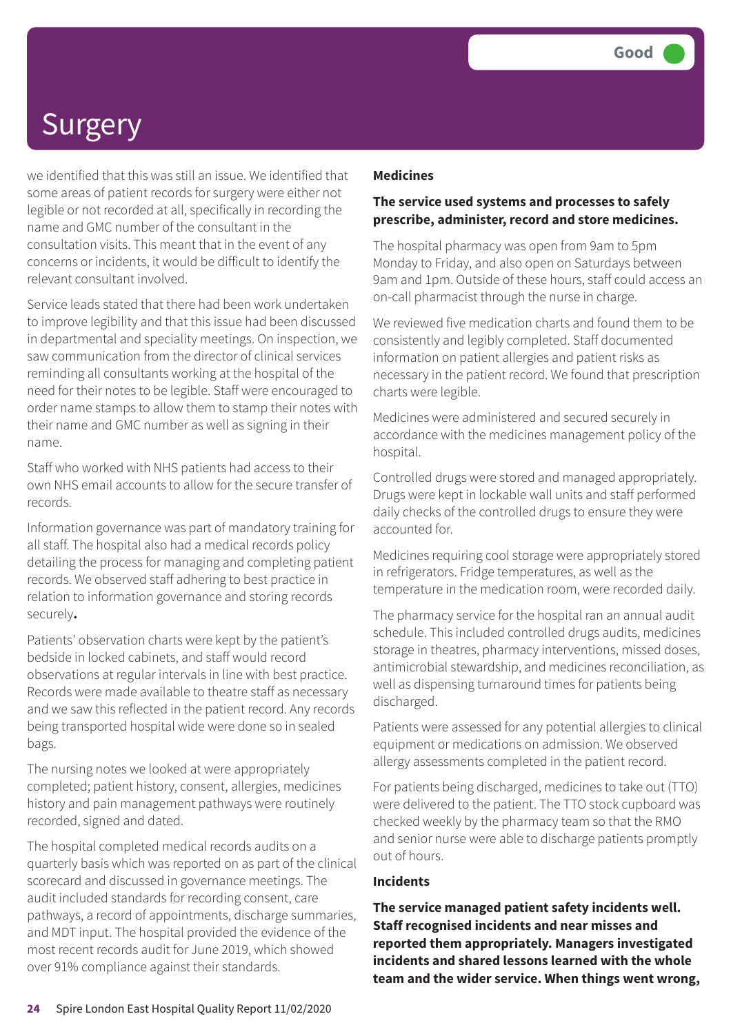# Surgery

Good

we identified that this was still an issue. We identified that some areas of patient records for surgery were either not legible or not recorded at all, specifically in recording the name and GMC number of the consultant in the consultation visits. This meant that in the event of any concerns or incidents, it would be difficult to identify the relevant consultant involved.

Service leads stated that there had been work undertaken to improve legibility and that this issue had been discussed in departmental and speciality meetings. On inspection, we saw communication from the director of clinical services reminding all consultants working at the hospital of the need for their notes to be legible. Staff were encouraged to order name stamps to allow them to stamp their notes with their name and GMC number as well as signing in their name.

Staff who worked with NHS patients had access to their own NHS email accounts to allow for the secure transfer of records.

Information governance was part of mandatory training for all staff. The hospital also had a medical records policy detailing the process for managing and completing patient records. We observed staff adhering to best practice in relation to information governance and storing records securely**.**

Patients' observation charts were kept by the patient's bedside in locked cabinets, and staff would record observations at regular intervals in line with best practice. Records were made available to theatre staff as necessary and we saw this reflected in the patient record. Any records being transported hospital wide were done so in sealed bags.

The nursing notes we looked at were appropriately completed; patient history, consent, allergies, medicines history and pain management pathways were routinely recorded, signed and dated.

The hospital completed medical records audits on a quarterly basis which was reported on as part of the clinical scorecard and discussed in governance meetings. The audit included standards for recording consent, care pathways, a record of appointments, discharge summaries, and MDT input. The hospital provided the evidence of the most recent records audit for June 2019, which showed over 91% compliance against their standards.

**Medicines**

**The service used systems and processes to safely prescribe, administer, record and store medicines.**

The hospital pharmacy was open from 9am to 5pm Monday to Friday, and also open on Saturdays between 9am and 1pm. Outside of these hours, staff could access an on-call pharmacist through the nurse in charge.

We reviewed five medication charts and found them to be consistently and legibly completed. Staff documented information on patient allergies and patient risks as necessary in the patient record. We found that prescription charts were legible.

Medicines were administered and secured securely in accordance with the medicines management policy of the hospital.

Controlled drugs were stored and managed appropriately. Drugs were kept in lockable wall units and staff performed daily checks of the controlled drugs to ensure they were accounted for.

Medicines requiring cool storage were appropriately stored in refrigerators. Fridge temperatures, as well as the temperature in the medication room, were recorded daily.

The pharmacy service for the hospital ran an annual audit schedule. This included controlled drugs audits, medicines storage in theatres, pharmacy interventions, missed doses, antimicrobial stewardship, and medicines reconciliation, as well as dispensing turnaround times for patients being discharged.

Patients were assessed for any potential allergies to clinical equipment or medications on admission. We observed allergy assessments completed in the patient record.

For patients being discharged, medicines to take out (TTO) were delivered to the patient. The TTO stock cupboard was checked weekly by the pharmacy team so that the RMO and senior nurse were able to discharge patients promptly out of hours.

**Incidents**

**The service managed patient safety incidents well. Staff recognised incidents and near misses and reported them appropriately. Managers investigated incidents and shared lessons learned with the whole team and the wider service. When things went wrong,**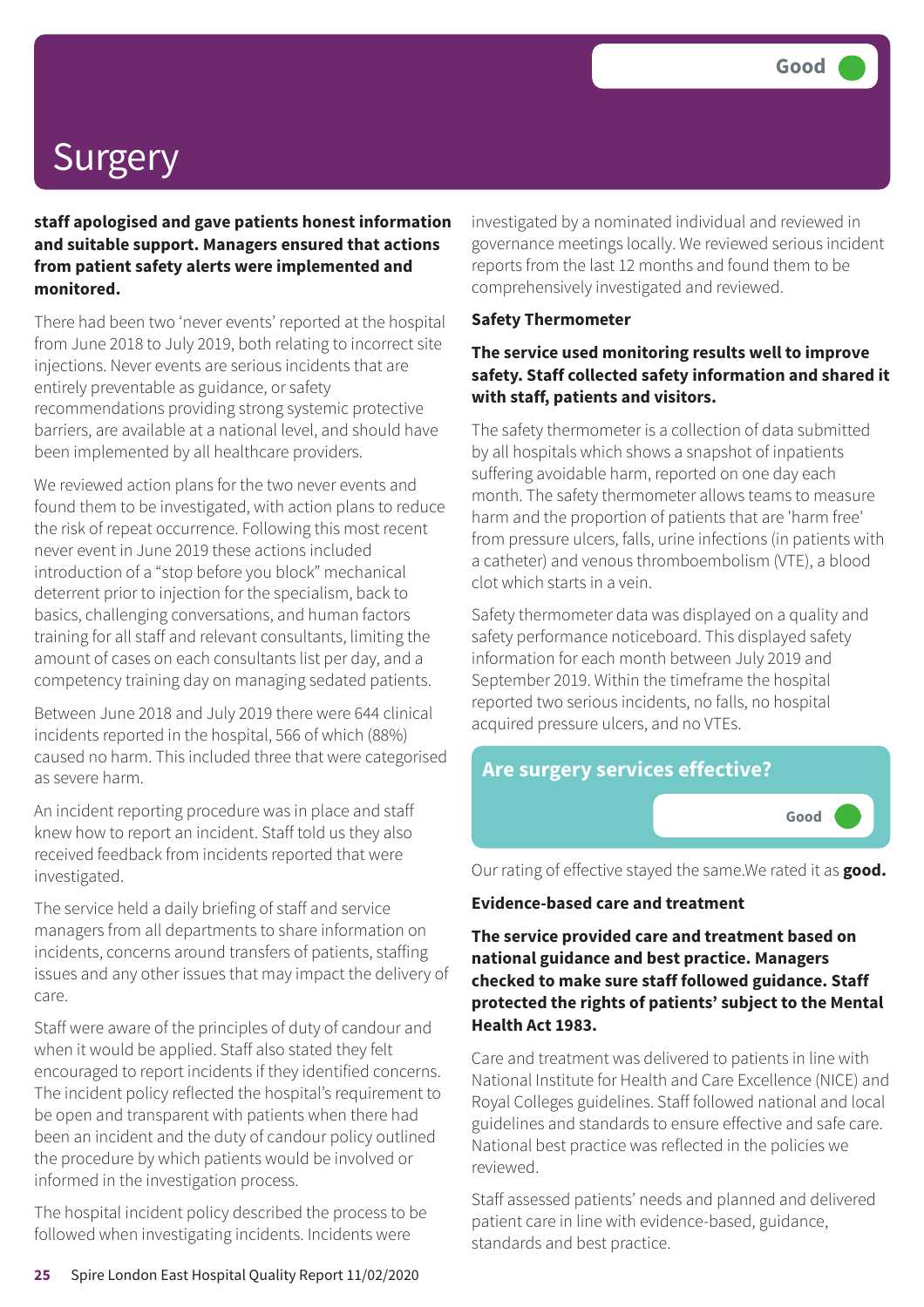# Surgery

Good

**staff apologised and gave patients honest information and suitable support. Managers ensured that actions from patient safety alerts were implemented and monitored.**

There had been two 'never events' reported at the hospital from June 2018 to July 2019, both relating to incorrect site injections. Never events are serious incidents that are entirely preventable as guidance, or safety recommendations providing strong systemic protective barriers, are available at a national level, and should have been implemented by all healthcare providers.

We reviewed action plans for the two never events and found them to be investigated, with action plans to reduce the risk of repeat occurrence. Following this most recent never event in June 2019 these actions included introduction of a "stop before you block" mechanical deterrent prior to injection for the specialism, back to basics, challenging conversations, and human factors training for all staff and relevant consultants, limiting the amount of cases on each consultants list per day, and a competency training day on managing sedated patients.

Between June 2018 and July 2019 there were 644 clinical incidents reported in the hospital, 566 of which (88%) caused no harm. This included three that were categorised as severe harm.

An incident reporting procedure was in place and staff knew how to report an incident. Staff told us they also received feedback from incidents reported that were investigated.

The service held a daily briefing of staff and service managers from all departments to share information on incidents, concerns around transfers of patients, staffing issues and any other issues that may impact the delivery of care.

Staff were aware of the principles of duty of candour and when it would be applied. Staff also stated they felt encouraged to report incidents if they identified concerns. The incident policy reflected the hospital's requirement to be open and transparent with patients when there had been an incident and the duty of candour policy outlined the procedure by which patients would be involved or informed in the investigation process.

The hospital incident policy described the process to be followed when investigating incidents. Incidents were investigated by a nominated individual and reviewed in governance meetings locally. We reviewed serious incident reports from the last 12 months and found them to be comprehensively investigated and reviewed.

**Safety Thermometer**

**The service used monitoring results well to improve safety. Staff collected safety information and shared it with staff, patients and visitors.**

The safety thermometer is a collection of data submitted by all hospitals which shows a snapshot of inpatients suffering avoidable harm, reported on one day each month. The safety thermometer allows teams to measure harm and the proportion of patients that are 'harm free' from pressure ulcers, falls, urine infections (in patients with a catheter) and venous thromboembolism (VTE), a blood clot which starts in a vein.

Safety thermometer data was displayed on a quality and safety performance noticeboard. This displayed safety information for each month between July 2019 and September 2019. Within the timeframe the hospital reported two serious incidents, no falls, no hospital acquired pressure ulcers, and no VTEs.

## Are surgery services effective?

Good

Our rating of effective stayed the same.We rated it as **good.**

**Evidence-based care and treatment**

**The service provided care and treatment based on national guidance and best practice. Managers checked to make sure staff followed guidance. Staff protected the rights of patients' subject to the Mental Health Act 1983.**

Care and treatment was delivered to patients in line with National Institute for Health and Care Excellence (NICE) and Royal Colleges guidelines. Staff followed national and local guidelines and standards to ensure effective and safe care. National best practice was reflected in the policies we reviewed.

Staff assessed patients' needs and planned and delivered patient care in line with evidence-based, guidance, standards and best practice.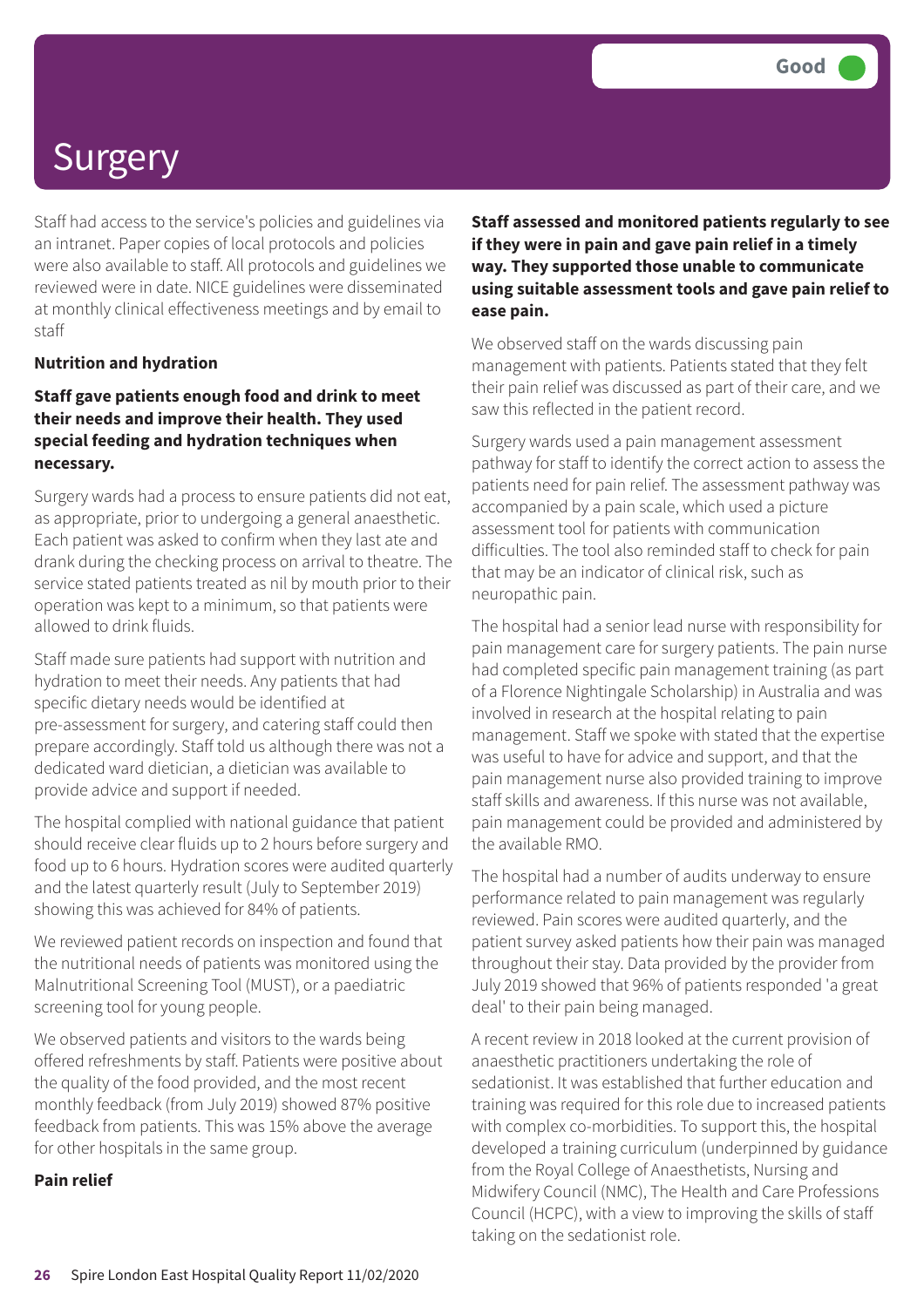# Surgery

Good

Staff had access to the service's policies and guidelines via an intranet. Paper copies of local protocols and policies were also available to staff. All protocols and guidelines we reviewed were in date. NICE guidelines were disseminated at monthly clinical effectiveness meetings and by email to staff

**Nutrition and hydration**

**Staff gave patients enough food and drink to meet their needs and improve their health. They used special feeding and hydration techniques when necessary.**

Surgery wards had a process to ensure patients did not eat, as appropriate, prior to undergoing a general anaesthetic. Each patient was asked to confirm when they last ate and drank during the checking process on arrival to theatre. The service stated patients treated as nil by mouth prior to their operation was kept to a minimum, so that patients were allowed to drink fluids.

Staff made sure patients had support with nutrition and hydration to meet their needs. Any patients that had specific dietary needs would be identified at pre-assessment for surgery, and catering staff could then prepare accordingly. Staff told us although there was not a dedicated ward dietician, a dietician was available to provide advice and support if needed.

The hospital complied with national guidance that patient should receive clear fluids up to 2 hours before surgery and food up to 6 hours. Hydration scores were audited quarterly and the latest quarterly result (July to September 2019) showing this was achieved for 84% of patients.

We reviewed patient records on inspection and found that the nutritional needs of patients was monitored using the Malnutritional Screening Tool (MUST), or a paediatric screening tool for young people.

We observed patients and visitors to the wards being offered refreshments by staff. Patients were positive about the quality of the food provided, and the most recent monthly feedback (from July 2019) showed 87% positive feedback from patients. This was 15% above the average for other hospitals in the same group.

**Pain relief**

**Staff assessed and monitored patients regularly to see if they were in pain and gave pain relief in a timely way. They supported those unable to communicate using suitable assessment tools and gave pain relief to ease pain.**

We observed staff on the wards discussing pain management with patients. Patients stated that they felt their pain relief was discussed as part of their care, and we saw this reflected in the patient record.

Surgery wards used a pain management assessment pathway for staff to identify the correct action to assess the patients need for pain relief. The assessment pathway was accompanied by a pain scale, which used a picture assessment tool for patients with communication difficulties. The tool also reminded staff to check for pain that may be an indicator of clinical risk, such as neuropathic pain.

The hospital had a senior lead nurse with responsibility for pain management care for surgery patients. The pain nurse had completed specific pain management training (as part of a Florence Nightingale Scholarship) in Australia and was involved in research at the hospital relating to pain management. Staff we spoke with stated that the expertise was useful to have for advice and support, and that the pain management nurse also provided training to improve staff skills and awareness. If this nurse was not available, pain management could be provided and administered by the available RMO.

The hospital had a number of audits underway to ensure performance related to pain management was regularly reviewed. Pain scores were audited quarterly, and the patient survey asked patients how their pain was managed throughout their stay. Data provided by the provider from July 2019 showed that 96% of patients responded 'a great deal' to their pain being managed.

A recent review in 2018 looked at the current provision of anaesthetic practitioners undertaking the role of sedationist. It was established that further education and training was required for this role due to increased patients with complex co-morbidities. To support this, the hospital developed a training curriculum (underpinned by guidance from the Royal College of Anaesthetists, Nursing and Midwifery Council (NMC), The Health and Care Professions Council (HCPC), with a view to improving the skills of staff taking on the sedationist role.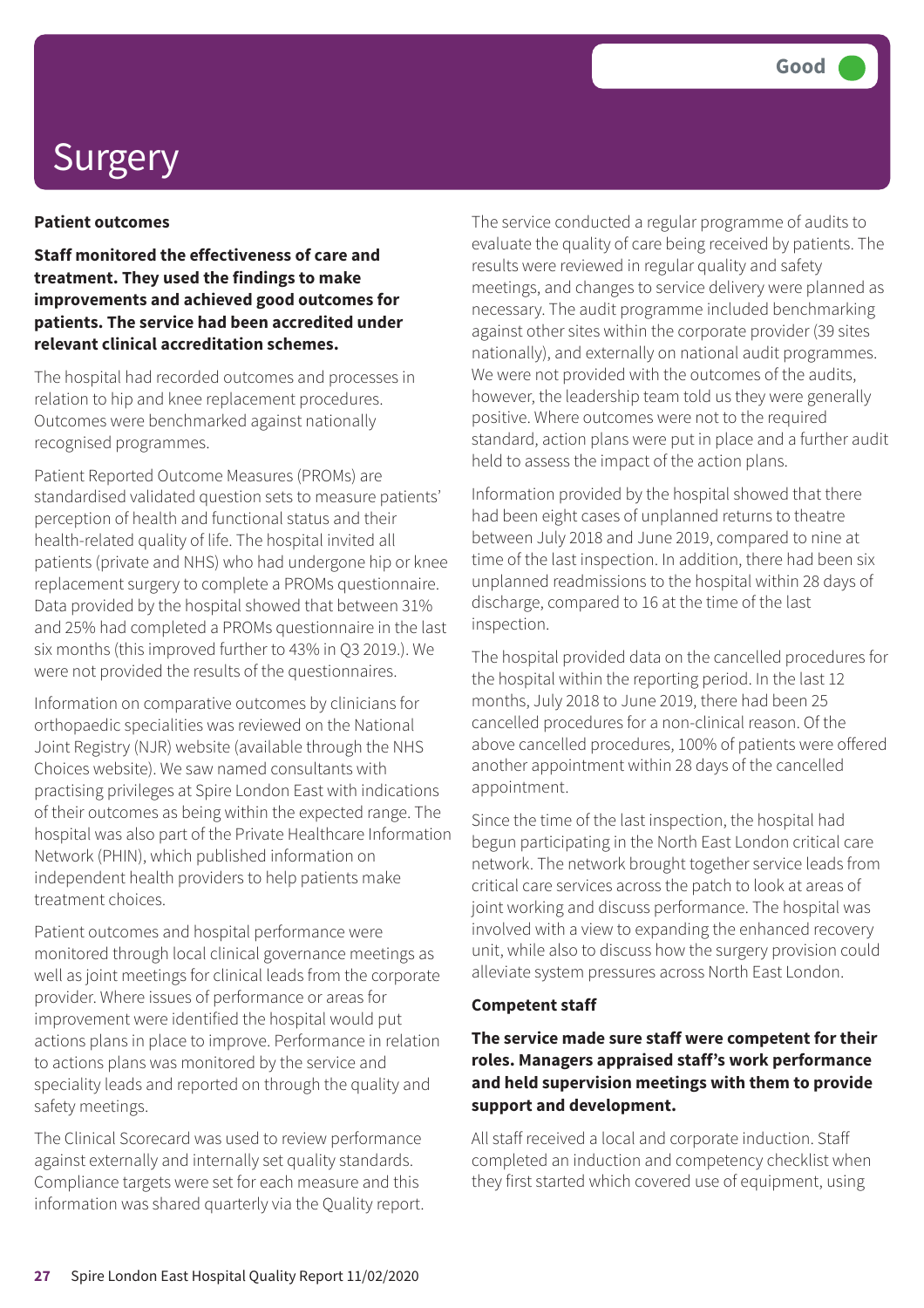# Surgery

Good

**Patient outcomes**

**Staff monitored the effectiveness of care and treatment. They used the findings to make improvements and achieved good outcomes for patients. The service had been accredited under relevant clinical accreditation schemes.**

The hospital had recorded outcomes and processes in relation to hip and knee replacement procedures. Outcomes were benchmarked against nationally recognised programmes.

Patient Reported Outcome Measures (PROMs) are standardised validated question sets to measure patients' perception of health and functional status and their health-related quality of life. The hospital invited all patients (private and NHS) who had undergone hip or knee replacement surgery to complete a PROMs questionnaire. Data provided by the hospital showed that between 31% and 25% had completed a PROMs questionnaire in the last six months (this improved further to 43% in Q3 2019.). We were not provided the results of the questionnaires.

Information on comparative outcomes by clinicians for orthopaedic specialities was reviewed on the National Joint Registry (NJR) website (available through the NHS Choices website). We saw named consultants with practising privileges at Spire London East with indications of their outcomes as being within the expected range. The hospital was also part of the Private Healthcare Information Network (PHIN), which published information on independent health providers to help patients make treatment choices.

Patient outcomes and hospital performance were monitored through local clinical governance meetings as well as joint meetings for clinical leads from the corporate provider. Where issues of performance or areas for improvement were identified the hospital would put actions plans in place to improve. Performance in relation to actions plans was monitored by the service and speciality leads and reported on through the quality and safety meetings.

The Clinical Scorecard was used to review performance against externally and internally set quality standards. Compliance targets were set for each measure and this information was shared quarterly via the Quality report.

The service conducted a regular programme of audits to evaluate the quality of care being received by patients. The results were reviewed in regular quality and safety meetings, and changes to service delivery were planned as necessary. The audit programme included benchmarking against other sites within the corporate provider (39 sites nationally), and externally on national audit programmes. We were not provided with the outcomes of the audits, however, the leadership team told us they were generally positive. Where outcomes were not to the required standard, action plans were put in place and a further audit held to assess the impact of the action plans.

Information provided by the hospital showed that there had been eight cases of unplanned returns to theatre between July 2018 and June 2019, compared to nine at time of the last inspection. In addition, there had been six unplanned readmissions to the hospital within 28 days of discharge, compared to 16 at the time of the last inspection.

The hospital provided data on the cancelled procedures for the hospital within the reporting period. In the last 12 months, July 2018 to June 2019, there had been 25 cancelled procedures for a non-clinical reason. Of the above cancelled procedures, 100% of patients were offered another appointment within 28 days of the cancelled appointment.

Since the time of the last inspection, the hospital had begun participating in the North East London critical care network. The network brought together service leads from critical care services across the patch to look at areas of joint working and discuss performance. The hospital was involved with a view to expanding the enhanced recovery unit, while also to discuss how the surgery provision could alleviate system pressures across North East London.

**Competent staff**

**The service made sure staff were competent for their roles. Managers appraised staff's work performance and held supervision meetings with them to provide support and development.**

All staff received a local and corporate induction. Staff completed an induction and competency checklist when they first started which covered use of equipment, using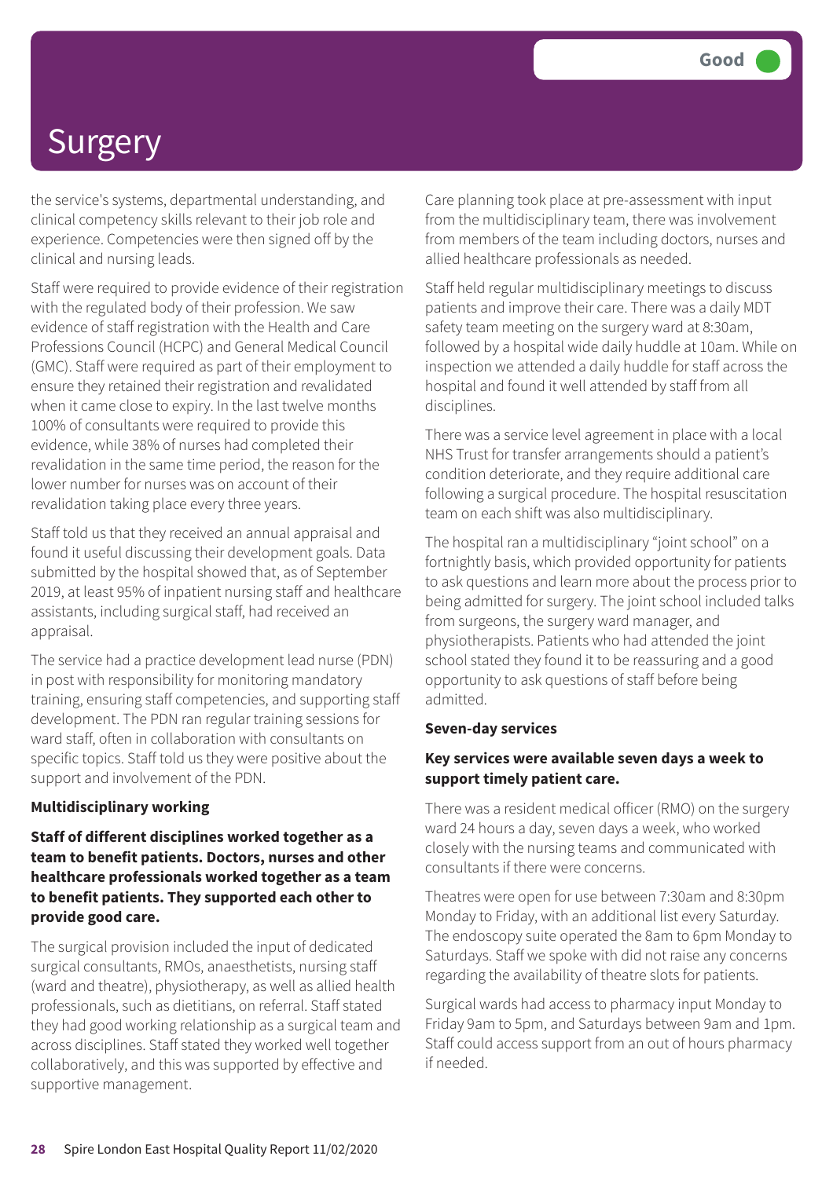# Surgery

Good

the service's systems, departmental understanding, and clinical competency skills relevant to their job role and experience. Competencies were then signed off by the clinical and nursing leads.

Staff were required to provide evidence of their registration with the regulated body of their profession. We saw evidence of staff registration with the Health and Care Professions Council (HCPC) and General Medical Council (GMC). Staff were required as part of their employment to ensure they retained their registration and revalidated when it came close to expiry. In the last twelve months 100% of consultants were required to provide this evidence, while 38% of nurses had completed their revalidation in the same time period, the reason for the lower number for nurses was on account of their revalidation taking place every three years.

Staff told us that they received an annual appraisal and found it useful discussing their development goals. Data submitted by the hospital showed that, as of September 2019, at least 95% of inpatient nursing staff and healthcare assistants, including surgical staff, had received an appraisal.

The service had a practice development lead nurse (PDN) in post with responsibility for monitoring mandatory training, ensuring staff competencies, and supporting staff development. The PDN ran regular training sessions for ward staff, often in collaboration with consultants on specific topics. Staff told us they were positive about the support and involvement of the PDN.

**Multidisciplinary working**

**Staff of different disciplines worked together as a team to benefit patients. Doctors, nurses and other healthcare professionals worked together as a team to benefit patients. They supported each other to provide good care.**

The surgical provision included the input of dedicated surgical consultants, RMOs, anaesthetists, nursing staff (ward and theatre), physiotherapy, as well as allied health professionals, such as dietitians, on referral. Staff stated they had good working relationship as a surgical team and across disciplines. Staff stated they worked well together collaboratively, and this was supported by effective and supportive management.

Care planning took place at pre-assessment with input from the multidisciplinary team, there was involvement from members of the team including doctors, nurses and allied healthcare professionals as needed.

Staff held regular multidisciplinary meetings to discuss patients and improve their care. There was a daily MDT safety team meeting on the surgery ward at 8:30am, followed by a hospital wide daily huddle at 10am. While on inspection we attended a daily huddle for staff across the hospital and found it well attended by staff from all disciplines.

There was a service level agreement in place with a local NHS Trust for transfer arrangements should a patient's condition deteriorate, and they require additional care following a surgical procedure. The hospital resuscitation team on each shift was also multidisciplinary.

The hospital ran a multidisciplinary "joint school" on a fortnightly basis, which provided opportunity for patients to ask questions and learn more about the process prior to being admitted for surgery. The joint school included talks from surgeons, the surgery ward manager, and physiotherapists. Patients who had attended the joint school stated they found it to be reassuring and a good opportunity to ask questions of staff before being admitted.

**Seven-day services**

**Key services were available seven days a week to support timely patient care.**

There was a resident medical officer (RMO) on the surgery ward 24 hours a day, seven days a week, who worked closely with the nursing teams and communicated with consultants if there were concerns.

Theatres were open for use between 7:30am and 8:30pm Monday to Friday, with an additional list every Saturday. The endoscopy suite operated the 8am to 6pm Monday to Saturdays. Staff we spoke with did not raise any concerns regarding the availability of theatre slots for patients.

Surgical wards had access to pharmacy input Monday to Friday 9am to 5pm, and Saturdays between 9am and 1pm. Staff could access support from an out of hours pharmacy if needed.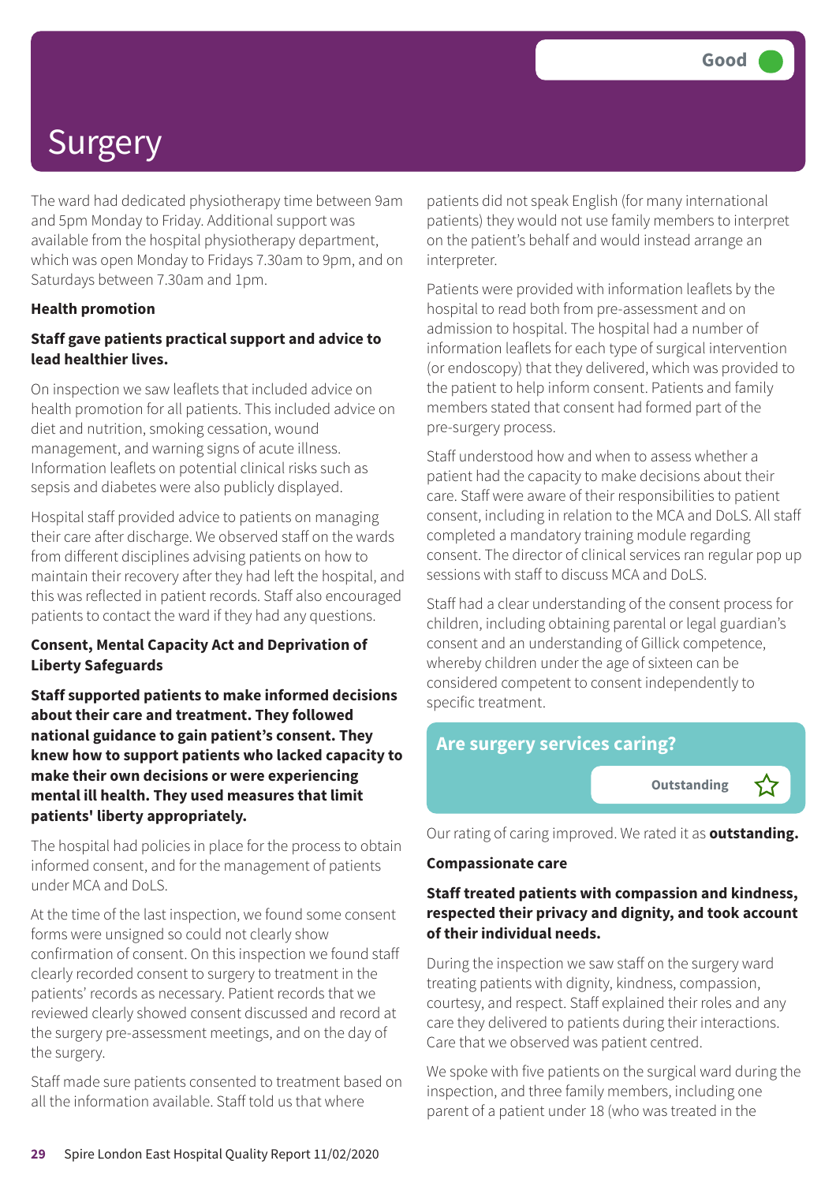# Surgery

Good

The ward had dedicated physiotherapy time between 9am and 5pm Monday to Friday. Additional support was available from the hospital physiotherapy department, which was open Monday to Fridays 7.30am to 9pm, and on Saturdays between 7.30am and 1pm.

### Health promotion

**Staff gave patients practical support and advice to lead healthier lives.**

On inspection we saw leaflets that included advice on health promotion for all patients. This included advice on diet and nutrition, smoking cessation, wound management, and warning signs of acute illness. Information leaflets on potential clinical risks such as sepsis and diabetes were also publicly displayed.

Hospital staff provided advice to patients on managing their care after discharge. We observed staff on the wards from different disciplines advising patients on how to maintain their recovery after they had left the hospital, and this was reflected in patient records. Staff also encouraged patients to contact the ward if they had any questions.

### Consent, Mental Capacity Act and Deprivation of Liberty Safeguards

**Staff supported patients to make informed decisions about their care and treatment. They followed national guidance to gain patient's consent. They knew how to support patients who lacked capacity to make their own decisions or were experiencing mental ill health. They used measures that limit patients' liberty appropriately.**

The hospital had policies in place for the process to obtain informed consent, and for the management of patients under MCA and DoLS.

At the time of the last inspection, we found some consent forms were unsigned so could not clearly show confirmation of consent. On this inspection we found staff clearly recorded consent to surgery to treatment in the patients' records as necessary. Patient records that we reviewed clearly showed consent discussed and record at the surgery pre-assessment meetings, and on the day of the surgery.

Staff made sure patients consented to treatment based on all the information available. Staff told us that where patients did not speak English (for many international patients) they would not use family members to interpret on the patient's behalf and would instead arrange an interpreter.

Patients were provided with information leaflets by the hospital to read both from pre-assessment and on admission to hospital. The hospital had a number of information leaflets for each type of surgical intervention (or endoscopy) that they delivered, which was provided to the patient to help inform consent. Patients and family members stated that consent had formed part of the pre-surgery process.

Staff understood how and when to assess whether a patient had the capacity to make decisions about their care. Staff were aware of their responsibilities to patient consent, including in relation to the MCA and DoLS. All staff completed a mandatory training module regarding consent. The director of clinical services ran regular pop up sessions with staff to discuss MCA and DoLS.

Staff had a clear understanding of the consent process for children, including obtaining parental or legal guardian's consent and an understanding of Gillick competence, whereby children under the age of sixteen can be considered competent to consent independently to specific treatment.

## Are surgery services caring?

Outstanding ☆

Our rating of caring improved. We rated it as **outstanding.**

### Compassionate care

**Staff treated patients with compassion and kindness, respected their privacy and dignity, and took account of their individual needs.**

During the inspection we saw staff on the surgery ward treating patients with dignity, kindness, compassion, courtesy, and respect. Staff explained their roles and any care they delivered to patients during their interactions. Care that we observed was patient centred.

We spoke with five patients on the surgical ward during the inspection, and three family members, including one parent of a patient under 18 (who was treated in the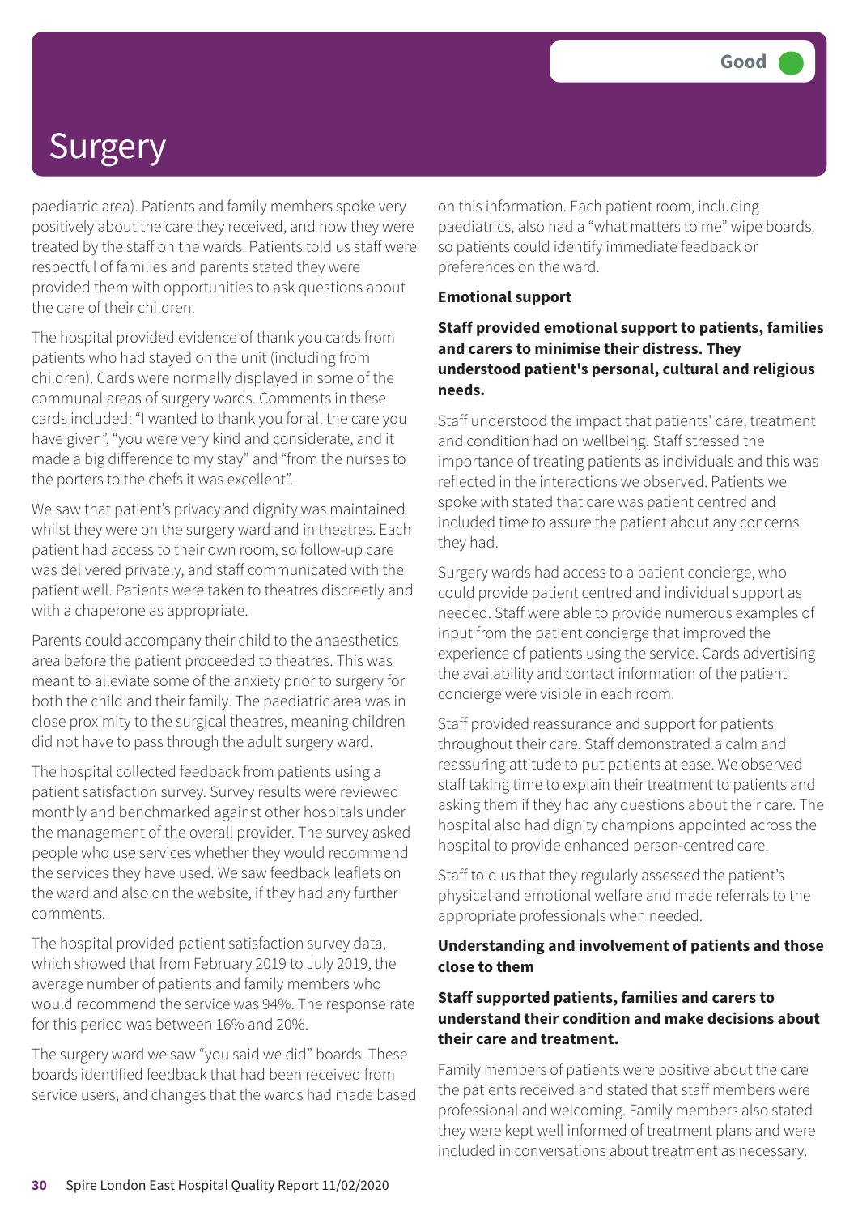# Surgery

Good

paediatric area). Patients and family members spoke very positively about the care they received, and how they were treated by the staff on the wards. Patients told us staff were respectful of families and parents stated they were provided them with opportunities to ask questions about the care of their children.

The hospital provided evidence of thank you cards from patients who had stayed on the unit (including from children). Cards were normally displayed in some of the communal areas of surgery wards. Comments in these cards included: "I wanted to thank you for all the care you have given", "you were very kind and considerate, and it made a big difference to my stay" and "from the nurses to the porters to the chefs it was excellent".

We saw that patient's privacy and dignity was maintained whilst they were on the surgery ward and in theatres. Each patient had access to their own room, so follow-up care was delivered privately, and staff communicated with the patient well. Patients were taken to theatres discreetly and with a chaperone as appropriate.

Parents could accompany their child to the anaesthetics area before the patient proceeded to theatres. This was meant to alleviate some of the anxiety prior to surgery for both the child and their family. The paediatric area was in close proximity to the surgical theatres, meaning children did not have to pass through the adult surgery ward.

The hospital collected feedback from patients using a patient satisfaction survey. Survey results were reviewed monthly and benchmarked against other hospitals under the management of the overall provider. The survey asked people who use services whether they would recommend the services they have used. We saw feedback leaflets on the ward and also on the website, if they had any further comments.

The hospital provided patient satisfaction survey data, which showed that from February 2019 to July 2019, the average number of patients and family members who would recommend the service was 94%. The response rate for this period was between 16% and 20%.

The surgery ward we saw "you said we did" boards. These boards identified feedback that had been received from service users, and changes that the wards had made based on this information. Each patient room, including paediatrics, also had a "what matters to me" wipe boards, so patients could identify immediate feedback or preferences on the ward.

**Emotional support**

**Staff provided emotional support to patients, families and carers to minimise their distress. They understood patient's personal, cultural and religious needs.**

Staff understood the impact that patients' care, treatment and condition had on wellbeing. Staff stressed the importance of treating patients as individuals and this was reflected in the interactions we observed. Patients we spoke with stated that care was patient centred and included time to assure the patient about any concerns they had.

Surgery wards had access to a patient concierge, who could provide patient centred and individual support as needed. Staff were able to provide numerous examples of input from the patient concierge that improved the experience of patients using the service. Cards advertising the availability and contact information of the patient concierge were visible in each room.

Staff provided reassurance and support for patients throughout their care. Staff demonstrated a calm and reassuring attitude to put patients at ease. We observed staff taking time to explain their treatment to patients and asking them if they had any questions about their care. The hospital also had dignity champions appointed across the hospital to provide enhanced person-centred care.

Staff told us that they regularly assessed the patient's physical and emotional welfare and made referrals to the appropriate professionals when needed.

**Understanding and involvement of patients and those close to them**

**Staff supported patients, families and carers to understand their condition and make decisions about their care and treatment.**

Family members of patients were positive about the care the patients received and stated that staff members were professional and welcoming. Family members also stated they were kept well informed of treatment plans and were included in conversations about treatment as necessary.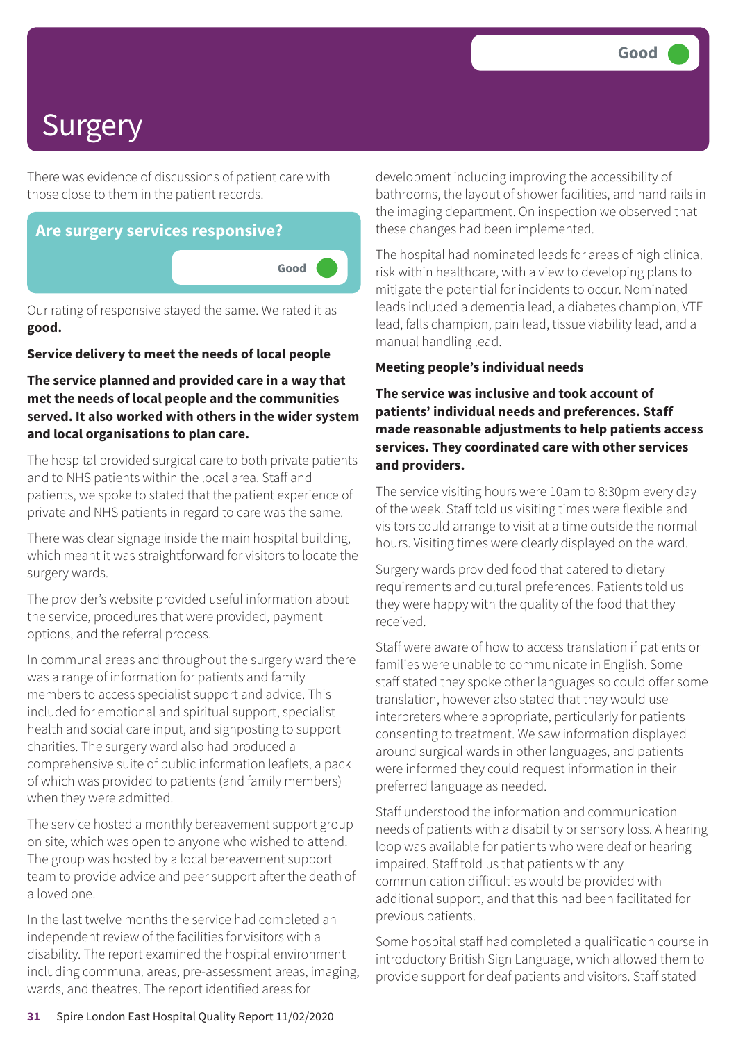# Surgery

Good

There was evidence of discussions of patient care with those close to them in the patient records.

## Are surgery services responsive?

Good

Our rating of responsive stayed the same. We rated it as **good.**

**Service delivery to meet the needs of local people**

**The service planned and provided care in a way that met the needs of local people and the communities served. It also worked with others in the wider system and local organisations to plan care.**

The hospital provided surgical care to both private patients and to NHS patients within the local area. Staff and patients, we spoke to stated that the patient experience of private and NHS patients in regard to care was the same.

There was clear signage inside the main hospital building, which meant it was straightforward for visitors to locate the surgery wards.

The provider's website provided useful information about the service, procedures that were provided, payment options, and the referral process.

In communal areas and throughout the surgery ward there was a range of information for patients and family members to access specialist support and advice. This included for emotional and spiritual support, specialist health and social care input, and signposting to support charities. The surgery ward also had produced a comprehensive suite of public information leaflets, a pack of which was provided to patients (and family members) when they were admitted.

The service hosted a monthly bereavement support group on site, which was open to anyone who wished to attend. The group was hosted by a local bereavement support team to provide advice and peer support after the death of a loved one.

In the last twelve months the service had completed an independent review of the facilities for visitors with a disability. The report examined the hospital environment including communal areas, pre-assessment areas, imaging, wards, and theatres. The report identified areas for development including improving the accessibility of bathrooms, the layout of shower facilities, and hand rails in the imaging department. On inspection we observed that these changes had been implemented.

The hospital had nominated leads for areas of high clinical risk within healthcare, with a view to developing plans to mitigate the potential for incidents to occur. Nominated leads included a dementia lead, a diabetes champion, VTE lead, falls champion, pain lead, tissue viability lead, and a manual handling lead.

**Meeting people's individual needs**

**The service was inclusive and took account of patients' individual needs and preferences. Staff made reasonable adjustments to help patients access services. They coordinated care with other services and providers.**

The service visiting hours were 10am to 8:30pm every day of the week. Staff told us visiting times were flexible and visitors could arrange to visit at a time outside the normal hours. Visiting times were clearly displayed on the ward.

Surgery wards provided food that catered to dietary requirements and cultural preferences. Patients told us they were happy with the quality of the food that they received.

Staff were aware of how to access translation if patients or families were unable to communicate in English. Some staff stated they spoke other languages so could offer some translation, however also stated that they would use interpreters where appropriate, particularly for patients consenting to treatment. We saw information displayed around surgical wards in other languages, and patients were informed they could request information in their preferred language as needed.

Staff understood the information and communication needs of patients with a disability or sensory loss. A hearing loop was available for patients who were deaf or hearing impaired. Staff told us that patients with any communication difficulties would be provided with additional support, and that this had been facilitated for previous patients.

Some hospital staff had completed a qualification course in introductory British Sign Language, which allowed them to provide support for deaf patients and visitors. Staff stated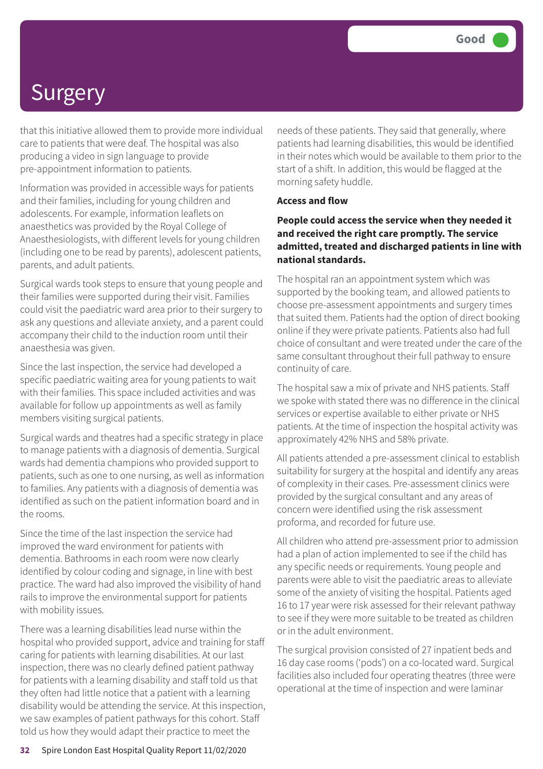# Surgery

Good

that this initiative allowed them to provide more individual care to patients that were deaf. The hospital was also producing a video in sign language to provide pre-appointment information to patients.

Information was provided in accessible ways for patients and their families, including for young children and adolescents. For example, information leaflets on anaesthetics was provided by the Royal College of Anaesthesiologists, with different levels for young children (including one to be read by parents), adolescent patients, parents, and adult patients.

Surgical wards took steps to ensure that young people and their families were supported during their visit. Families could visit the paediatric ward area prior to their surgery to ask any questions and alleviate anxiety, and a parent could accompany their child to the induction room until their anaesthesia was given.

Since the last inspection, the service had developed a specific paediatric waiting area for young patients to wait with their families. This space included activities and was available for follow up appointments as well as family members visiting surgical patients.

Surgical wards and theatres had a specific strategy in place to manage patients with a diagnosis of dementia. Surgical wards had dementia champions who provided support to patients, such as one to one nursing, as well as information to families. Any patients with a diagnosis of dementia was identified as such on the patient information board and in the rooms.

Since the time of the last inspection the service had improved the ward environment for patients with dementia. Bathrooms in each room were now clearly identified by colour coding and signage, in line with best practice. The ward had also improved the visibility of hand rails to improve the environmental support for patients with mobility issues.

There was a learning disabilities lead nurse within the hospital who provided support, advice and training for staff caring for patients with learning disabilities. At our last inspection, there was no clearly defined patient pathway for patients with a learning disability and staff told us that they often had little notice that a patient with a learning disability would be attending the service. At this inspection, we saw examples of patient pathways for this cohort. Staff told us how they would adapt their practice to meet the needs of these patients. They said that generally, where patients had learning disabilities, this would be identified in their notes which would be available to them prior to the start of a shift. In addition, this would be flagged at the morning safety huddle.

**Access and flow**

**People could access the service when they needed it and received the right care promptly. The service admitted, treated and discharged patients in line with national standards.**

The hospital ran an appointment system which was supported by the booking team, and allowed patients to choose pre-assessment appointments and surgery times that suited them. Patients had the option of direct booking online if they were private patients. Patients also had full choice of consultant and were treated under the care of the same consultant throughout their full pathway to ensure continuity of care.

The hospital saw a mix of private and NHS patients. Staff we spoke with stated there was no difference in the clinical services or expertise available to either private or NHS patients. At the time of inspection the hospital activity was approximately 42% NHS and 58% private.

All patients attended a pre-assessment clinical to establish suitability for surgery at the hospital and identify any areas of complexity in their cases. Pre-assessment clinics were provided by the surgical consultant and any areas of concern were identified using the risk assessment proforma, and recorded for future use.

All children who attend pre-assessment prior to admission had a plan of action implemented to see if the child has any specific needs or requirements. Young people and parents were able to visit the paediatric areas to alleviate some of the anxiety of visiting the hospital. Patients aged 16 to 17 year were risk assessed for their relevant pathway to see if they were more suitable to be treated as children or in the adult environment.

The surgical provision consisted of 27 inpatient beds and 16 day case rooms ('pods') on a co-located ward. Surgical facilities also included four operating theatres (three were operational at the time of inspection and were laminar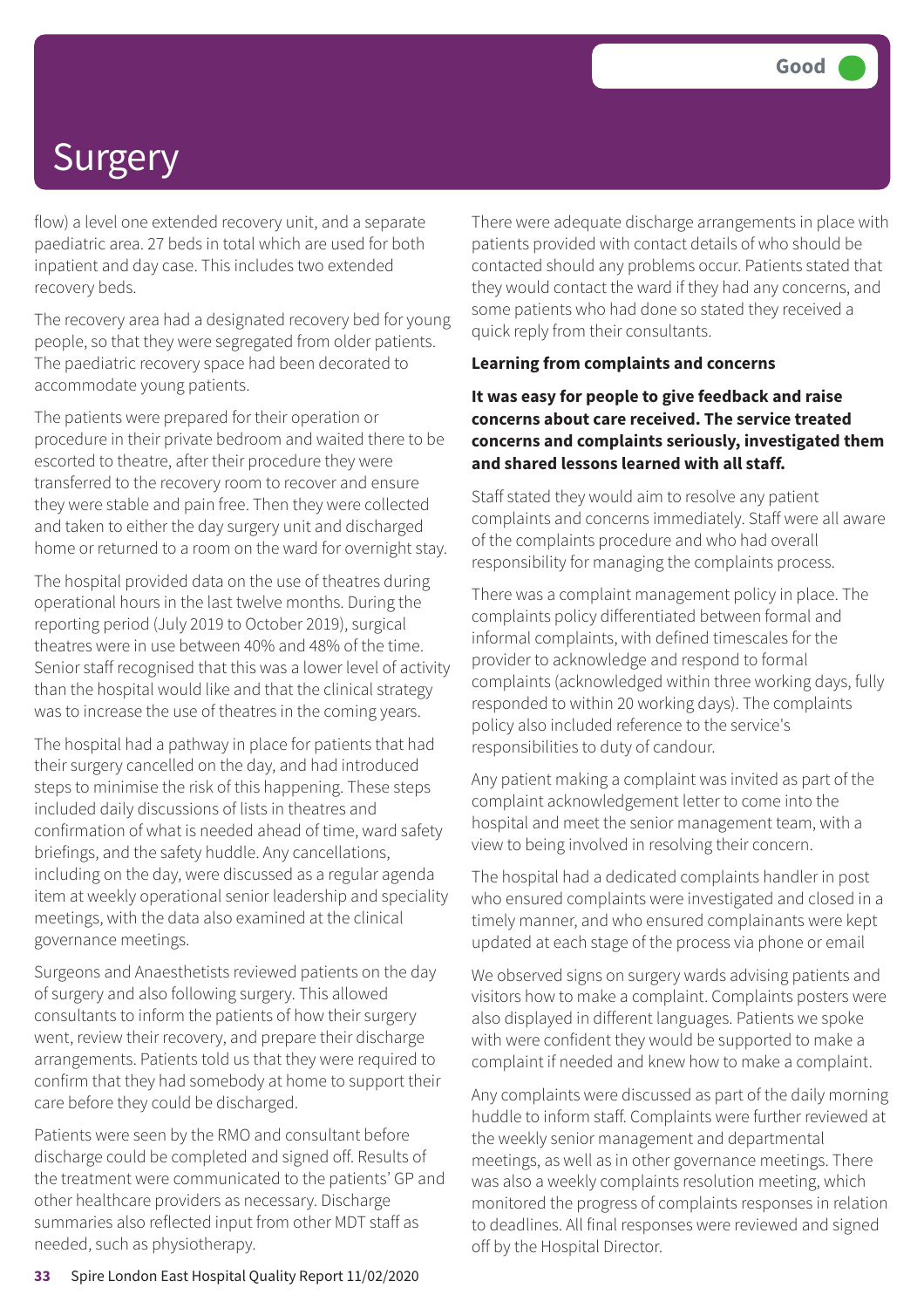# Surgery

Good

flow) a level one extended recovery unit, and a separate paediatric area. 27 beds in total which are used for both inpatient and day case. This includes two extended recovery beds.

The recovery area had a designated recovery bed for young people, so that they were segregated from older patients. The paediatric recovery space had been decorated to accommodate young patients.

The patients were prepared for their operation or procedure in their private bedroom and waited there to be escorted to theatre, after their procedure they were transferred to the recovery room to recover and ensure they were stable and pain free. Then they were collected and taken to either the day surgery unit and discharged home or returned to a room on the ward for overnight stay.

The hospital provided data on the use of theatres during operational hours in the last twelve months. During the reporting period (July 2019 to October 2019), surgical theatres were in use between 40% and 48% of the time. Senior staff recognised that this was a lower level of activity than the hospital would like and that the clinical strategy was to increase the use of theatres in the coming years.

The hospital had a pathway in place for patients that had their surgery cancelled on the day, and had introduced steps to minimise the risk of this happening. These steps included daily discussions of lists in theatres and confirmation of what is needed ahead of time, ward safety briefings, and the safety huddle. Any cancellations, including on the day, were discussed as a regular agenda item at weekly operational senior leadership and speciality meetings, with the data also examined at the clinical governance meetings.

Surgeons and Anaesthetists reviewed patients on the day of surgery and also following surgery. This allowed consultants to inform the patients of how their surgery went, review their recovery, and prepare their discharge arrangements. Patients told us that they were required to confirm that they had somebody at home to support their care before they could be discharged.

Patients were seen by the RMO and consultant before discharge could be completed and signed off. Results of the treatment were communicated to the patients' GP and other healthcare providers as necessary. Discharge summaries also reflected input from other MDT staff as needed, such as physiotherapy.

There were adequate discharge arrangements in place with patients provided with contact details of who should be contacted should any problems occur. Patients stated that they would contact the ward if they had any concerns, and some patients who had done so stated they received a quick reply from their consultants.

**Learning from complaints and concerns**

**It was easy for people to give feedback and raise concerns about care received. The service treated concerns and complaints seriously, investigated them and shared lessons learned with all staff.**

Staff stated they would aim to resolve any patient complaints and concerns immediately. Staff were all aware of the complaints procedure and who had overall responsibility for managing the complaints process.

There was a complaint management policy in place. The complaints policy differentiated between formal and informal complaints, with defined timescales for the provider to acknowledge and respond to formal complaints (acknowledged within three working days, fully responded to within 20 working days). The complaints policy also included reference to the service's responsibilities to duty of candour.

Any patient making a complaint was invited as part of the complaint acknowledgement letter to come into the hospital and meet the senior management team, with a view to being involved in resolving their concern.

The hospital had a dedicated complaints handler in post who ensured complaints were investigated and closed in a timely manner, and who ensured complainants were kept updated at each stage of the process via phone or email

We observed signs on surgery wards advising patients and visitors how to make a complaint. Complaints posters were also displayed in different languages. Patients we spoke with were confident they would be supported to make a complaint if needed and knew how to make a complaint.

Any complaints were discussed as part of the daily morning huddle to inform staff. Complaints were further reviewed at the weekly senior management and departmental meetings, as well as in other governance meetings. There was also a weekly complaints resolution meeting, which monitored the progress of complaints responses in relation to deadlines. All final responses were reviewed and signed off by the Hospital Director.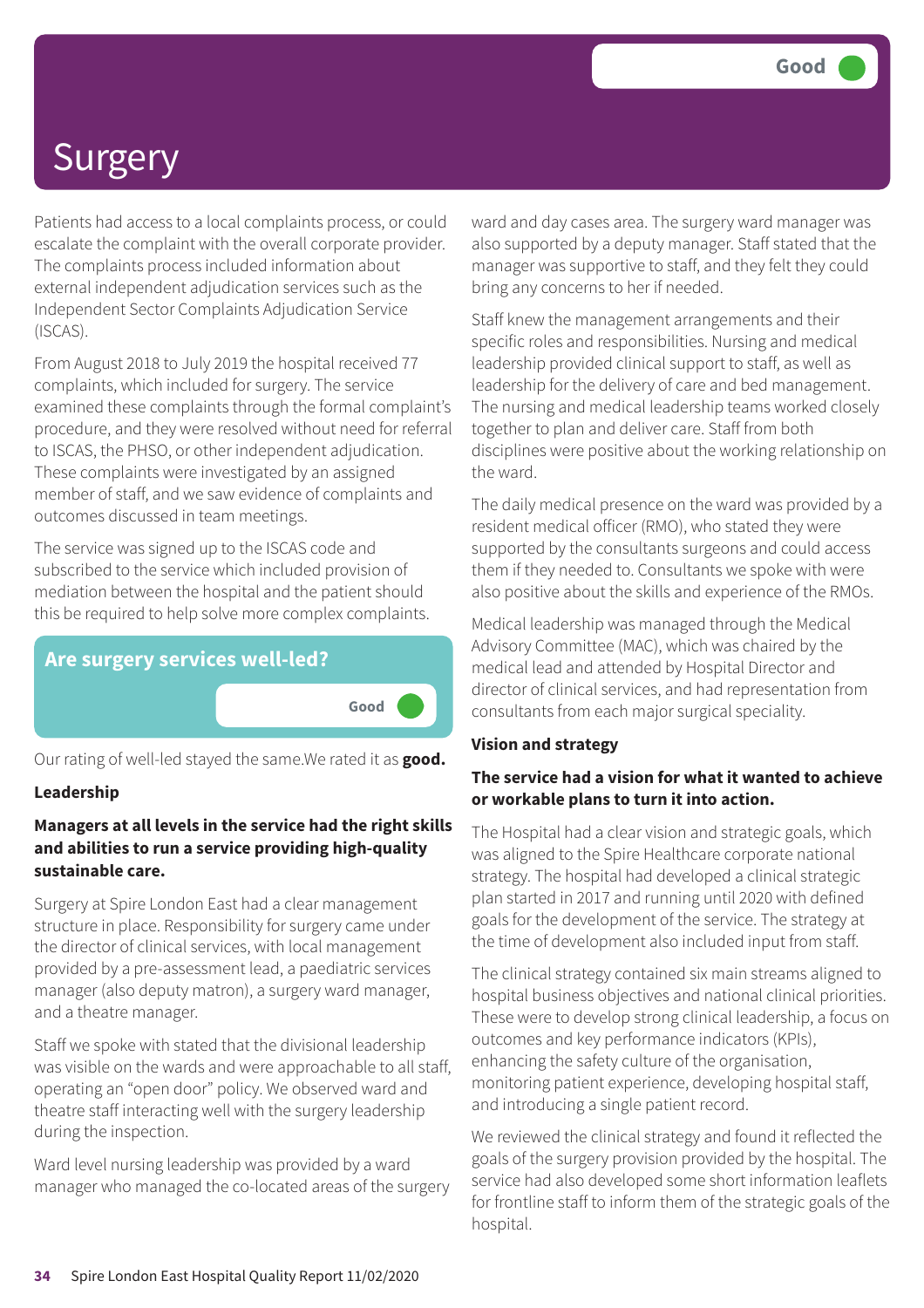# Surgery

Good

Patients had access to a local complaints process, or could escalate the complaint with the overall corporate provider. The complaints process included information about external independent adjudication services such as the Independent Sector Complaints Adjudication Service (ISCAS).

From August 2018 to July 2019 the hospital received 77 complaints, which included for surgery. The service examined these complaints through the formal complaint's procedure, and they were resolved without need for referral to ISCAS, the PHSO, or other independent adjudication. These complaints were investigated by an assigned member of staff, and we saw evidence of complaints and outcomes discussed in team meetings.

The service was signed up to the ISCAS code and subscribed to the service which included provision of mediation between the hospital and the patient should this be required to help solve more complex complaints.

## Are surgery services well-led?

Good

Our rating of well-led stayed the same.We rated it as **good.**

### Leadership

**Managers at all levels in the service had the right skills and abilities to run a service providing high-quality sustainable care.**

Surgery at Spire London East had a clear management structure in place. Responsibility for surgery came under the director of clinical services, with local management provided by a pre-assessment lead, a paediatric services manager (also deputy matron), a surgery ward manager, and a theatre manager.

Staff we spoke with stated that the divisional leadership was visible on the wards and were approachable to all staff, operating an "open door" policy. We observed ward and theatre staff interacting well with the surgery leadership during the inspection.

Ward level nursing leadership was provided by a ward manager who managed the co-located areas of the surgery ward and day cases area. The surgery ward manager was also supported by a deputy manager. Staff stated that the manager was supportive to staff, and they felt they could bring any concerns to her if needed.

Staff knew the management arrangements and their specific roles and responsibilities. Nursing and medical leadership provided clinical support to staff, as well as leadership for the delivery of care and bed management. The nursing and medical leadership teams worked closely together to plan and deliver care. Staff from both disciplines were positive about the working relationship on the ward.

The daily medical presence on the ward was provided by a resident medical officer (RMO), who stated they were supported by the consultants surgeons and could access them if they needed to. Consultants we spoke with were also positive about the skills and experience of the RMOs.

Medical leadership was managed through the Medical Advisory Committee (MAC), which was chaired by the medical lead and attended by Hospital Director and director of clinical services, and had representation from consultants from each major surgical speciality.

### Vision and strategy

**The service had a vision for what it wanted to achieve or workable plans to turn it into action.**

The Hospital had a clear vision and strategic goals, which was aligned to the Spire Healthcare corporate national strategy. The hospital had developed a clinical strategic plan started in 2017 and running until 2020 with defined goals for the development of the service. The strategy at the time of development also included input from staff.

The clinical strategy contained six main streams aligned to hospital business objectives and national clinical priorities. These were to develop strong clinical leadership, a focus on outcomes and key performance indicators (KPIs), enhancing the safety culture of the organisation, monitoring patient experience, developing hospital staff, and introducing a single patient record.

We reviewed the clinical strategy and found it reflected the goals of the surgery provision provided by the hospital. The service had also developed some short information leaflets for frontline staff to inform them of the strategic goals of the hospital.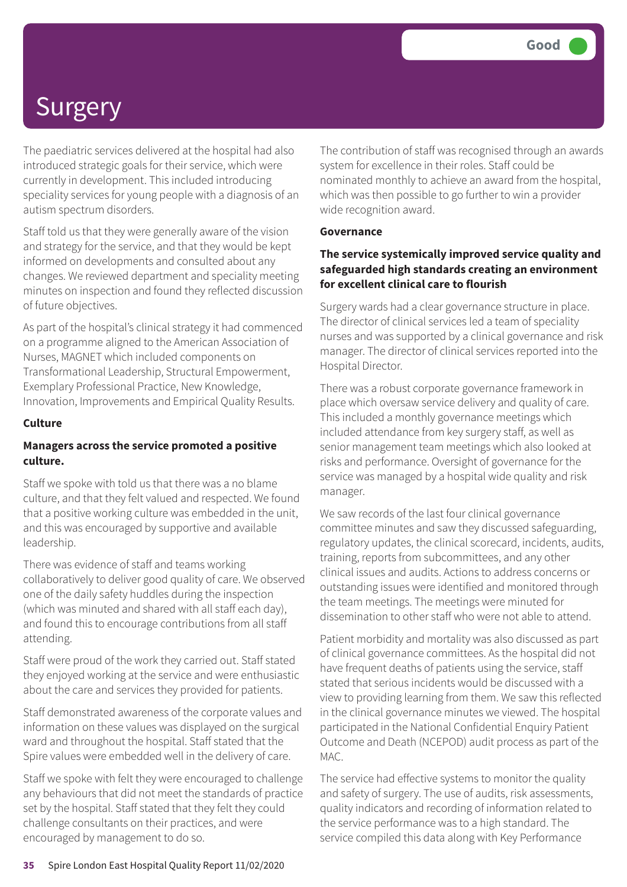# Surgery

Good

The paediatric services delivered at the hospital had also introduced strategic goals for their service, which were currently in development. This included introducing speciality services for young people with a diagnosis of an autism spectrum disorders.

Staff told us that they were generally aware of the vision and strategy for the service, and that they would be kept informed on developments and consulted about any changes. We reviewed department and speciality meeting minutes on inspection and found they reflected discussion of future objectives.

As part of the hospital's clinical strategy it had commenced on a programme aligned to the American Association of Nurses, MAGNET which included components on Transformational Leadership, Structural Empowerment, Exemplary Professional Practice, New Knowledge, Innovation, Improvements and Empirical Quality Results.

**Culture**

**Managers across the service promoted a positive culture.**

Staff we spoke with told us that there was a no blame culture, and that they felt valued and respected. We found that a positive working culture was embedded in the unit, and this was encouraged by supportive and available leadership.

There was evidence of staff and teams working collaboratively to deliver good quality of care. We observed one of the daily safety huddles during the inspection (which was minuted and shared with all staff each day), and found this to encourage contributions from all staff attending.

Staff were proud of the work they carried out. Staff stated they enjoyed working at the service and were enthusiastic about the care and services they provided for patients.

Staff demonstrated awareness of the corporate values and information on these values was displayed on the surgical ward and throughout the hospital. Staff stated that the Spire values were embedded well in the delivery of care.

Staff we spoke with felt they were encouraged to challenge any behaviours that did not meet the standards of practice set by the hospital. Staff stated that they felt they could challenge consultants on their practices, and were encouraged by management to do so.

The contribution of staff was recognised through an awards system for excellence in their roles. Staff could be nominated monthly to achieve an award from the hospital, which was then possible to go further to win a provider wide recognition award.

**Governance**

**The service systemically improved service quality and safeguarded high standards creating an environment for excellent clinical care to flourish**

Surgery wards had a clear governance structure in place. The director of clinical services led a team of speciality nurses and was supported by a clinical governance and risk manager. The director of clinical services reported into the Hospital Director.

There was a robust corporate governance framework in place which oversaw service delivery and quality of care. This included a monthly governance meetings which included attendance from key surgery staff, as well as senior management team meetings which also looked at risks and performance. Oversight of governance for the service was managed by a hospital wide quality and risk manager.

We saw records of the last four clinical governance committee minutes and saw they discussed safeguarding, regulatory updates, the clinical scorecard, incidents, audits, training, reports from subcommittees, and any other clinical issues and audits. Actions to address concerns or outstanding issues were identified and monitored through the team meetings. The meetings were minuted for dissemination to other staff who were not able to attend.

Patient morbidity and mortality was also discussed as part of clinical governance committees. As the hospital did not have frequent deaths of patients using the service, staff stated that serious incidents would be discussed with a view to providing learning from them. We saw this reflected in the clinical governance minutes we viewed. The hospital participated in the National Confidential Enquiry Patient Outcome and Death (NCEPOD) audit process as part of the MAC.

The service had effective systems to monitor the quality and safety of surgery. The use of audits, risk assessments, quality indicators and recording of information related to the service performance was to a high standard. The service compiled this data along with Key Performance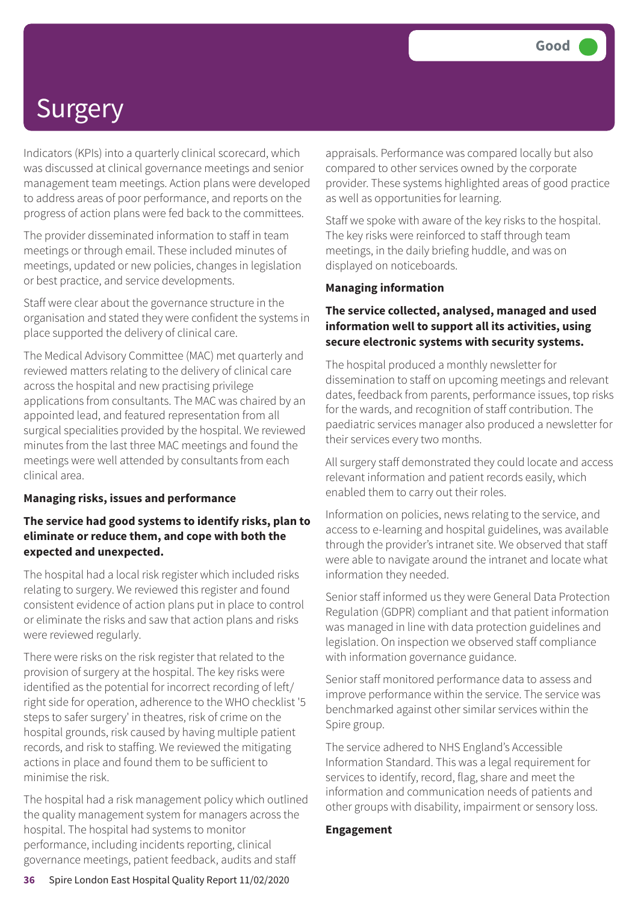# Surgery

Good

Indicators (KPIs) into a quarterly clinical scorecard, which was discussed at clinical governance meetings and senior management team meetings. Action plans were developed to address areas of poor performance, and reports on the progress of action plans were fed back to the committees.

The provider disseminated information to staff in team meetings or through email. These included minutes of meetings, updated or new policies, changes in legislation or best practice, and service developments.

Staff were clear about the governance structure in the organisation and stated they were confident the systems in place supported the delivery of clinical care.

The Medical Advisory Committee (MAC) met quarterly and reviewed matters relating to the delivery of clinical care across the hospital and new practising privilege applications from consultants. The MAC was chaired by an appointed lead, and featured representation from all surgical specialities provided by the hospital. We reviewed minutes from the last three MAC meetings and found the meetings were well attended by consultants from each clinical area.

**Managing risks, issues and performance**

**The service had good systems to identify risks, plan to eliminate or reduce them, and cope with both the expected and unexpected.**

The hospital had a local risk register which included risks relating to surgery. We reviewed this register and found consistent evidence of action plans put in place to control or eliminate the risks and saw that action plans and risks were reviewed regularly.

There were risks on the risk register that related to the provision of surgery at the hospital. The key risks were identified as the potential for incorrect recording of left/right side for operation, adherence to the WHO checklist '5 steps to safer surgery' in theatres, risk of crime on the hospital grounds, risk caused by having multiple patient records, and risk to staffing. We reviewed the mitigating actions in place and found them to be sufficient to minimise the risk.

The hospital had a risk management policy which outlined the quality management system for managers across the hospital. The hospital had systems to monitor performance, including incidents reporting, clinical governance meetings, patient feedback, audits and staff appraisals. Performance was compared locally but also compared to other services owned by the corporate provider. These systems highlighted areas of good practice as well as opportunities for learning.

Staff we spoke with aware of the key risks to the hospital. The key risks were reinforced to staff through team meetings, in the daily briefing huddle, and was on displayed on noticeboards.

**Managing information**

**The service collected, analysed, managed and used information well to support all its activities, using secure electronic systems with security systems.**

The hospital produced a monthly newsletter for dissemination to staff on upcoming meetings and relevant dates, feedback from parents, performance issues, top risks for the wards, and recognition of staff contribution. The paediatric services manager also produced a newsletter for their services every two months.

All surgery staff demonstrated they could locate and access relevant information and patient records easily, which enabled them to carry out their roles.

Information on policies, news relating to the service, and access to e-learning and hospital guidelines, was available through the provider's intranet site. We observed that staff were able to navigate around the intranet and locate what information they needed.

Senior staff informed us they were General Data Protection Regulation (GDPR) compliant and that patient information was managed in line with data protection guidelines and legislation. On inspection we observed staff compliance with information governance guidance.

Senior staff monitored performance data to assess and improve performance within the service. The service was benchmarked against other similar services within the Spire group.

The service adhered to NHS England's Accessible Information Standard. This was a legal requirement for services to identify, record, flag, share and meet the information and communication needs of patients and other groups with disability, impairment or sensory loss.

**Engagement**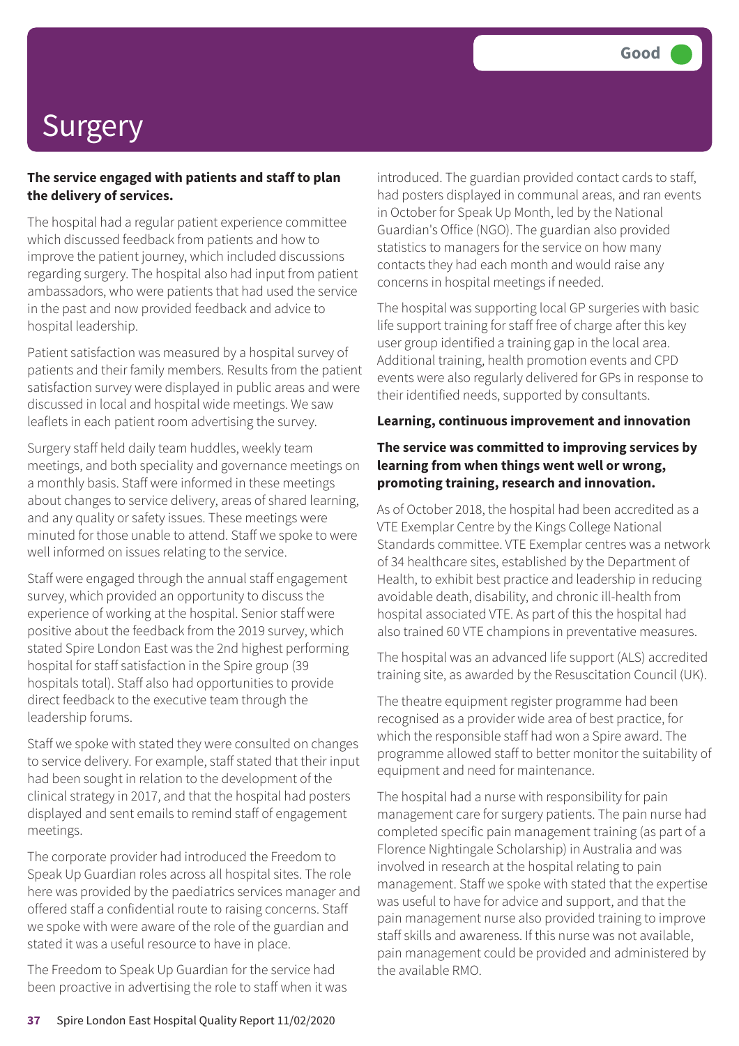# Surgery

Good

**The service engaged with patients and staff to plan the delivery of services.**

The hospital had a regular patient experience committee which discussed feedback from patients and how to improve the patient journey, which included discussions regarding surgery. The hospital also had input from patient ambassadors, who were patients that had used the service in the past and now provided feedback and advice to hospital leadership.

Patient satisfaction was measured by a hospital survey of patients and their family members. Results from the patient satisfaction survey were displayed in public areas and were discussed in local and hospital wide meetings. We saw leaflets in each patient room advertising the survey.

Surgery staff held daily team huddles, weekly team meetings, and both speciality and governance meetings on a monthly basis. Staff were informed in these meetings about changes to service delivery, areas of shared learning, and any quality or safety issues. These meetings were minuted for those unable to attend. Staff we spoke to were well informed on issues relating to the service.

Staff were engaged through the annual staff engagement survey, which provided an opportunity to discuss the experience of working at the hospital. Senior staff were positive about the feedback from the 2019 survey, which stated Spire London East was the 2nd highest performing hospital for staff satisfaction in the Spire group (39 hospitals total). Staff also had opportunities to provide direct feedback to the executive team through the leadership forums.

Staff we spoke with stated they were consulted on changes to service delivery. For example, staff stated that their input had been sought in relation to the development of the clinical strategy in 2017, and that the hospital had posters displayed and sent emails to remind staff of engagement meetings.

The corporate provider had introduced the Freedom to Speak Up Guardian roles across all hospital sites. The role here was provided by the paediatrics services manager and offered staff a confidential route to raising concerns. Staff we spoke with were aware of the role of the guardian and stated it was a useful resource to have in place.

The Freedom to Speak Up Guardian for the service had been proactive in advertising the role to staff when it was introduced. The guardian provided contact cards to staff, had posters displayed in communal areas, and ran events in October for Speak Up Month, led by the National Guardian's Office (NGO). The guardian also provided statistics to managers for the service on how many contacts they had each month and would raise any concerns in hospital meetings if needed.

The hospital was supporting local GP surgeries with basic life support training for staff free of charge after this key user group identified a training gap in the local area. Additional training, health promotion events and CPD events were also regularly delivered for GPs in response to their identified needs, supported by consultants.

**Learning, continuous improvement and innovation**

**The service was committed to improving services by learning from when things went well or wrong, promoting training, research and innovation.**

As of October 2018, the hospital had been accredited as a VTE Exemplar Centre by the Kings College National Standards committee. VTE Exemplar centres was a network of 34 healthcare sites, established by the Department of Health, to exhibit best practice and leadership in reducing avoidable death, disability, and chronic ill-health from hospital associated VTE. As part of this the hospital had also trained 60 VTE champions in preventative measures.

The hospital was an advanced life support (ALS) accredited training site, as awarded by the Resuscitation Council (UK).

The theatre equipment register programme had been recognised as a provider wide area of best practice, for which the responsible staff had won a Spire award. The programme allowed staff to better monitor the suitability of equipment and need for maintenance.

The hospital had a nurse with responsibility for pain management care for surgery patients. The pain nurse had completed specific pain management training (as part of a Florence Nightingale Scholarship) in Australia and was involved in research at the hospital relating to pain management. Staff we spoke with stated that the expertise was useful to have for advice and support, and that the pain management nurse also provided training to improve staff skills and awareness. If this nurse was not available, pain management could be provided and administered by the available RMO.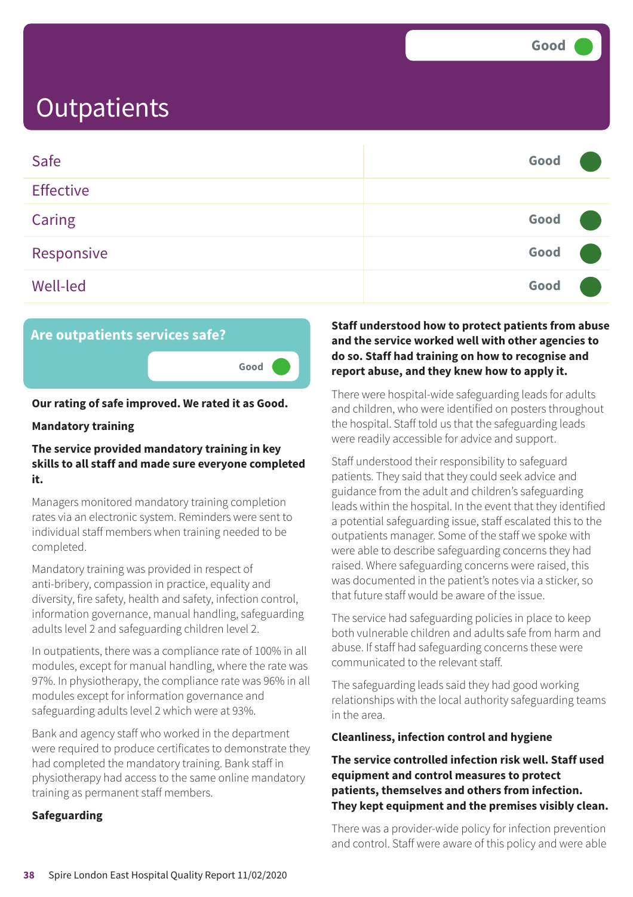# Outpatients

Good

| | |
|---|---|
| Safe | Good |
| Effective | |
| Caring | Good |
| Responsive | Good |
| Well-led | Good |

## Are outpatients services safe?

Good

**Our rating of safe improved. We rated it as Good.**

**Mandatory training**

**The service provided mandatory training in key skills to all staff and made sure everyone completed it.**

Managers monitored mandatory training completion rates via an electronic system. Reminders were sent to individual staff members when training needed to be completed.

Mandatory training was provided in respect of anti-bribery, compassion in practice, equality and diversity, fire safety, health and safety, infection control, information governance, manual handling, safeguarding adults level 2 and safeguarding children level 2.

In outpatients, there was a compliance rate of 100% in all modules, except for manual handling, where the rate was 97%. In physiotherapy, the compliance rate was 96% in all modules except for information governance and safeguarding adults level 2 which were at 93%.

Bank and agency staff who worked in the department were required to produce certificates to demonstrate they had completed the mandatory training. Bank staff in physiotherapy had access to the same online mandatory training as permanent staff members.

**Safeguarding**

**Staff understood how to protect patients from abuse and the service worked well with other agencies to do so. Staff had training on how to recognise and report abuse, and they knew how to apply it.**

There were hospital-wide safeguarding leads for adults and children, who were identified on posters throughout the hospital. Staff told us that the safeguarding leads were readily accessible for advice and support.

Staff understood their responsibility to safeguard patients. They said that they could seek advice and guidance from the adult and children's safeguarding leads within the hospital. In the event that they identified a potential safeguarding issue, staff escalated this to the outpatients manager. Some of the staff we spoke with were able to describe safeguarding concerns they had raised. Where safeguarding concerns were raised, this was documented in the patient's notes via a sticker, so that future staff would be aware of the issue.

The service had safeguarding policies in place to keep both vulnerable children and adults safe from harm and abuse. If staff had safeguarding concerns these were communicated to the relevant staff.

The safeguarding leads said they had good working relationships with the local authority safeguarding teams in the area.

**Cleanliness, infection control and hygiene**

**The service controlled infection risk well. Staff used equipment and control measures to protect patients, themselves and others from infection. They kept equipment and the premises visibly clean.**

There was a provider-wide policy for infection prevention and control. Staff were aware of this policy and were able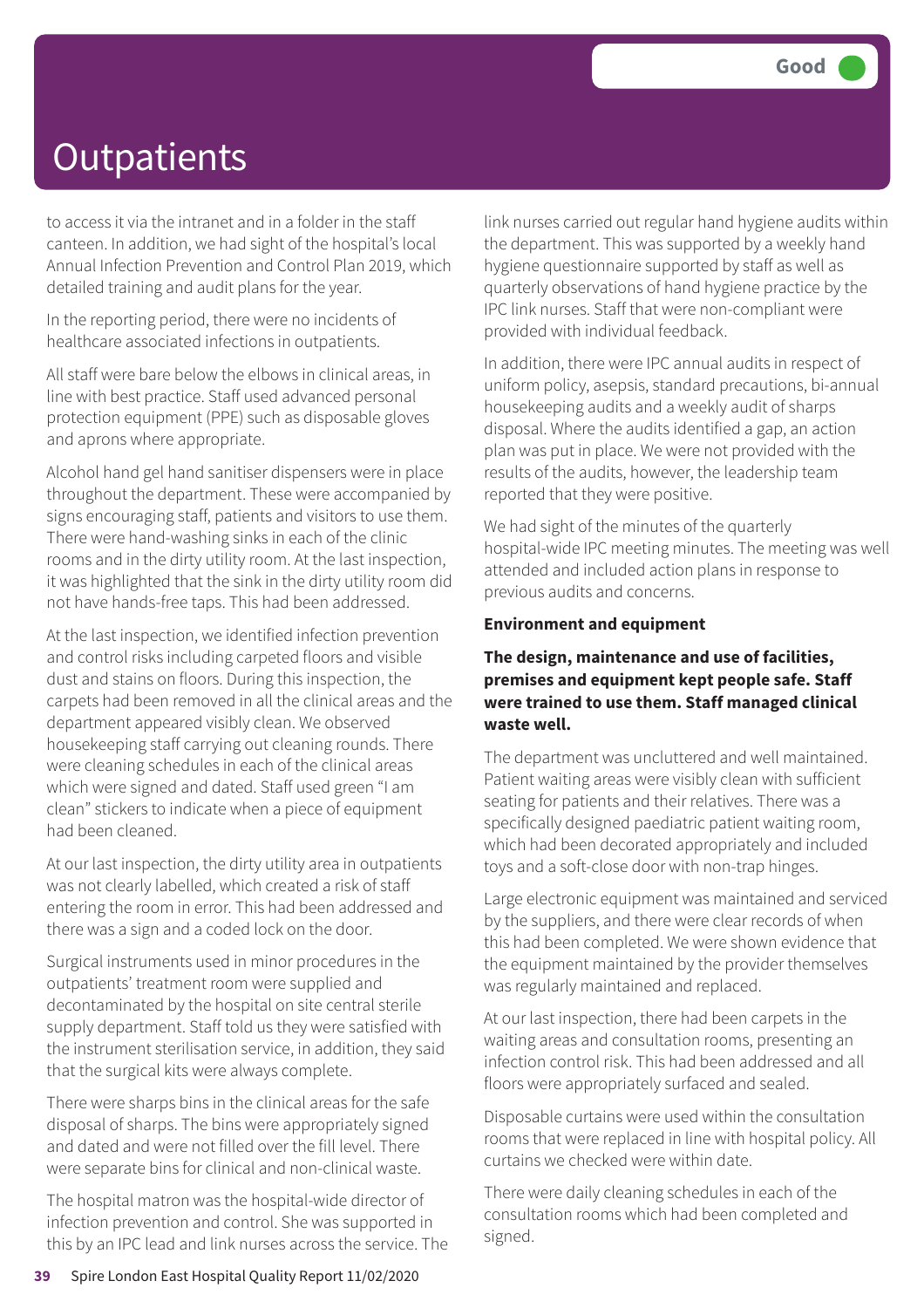# Outpatients

Good

to access it via the intranet and in a folder in the staff canteen. In addition, we had sight of the hospital's local Annual Infection Prevention and Control Plan 2019, which detailed training and audit plans for the year.

In the reporting period, there were no incidents of healthcare associated infections in outpatients.

All staff were bare below the elbows in clinical areas, in line with best practice. Staff used advanced personal protection equipment (PPE) such as disposable gloves and aprons where appropriate.

Alcohol hand gel hand sanitiser dispensers were in place throughout the department. These were accompanied by signs encouraging staff, patients and visitors to use them. There were hand-washing sinks in each of the clinic rooms and in the dirty utility room. At the last inspection, it was highlighted that the sink in the dirty utility room did not have hands-free taps. This had been addressed.

At the last inspection, we identified infection prevention and control risks including carpeted floors and visible dust and stains on floors. During this inspection, the carpets had been removed in all the clinical areas and the department appeared visibly clean. We observed housekeeping staff carrying out cleaning rounds. There were cleaning schedules in each of the clinical areas which were signed and dated. Staff used green "I am clean" stickers to indicate when a piece of equipment had been cleaned.

At our last inspection, the dirty utility area in outpatients was not clearly labelled, which created a risk of staff entering the room in error. This had been addressed and there was a sign and a coded lock on the door.

Surgical instruments used in minor procedures in the outpatients' treatment room were supplied and decontaminated by the hospital on site central sterile supply department. Staff told us they were satisfied with the instrument sterilisation service, in addition, they said that the surgical kits were always complete.

There were sharps bins in the clinical areas for the safe disposal of sharps. The bins were appropriately signed and dated and were not filled over the fill level. There were separate bins for clinical and non-clinical waste.

The hospital matron was the hospital-wide director of infection prevention and control. She was supported in this by an IPC lead and link nurses across the service. The link nurses carried out regular hand hygiene audits within the department. This was supported by a weekly hand hygiene questionnaire supported by staff as well as quarterly observations of hand hygiene practice by the IPC link nurses. Staff that were non-compliant were provided with individual feedback.

In addition, there were IPC annual audits in respect of uniform policy, asepsis, standard precautions, bi-annual housekeeping audits and a weekly audit of sharps disposal. Where the audits identified a gap, an action plan was put in place. We were not provided with the results of the audits, however, the leadership team reported that they were positive.

We had sight of the minutes of the quarterly hospital-wide IPC meeting minutes. The meeting was well attended and included action plans in response to previous audits and concerns.

**Environment and equipment**

**The design, maintenance and use of facilities, premises and equipment kept people safe. Staff were trained to use them. Staff managed clinical waste well.**

The department was uncluttered and well maintained. Patient waiting areas were visibly clean with sufficient seating for patients and their relatives. There was a specifically designed paediatric patient waiting room, which had been decorated appropriately and included toys and a soft-close door with non-trap hinges.

Large electronic equipment was maintained and serviced by the suppliers, and there were clear records of when this had been completed. We were shown evidence that the equipment maintained by the provider themselves was regularly maintained and replaced.

At our last inspection, there had been carpets in the waiting areas and consultation rooms, presenting an infection control risk. This had been addressed and all floors were appropriately surfaced and sealed.

Disposable curtains were used within the consultation rooms that were replaced in line with hospital policy. All curtains we checked were within date.

There were daily cleaning schedules in each of the consultation rooms which had been completed and signed.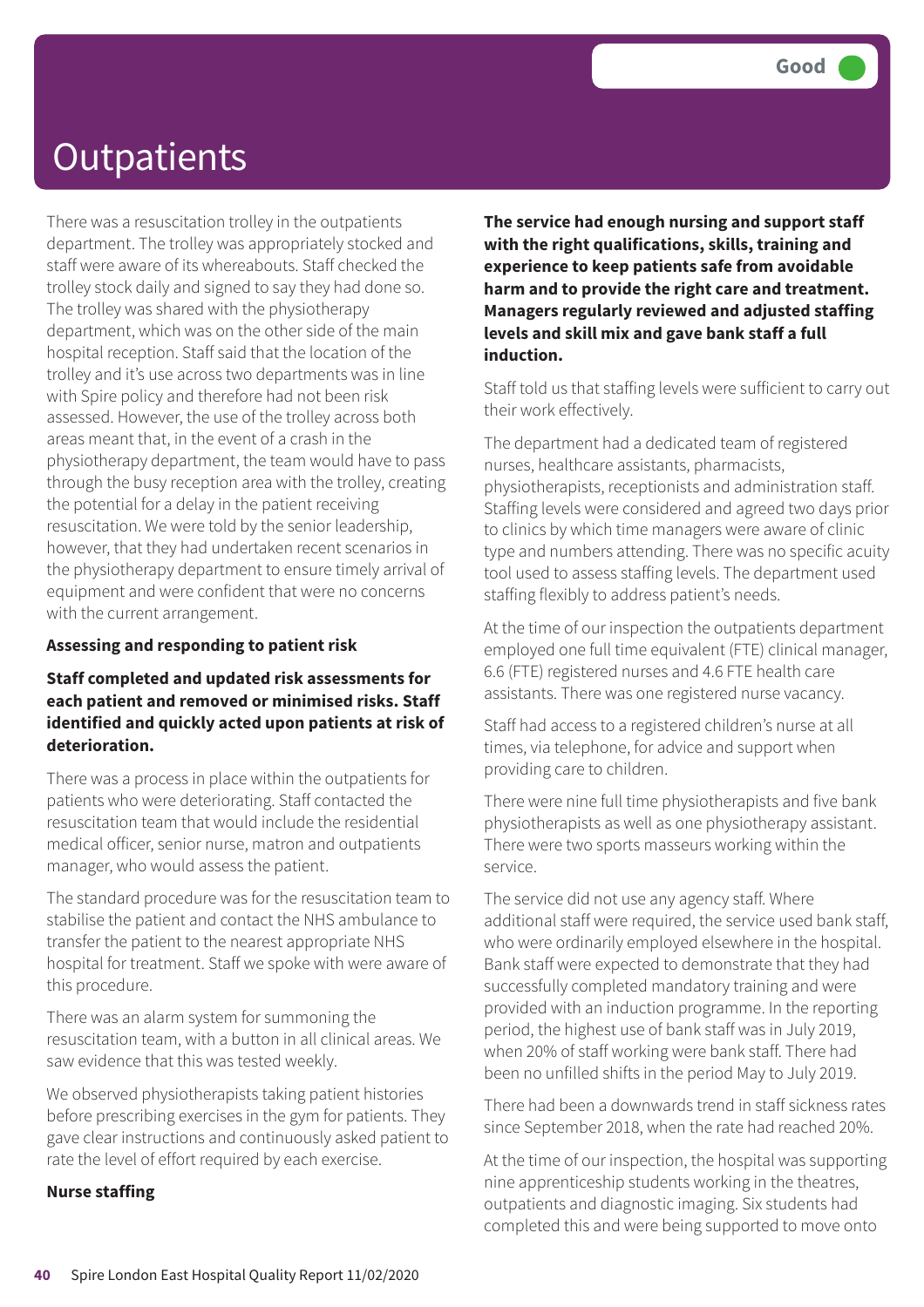# Outpatients

Good

There was a resuscitation trolley in the outpatients department. The trolley was appropriately stocked and staff were aware of its whereabouts. Staff checked the trolley stock daily and signed to say they had done so. The trolley was shared with the physiotherapy department, which was on the other side of the main hospital reception. Staff said that the location of the trolley and it's use across two departments was in line with Spire policy and therefore had not been risk assessed. However, the use of the trolley across both areas meant that, in the event of a crash in the physiotherapy department, the team would have to pass through the busy reception area with the trolley, creating the potential for a delay in the patient receiving resuscitation. We were told by the senior leadership, however, that they had undertaken recent scenarios in the physiotherapy department to ensure timely arrival of equipment and were confident that were no concerns with the current arrangement.

**Assessing and responding to patient risk**

**Staff completed and updated risk assessments for each patient and removed or minimised risks. Staff identified and quickly acted upon patients at risk of deterioration.**

There was a process in place within the outpatients for patients who were deteriorating. Staff contacted the resuscitation team that would include the residential medical officer, senior nurse, matron and outpatients manager, who would assess the patient.

The standard procedure was for the resuscitation team to stabilise the patient and contact the NHS ambulance to transfer the patient to the nearest appropriate NHS hospital for treatment. Staff we spoke with were aware of this procedure.

There was an alarm system for summoning the resuscitation team, with a button in all clinical areas. We saw evidence that this was tested weekly.

We observed physiotherapists taking patient histories before prescribing exercises in the gym for patients. They gave clear instructions and continuously asked patient to rate the level of effort required by each exercise.

**Nurse staffing**

**The service had enough nursing and support staff with the right qualifications, skills, training and experience to keep patients safe from avoidable harm and to provide the right care and treatment. Managers regularly reviewed and adjusted staffing levels and skill mix and gave bank staff a full induction.**

Staff told us that staffing levels were sufficient to carry out their work effectively.

The department had a dedicated team of registered nurses, healthcare assistants, pharmacists, physiotherapists, receptionists and administration staff. Staffing levels were considered and agreed two days prior to clinics by which time managers were aware of clinic type and numbers attending. There was no specific acuity tool used to assess staffing levels. The department used staffing flexibly to address patient's needs.

At the time of our inspection the outpatients department employed one full time equivalent (FTE) clinical manager, 6.6 (FTE) registered nurses and 4.6 FTE health care assistants. There was one registered nurse vacancy.

Staff had access to a registered children's nurse at all times, via telephone, for advice and support when providing care to children.

There were nine full time physiotherapists and five bank physiotherapists as well as one physiotherapy assistant. There were two sports masseurs working within the service.

The service did not use any agency staff. Where additional staff were required, the service used bank staff, who were ordinarily employed elsewhere in the hospital. Bank staff were expected to demonstrate that they had successfully completed mandatory training and were provided with an induction programme. In the reporting period, the highest use of bank staff was in July 2019, when 20% of staff working were bank staff. There had been no unfilled shifts in the period May to July 2019.

There had been a downwards trend in staff sickness rates since September 2018, when the rate had reached 20%.

At the time of our inspection, the hospital was supporting nine apprenticeship students working in the theatres, outpatients and diagnostic imaging. Six students had completed this and were being supported to move onto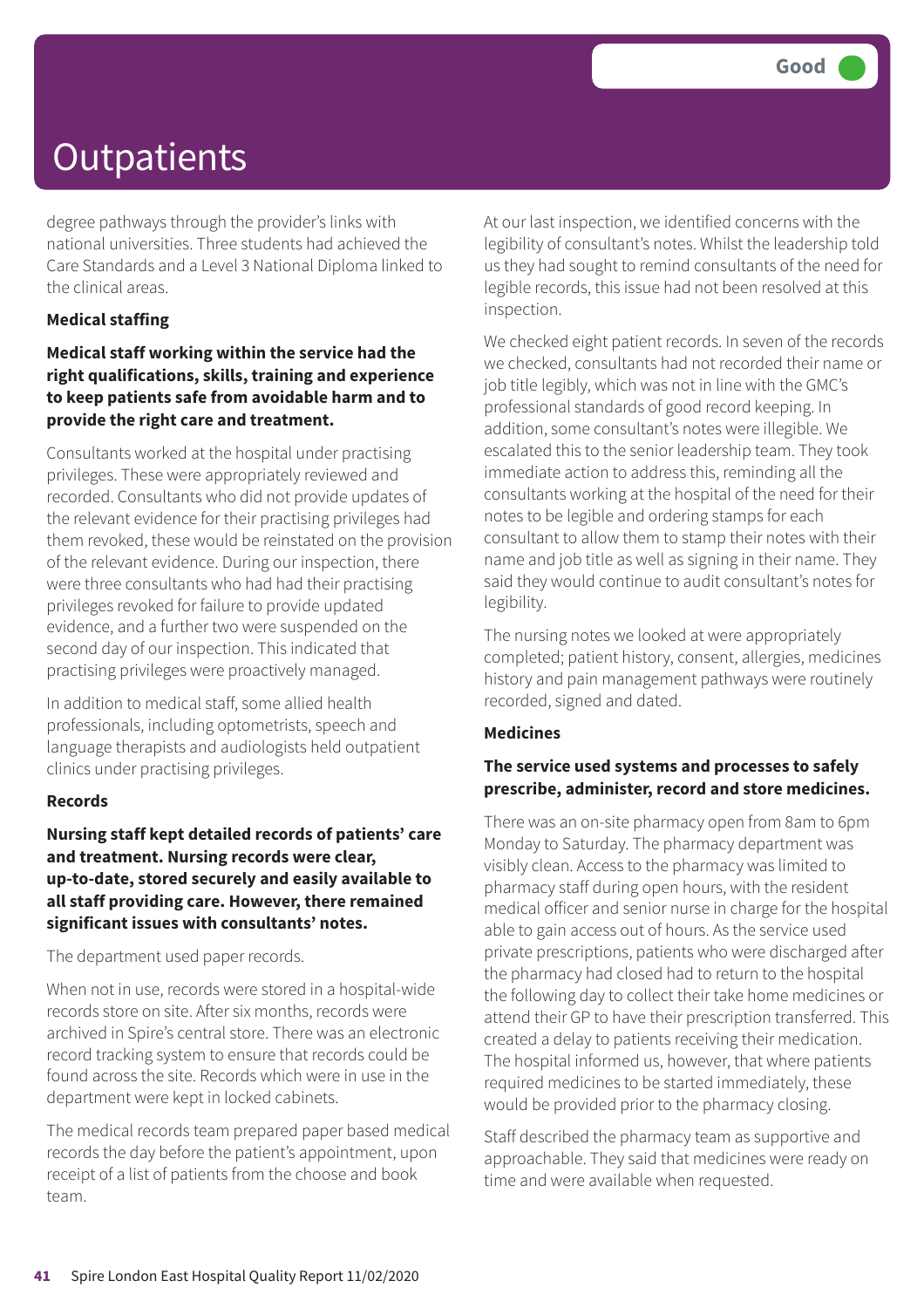Good

# Outpatients

degree pathways through the provider's links with national universities. Three students had achieved the Care Standards and a Level 3 National Diploma linked to the clinical areas.

**Medical staffing**

**Medical staff working within the service had the right qualifications, skills, training and experience to keep patients safe from avoidable harm and to provide the right care and treatment.**

Consultants worked at the hospital under practising privileges. These were appropriately reviewed and recorded. Consultants who did not provide updates of the relevant evidence for their practising privileges had them revoked, these would be reinstated on the provision of the relevant evidence. During our inspection, there were three consultants who had had their practising privileges revoked for failure to provide updated evidence, and a further two were suspended on the second day of our inspection. This indicated that practising privileges were proactively managed.

In addition to medical staff, some allied health professionals, including optometrists, speech and language therapists and audiologists held outpatient clinics under practising privileges.

**Records**

**Nursing staff kept detailed records of patients' care and treatment. Nursing records were clear, up-to-date, stored securely and easily available to all staff providing care. However, there remained significant issues with consultants' notes.**

The department used paper records.

When not in use, records were stored in a hospital-wide records store on site. After six months, records were archived in Spire's central store. There was an electronic record tracking system to ensure that records could be found across the site. Records which were in use in the department were kept in locked cabinets.

The medical records team prepared paper based medical records the day before the patient's appointment, upon receipt of a list of patients from the choose and book team.

At our last inspection, we identified concerns with the legibility of consultant's notes. Whilst the leadership told us they had sought to remind consultants of the need for legible records, this issue had not been resolved at this inspection.

We checked eight patient records. In seven of the records we checked, consultants had not recorded their name or job title legibly, which was not in line with the GMC's professional standards of good record keeping. In addition, some consultant's notes were illegible. We escalated this to the senior leadership team. They took immediate action to address this, reminding all the consultants working at the hospital of the need for their notes to be legible and ordering stamps for each consultant to allow them to stamp their notes with their name and job title as well as signing in their name. They said they would continue to audit consultant's notes for legibility.

The nursing notes we looked at were appropriately completed; patient history, consent, allergies, medicines history and pain management pathways were routinely recorded, signed and dated.

**Medicines**

**The service used systems and processes to safely prescribe, administer, record and store medicines.**

There was an on-site pharmacy open from 8am to 6pm Monday to Saturday. The pharmacy department was visibly clean. Access to the pharmacy was limited to pharmacy staff during open hours, with the resident medical officer and senior nurse in charge for the hospital able to gain access out of hours. As the service used private prescriptions, patients who were discharged after the pharmacy had closed had to return to the hospital the following day to collect their take home medicines or attend their GP to have their prescription transferred. This created a delay to patients receiving their medication. The hospital informed us, however, that where patients required medicines to be started immediately, these would be provided prior to the pharmacy closing.

Staff described the pharmacy team as supportive and approachable. They said that medicines were ready on time and were available when requested.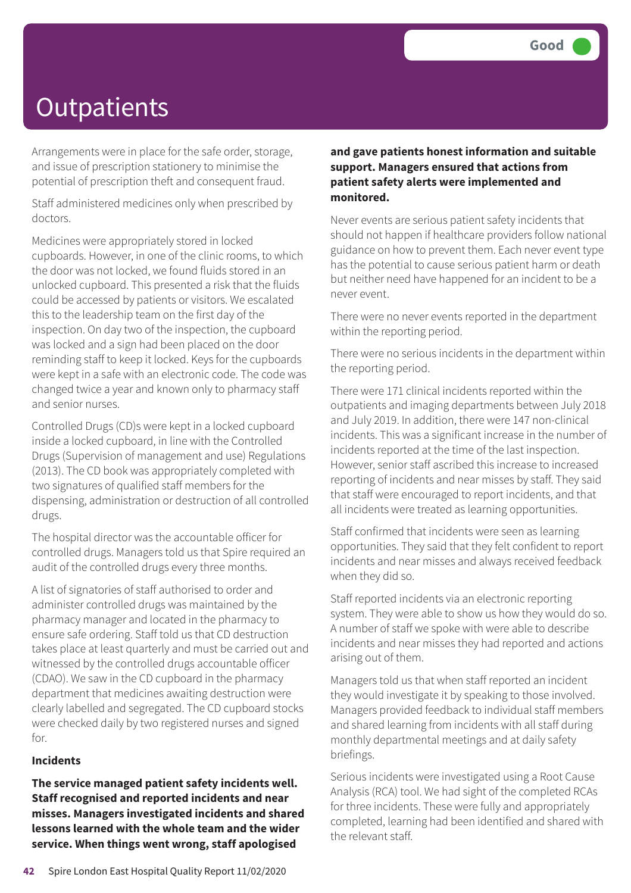# Outpatients

Good

Arrangements were in place for the safe order, storage, and issue of prescription stationery to minimise the potential of prescription theft and consequent fraud.

Staff administered medicines only when prescribed by doctors.

Medicines were appropriately stored in locked cupboards. However, in one of the clinic rooms, to which the door was not locked, we found fluids stored in an unlocked cupboard. This presented a risk that the fluids could be accessed by patients or visitors. We escalated this to the leadership team on the first day of the inspection. On day two of the inspection, the cupboard was locked and a sign had been placed on the door reminding staff to keep it locked. Keys for the cupboards were kept in a safe with an electronic code. The code was changed twice a year and known only to pharmacy staff and senior nurses.

Controlled Drugs (CD)s were kept in a locked cupboard inside a locked cupboard, in line with the Controlled Drugs (Supervision of management and use) Regulations (2013). The CD book was appropriately completed with two signatures of qualified staff members for the dispensing, administration or destruction of all controlled drugs.

The hospital director was the accountable officer for controlled drugs. Managers told us that Spire required an audit of the controlled drugs every three months.

A list of signatories of staff authorised to order and administer controlled drugs was maintained by the pharmacy manager and located in the pharmacy to ensure safe ordering. Staff told us that CD destruction takes place at least quarterly and must be carried out and witnessed by the controlled drugs accountable officer (CDAO). We saw in the CD cupboard in the pharmacy department that medicines awaiting destruction were clearly labelled and segregated. The CD cupboard stocks were checked daily by two registered nurses and signed for.

### Incidents

**The service managed patient safety incidents well. Staff recognised and reported incidents and near misses. Managers investigated incidents and shared lessons learned with the whole team and the wider service. When things went wrong, staff apologised and gave patients honest information and suitable support. Managers ensured that actions from patient safety alerts were implemented and monitored.**

Never events are serious patient safety incidents that should not happen if healthcare providers follow national guidance on how to prevent them. Each never event type has the potential to cause serious patient harm or death but neither need have happened for an incident to be a never event.

There were no never events reported in the department within the reporting period.

There were no serious incidents in the department within the reporting period.

There were 171 clinical incidents reported within the outpatients and imaging departments between July 2018 and July 2019. In addition, there were 147 non-clinical incidents. This was a significant increase in the number of incidents reported at the time of the last inspection. However, senior staff ascribed this increase to increased reporting of incidents and near misses by staff. They said that staff were encouraged to report incidents, and that all incidents were treated as learning opportunities.

Staff confirmed that incidents were seen as learning opportunities. They said that they felt confident to report incidents and near misses and always received feedback when they did so.

Staff reported incidents via an electronic reporting system. They were able to show us how they would do so. A number of staff we spoke with were able to describe incidents and near misses they had reported and actions arising out of them.

Managers told us that when staff reported an incident they would investigate it by speaking to those involved. Managers provided feedback to individual staff members and shared learning from incidents with all staff during monthly departmental meetings and at daily safety briefings.

Serious incidents were investigated using a Root Cause Analysis (RCA) tool. We had sight of the completed RCAs for three incidents. These were fully and appropriately completed, learning had been identified and shared with the relevant staff.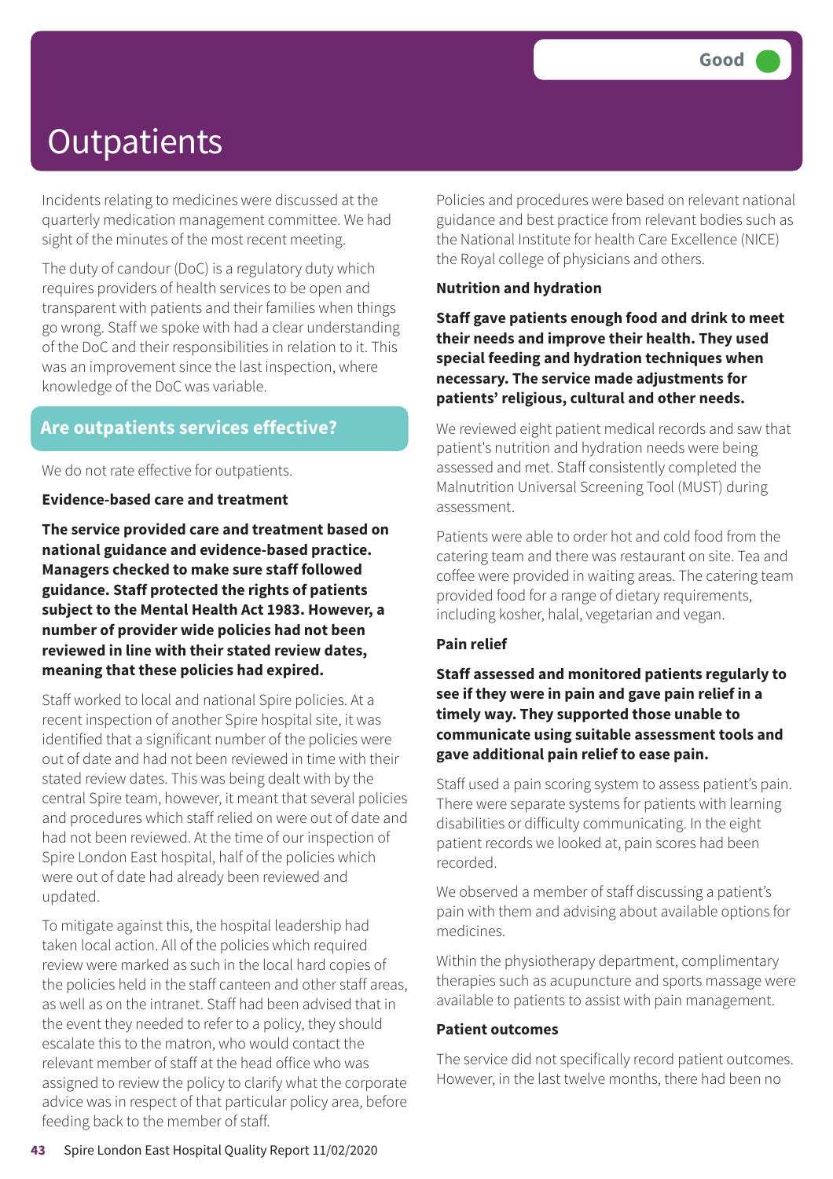# Outpatients

Good

Incidents relating to medicines were discussed at the quarterly medication management committee. We had sight of the minutes of the most recent meeting.

The duty of candour (DoC) is a regulatory duty which requires providers of health services to be open and transparent with patients and their families when things go wrong. Staff we spoke with had a clear understanding of the DoC and their responsibilities in relation to it. This was an improvement since the last inspection, where knowledge of the DoC was variable.

## Are outpatients services effective?

We do not rate effective for outpatients.

**Evidence-based care and treatment**

**The service provided care and treatment based on national guidance and evidence-based practice. Managers checked to make sure staff followed guidance. Staff protected the rights of patients subject to the Mental Health Act 1983. However, a number of provider wide policies had not been reviewed in line with their stated review dates, meaning that these policies had expired.**

Staff worked to local and national Spire policies. At a recent inspection of another Spire hospital site, it was identified that a significant number of the policies were out of date and had not been reviewed in time with their stated review dates. This was being dealt with by the central Spire team, however, it meant that several policies and procedures which staff relied on were out of date and had not been reviewed. At the time of our inspection of Spire London East hospital, half of the policies which were out of date had already been reviewed and updated.

To mitigate against this, the hospital leadership had taken local action. All of the policies which required review were marked as such in the local hard copies of the policies held in the staff canteen and other staff areas, as well as on the intranet. Staff had been advised that in the event they needed to refer to a policy, they should escalate this to the matron, who would contact the relevant member of staff at the head office who was assigned to review the policy to clarify what the corporate advice was in respect of that particular policy area, before feeding back to the member of staff.

Policies and procedures were based on relevant national guidance and best practice from relevant bodies such as the National Institute for health Care Excellence (NICE) the Royal college of physicians and others.

**Nutrition and hydration**

**Staff gave patients enough food and drink to meet their needs and improve their health. They used special feeding and hydration techniques when necessary. The service made adjustments for patients' religious, cultural and other needs.**

We reviewed eight patient medical records and saw that patient's nutrition and hydration needs were being assessed and met. Staff consistently completed the Malnutrition Universal Screening Tool (MUST) during assessment.

Patients were able to order hot and cold food from the catering team and there was restaurant on site. Tea and coffee were provided in waiting areas. The catering team provided food for a range of dietary requirements, including kosher, halal, vegetarian and vegan.

**Pain relief**

**Staff assessed and monitored patients regularly to see if they were in pain and gave pain relief in a timely way. They supported those unable to communicate using suitable assessment tools and gave additional pain relief to ease pain.**

Staff used a pain scoring system to assess patient's pain. There were separate systems for patients with learning disabilities or difficulty communicating. In the eight patient records we looked at, pain scores had been recorded.

We observed a member of staff discussing a patient's pain with them and advising about available options for medicines.

Within the physiotherapy department, complimentary therapies such as acupuncture and sports massage were available to patients to assist with pain management.

**Patient outcomes**

The service did not specifically record patient outcomes. However, in the last twelve months, there had been no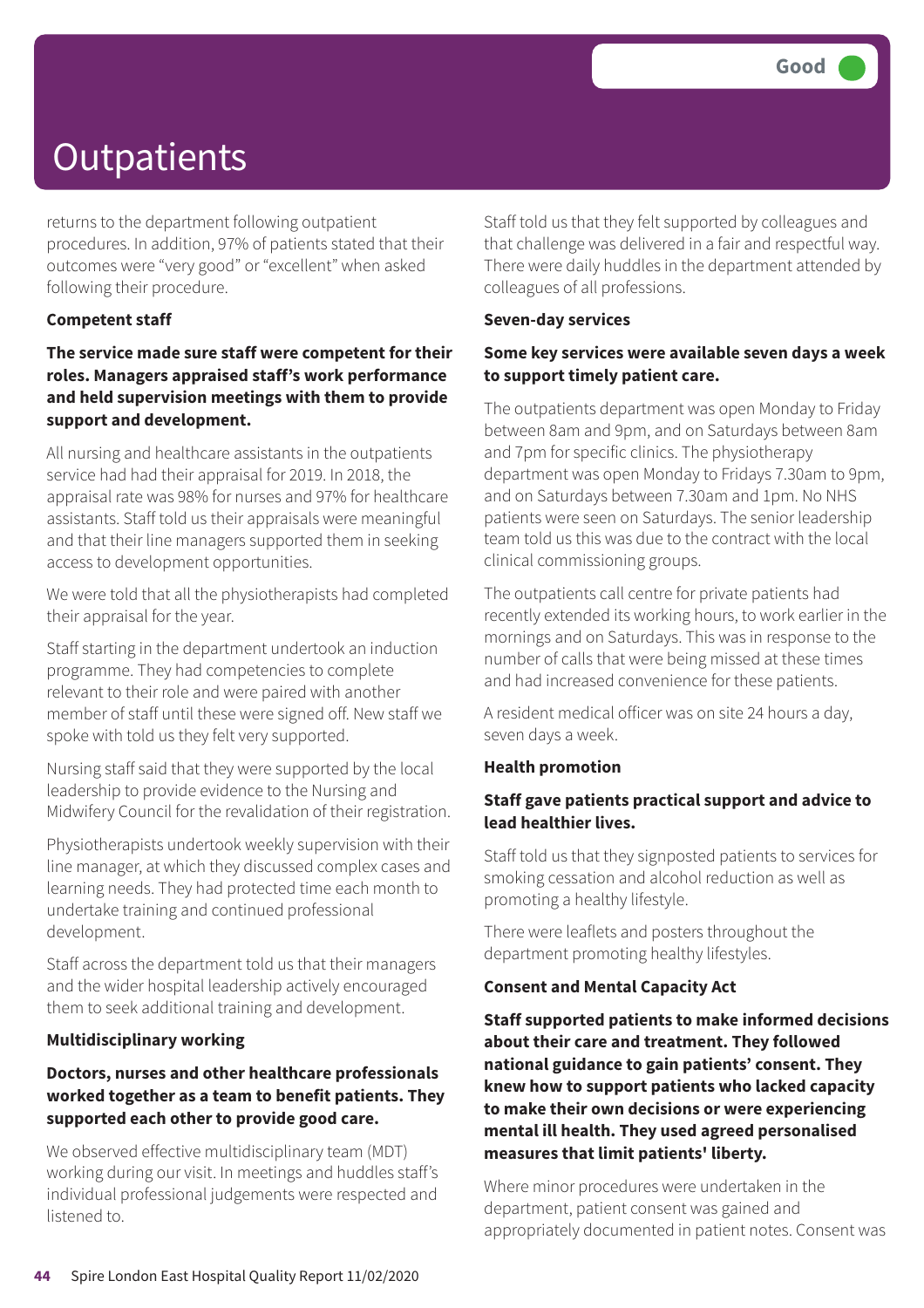# Outpatients

Good

returns to the department following outpatient procedures. In addition, 97% of patients stated that their outcomes were "very good" or "excellent" when asked following their procedure.

**Competent staff**

**The service made sure staff were competent for their roles. Managers appraised staff's work performance and held supervision meetings with them to provide support and development.**

All nursing and healthcare assistants in the outpatients service had had their appraisal for 2019. In 2018, the appraisal rate was 98% for nurses and 97% for healthcare assistants. Staff told us their appraisals were meaningful and that their line managers supported them in seeking access to development opportunities.

We were told that all the physiotherapists had completed their appraisal for the year.

Staff starting in the department undertook an induction programme. They had competencies to complete relevant to their role and were paired with another member of staff until these were signed off. New staff we spoke with told us they felt very supported.

Nursing staff said that they were supported by the local leadership to provide evidence to the Nursing and Midwifery Council for the revalidation of their registration.

Physiotherapists undertook weekly supervision with their line manager, at which they discussed complex cases and learning needs. They had protected time each month to undertake training and continued professional development.

Staff across the department told us that their managers and the wider hospital leadership actively encouraged them to seek additional training and development.

**Multidisciplinary working**

**Doctors, nurses and other healthcare professionals worked together as a team to benefit patients. They supported each other to provide good care.**

We observed effective multidisciplinary team (MDT) working during our visit. In meetings and huddles staff's individual professional judgements were respected and listened to.

Staff told us that they felt supported by colleagues and that challenge was delivered in a fair and respectful way. There were daily huddles in the department attended by colleagues of all professions.

**Seven-day services**

**Some key services were available seven days a week to support timely patient care.**

The outpatients department was open Monday to Friday between 8am and 9pm, and on Saturdays between 8am and 7pm for specific clinics. The physiotherapy department was open Monday to Fridays 7.30am to 9pm, and on Saturdays between 7.30am and 1pm. No NHS patients were seen on Saturdays. The senior leadership team told us this was due to the contract with the local clinical commissioning groups.

The outpatients call centre for private patients had recently extended its working hours, to work earlier in the mornings and on Saturdays. This was in response to the number of calls that were being missed at these times and had increased convenience for these patients.

A resident medical officer was on site 24 hours a day, seven days a week.

**Health promotion**

**Staff gave patients practical support and advice to lead healthier lives.**

Staff told us that they signposted patients to services for smoking cessation and alcohol reduction as well as promoting a healthy lifestyle.

There were leaflets and posters throughout the department promoting healthy lifestyles.

**Consent and Mental Capacity Act**

**Staff supported patients to make informed decisions about their care and treatment. They followed national guidance to gain patients' consent. They knew how to support patients who lacked capacity to make their own decisions or were experiencing mental ill health. They used agreed personalised measures that limit patients' liberty.**

Where minor procedures were undertaken in the department, patient consent was gained and appropriately documented in patient notes. Consent was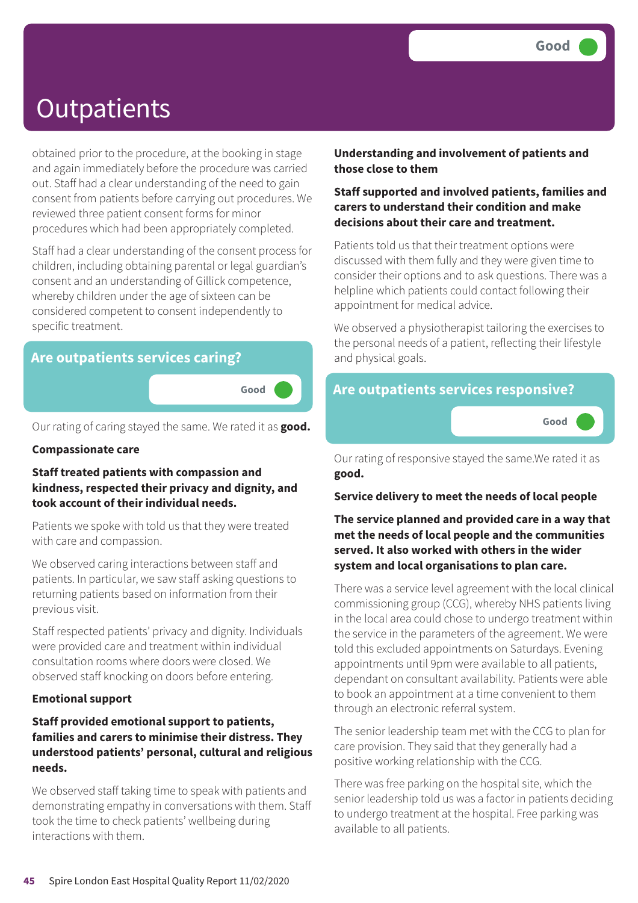# Outpatients

Good

obtained prior to the procedure, at the booking in stage and again immediately before the procedure was carried out. Staff had a clear understanding of the need to gain consent from patients before carrying out procedures. We reviewed three patient consent forms for minor procedures which had been appropriately completed.

Staff had a clear understanding of the consent process for children, including obtaining parental or legal guardian's consent and an understanding of Gillick competence, whereby children under the age of sixteen can be considered competent to consent independently to specific treatment.

## Are outpatients services caring?

Good

Our rating of caring stayed the same. We rated it as **good.**

**Compassionate care**

**Staff treated patients with compassion and kindness, respected their privacy and dignity, and took account of their individual needs.**

Patients we spoke with told us that they were treated with care and compassion.

We observed caring interactions between staff and patients. In particular, we saw staff asking questions to returning patients based on information from their previous visit.

Staff respected patients' privacy and dignity. Individuals were provided care and treatment within individual consultation rooms where doors were closed. We observed staff knocking on doors before entering.

**Emotional support**

**Staff provided emotional support to patients, families and carers to minimise their distress. They understood patients' personal, cultural and religious needs.**

We observed staff taking time to speak with patients and demonstrating empathy in conversations with them. Staff took the time to check patients' wellbeing during interactions with them.

**Understanding and involvement of patients and those close to them**

**Staff supported and involved patients, families and carers to understand their condition and make decisions about their care and treatment.**

Patients told us that their treatment options were discussed with them fully and they were given time to consider their options and to ask questions. There was a helpline which patients could contact following their appointment for medical advice.

We observed a physiotherapist tailoring the exercises to the personal needs of a patient, reflecting their lifestyle and physical goals.

## Are outpatients services responsive?

Good

Our rating of responsive stayed the same.We rated it as **good.**

**Service delivery to meet the needs of local people**

**The service planned and provided care in a way that met the needs of local people and the communities served. It also worked with others in the wider system and local organisations to plan care.**

There was a service level agreement with the local clinical commissioning group (CCG), whereby NHS patients living in the local area could chose to undergo treatment within the service in the parameters of the agreement. We were told this excluded appointments on Saturdays. Evening appointments until 9pm were available to all patients, dependant on consultant availability. Patients were able to book an appointment at a time convenient to them through an electronic referral system.

The senior leadership team met with the CCG to plan for care provision. They said that they generally had a positive working relationship with the CCG.

There was free parking on the hospital site, which the senior leadership told us was a factor in patients deciding to undergo treatment at the hospital. Free parking was available to all patients.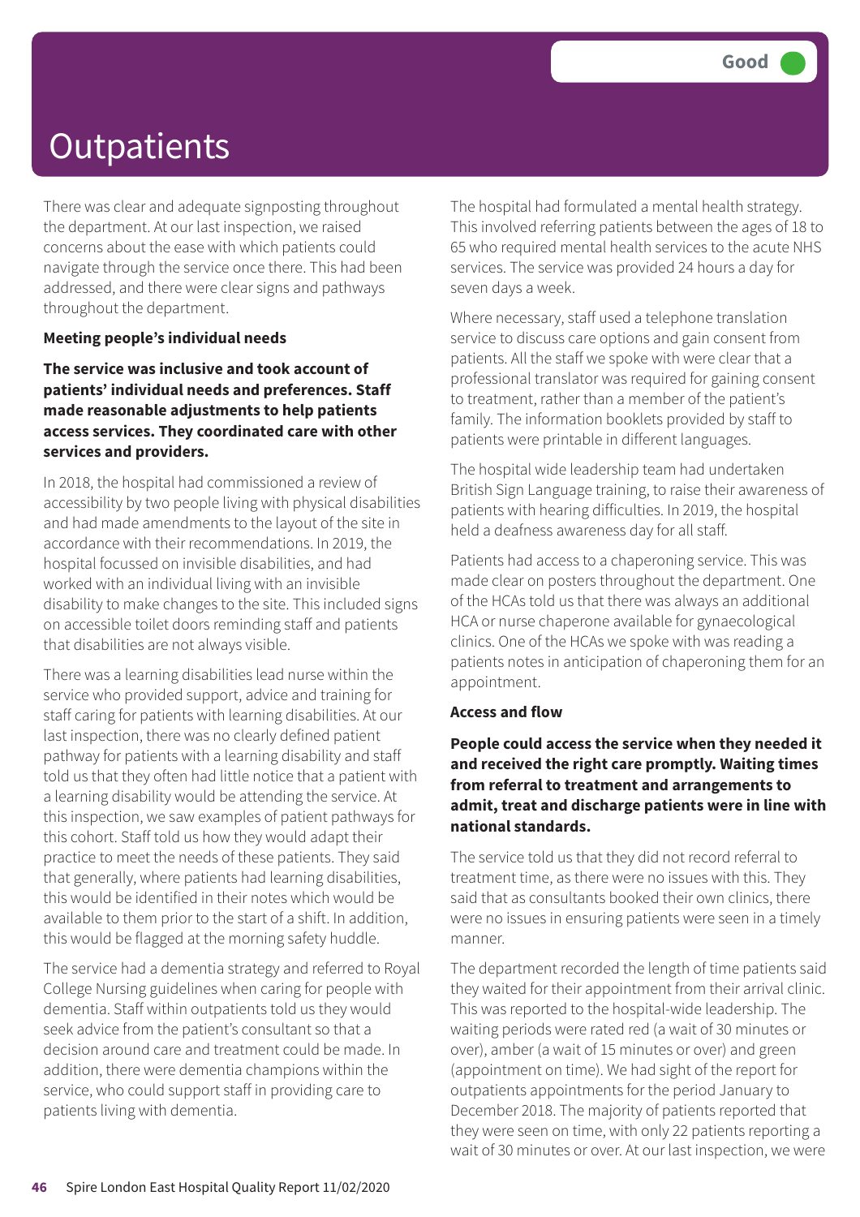# Outpatients

Good

There was clear and adequate signposting throughout the department. At our last inspection, we raised concerns about the ease with which patients could navigate through the service once there. This had been addressed, and there were clear signs and pathways throughout the department.

**Meeting people's individual needs**

**The service was inclusive and took account of patients' individual needs and preferences. Staff made reasonable adjustments to help patients access services. They coordinated care with other services and providers.**

In 2018, the hospital had commissioned a review of accessibility by two people living with physical disabilities and had made amendments to the layout of the site in accordance with their recommendations. In 2019, the hospital focussed on invisible disabilities, and had worked with an individual living with an invisible disability to make changes to the site. This included signs on accessible toilet doors reminding staff and patients that disabilities are not always visible.

There was a learning disabilities lead nurse within the service who provided support, advice and training for staff caring for patients with learning disabilities. At our last inspection, there was no clearly defined patient pathway for patients with a learning disability and staff told us that they often had little notice that a patient with a learning disability would be attending the service. At this inspection, we saw examples of patient pathways for this cohort. Staff told us how they would adapt their practice to meet the needs of these patients. They said that generally, where patients had learning disabilities, this would be identified in their notes which would be available to them prior to the start of a shift. In addition, this would be flagged at the morning safety huddle.

The service had a dementia strategy and referred to Royal College Nursing guidelines when caring for people with dementia. Staff within outpatients told us they would seek advice from the patient's consultant so that a decision around care and treatment could be made. In addition, there were dementia champions within the service, who could support staff in providing care to patients living with dementia.

The hospital had formulated a mental health strategy. This involved referring patients between the ages of 18 to 65 who required mental health services to the acute NHS services. The service was provided 24 hours a day for seven days a week.

Where necessary, staff used a telephone translation service to discuss care options and gain consent from patients. All the staff we spoke with were clear that a professional translator was required for gaining consent to treatment, rather than a member of the patient's family. The information booklets provided by staff to patients were printable in different languages.

The hospital wide leadership team had undertaken British Sign Language training, to raise their awareness of patients with hearing difficulties. In 2019, the hospital held a deafness awareness day for all staff.

Patients had access to a chaperoning service. This was made clear on posters throughout the department. One of the HCAs told us that there was always an additional HCA or nurse chaperone available for gynaecological clinics. One of the HCAs we spoke with was reading a patients notes in anticipation of chaperoning them for an appointment.

**Access and flow**

**People could access the service when they needed it and received the right care promptly. Waiting times from referral to treatment and arrangements to admit, treat and discharge patients were in line with national standards.**

The service told us that they did not record referral to treatment time, as there were no issues with this. They said that as consultants booked their own clinics, there were no issues in ensuring patients were seen in a timely manner.

The department recorded the length of time patients said they waited for their appointment from their arrival clinic. This was reported to the hospital-wide leadership. The waiting periods were rated red (a wait of 30 minutes or over), amber (a wait of 15 minutes or over) and green (appointment on time). We had sight of the report for outpatients appointments for the period January to December 2018. The majority of patients reported that they were seen on time, with only 22 patients reporting a wait of 30 minutes or over. At our last inspection, we were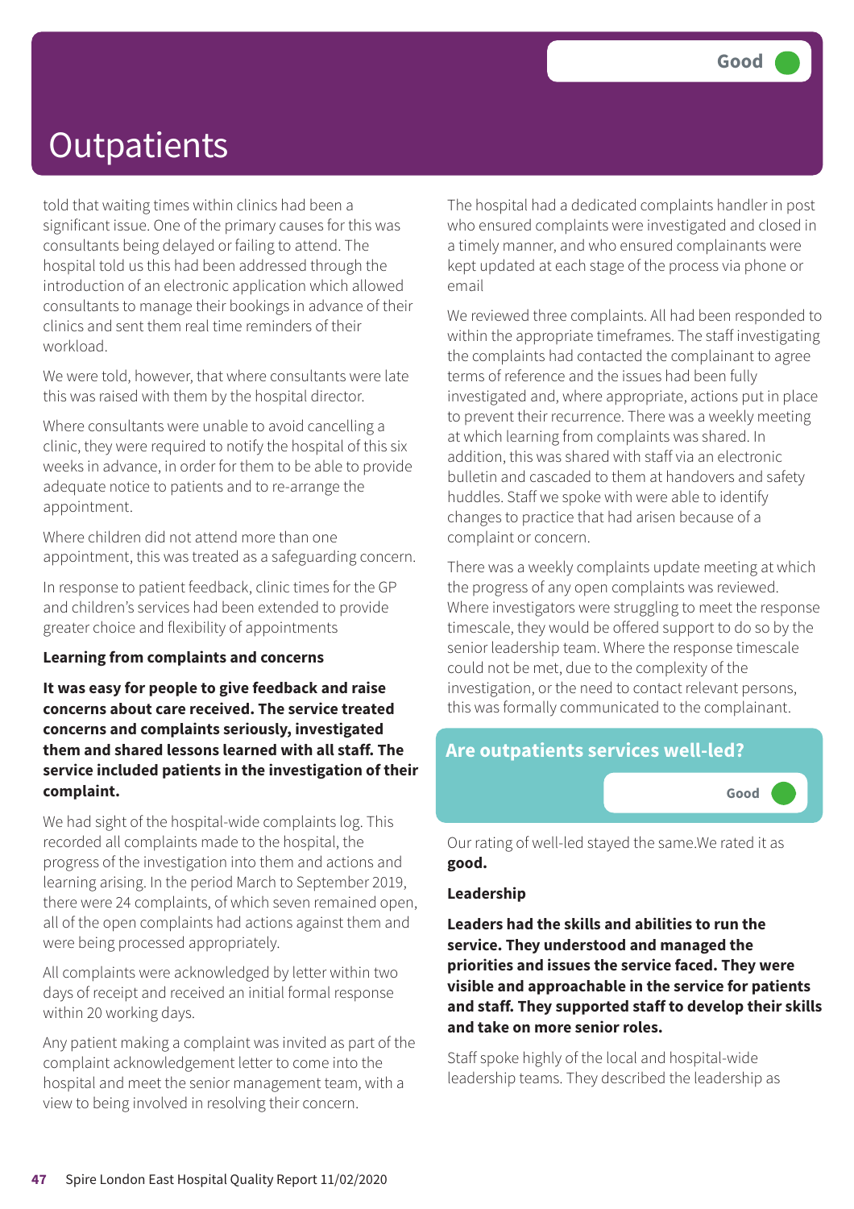# Outpatients

Good

told that waiting times within clinics had been a significant issue. One of the primary causes for this was consultants being delayed or failing to attend. The hospital told us this had been addressed through the introduction of an electronic application which allowed consultants to manage their bookings in advance of their clinics and sent them real time reminders of their workload.

We were told, however, that where consultants were late this was raised with them by the hospital director.

Where consultants were unable to avoid cancelling a clinic, they were required to notify the hospital of this six weeks in advance, in order for them to be able to provide adequate notice to patients and to re-arrange the appointment.

Where children did not attend more than one appointment, this was treated as a safeguarding concern.

In response to patient feedback, clinic times for the GP and children's services had been extended to provide greater choice and flexibility of appointments

**Learning from complaints and concerns**

**It was easy for people to give feedback and raise concerns about care received. The service treated concerns and complaints seriously, investigated them and shared lessons learned with all staff. The service included patients in the investigation of their complaint.**

We had sight of the hospital-wide complaints log. This recorded all complaints made to the hospital, the progress of the investigation into them and actions and learning arising. In the period March to September 2019, there were 24 complaints, of which seven remained open, all of the open complaints had actions against them and were being processed appropriately.

All complaints were acknowledged by letter within two days of receipt and received an initial formal response within 20 working days.

Any patient making a complaint was invited as part of the complaint acknowledgement letter to come into the hospital and meet the senior management team, with a view to being involved in resolving their concern.

The hospital had a dedicated complaints handler in post who ensured complaints were investigated and closed in a timely manner, and who ensured complainants were kept updated at each stage of the process via phone or email

We reviewed three complaints. All had been responded to within the appropriate timeframes. The staff investigating the complaints had contacted the complainant to agree terms of reference and the issues had been fully investigated and, where appropriate, actions put in place to prevent their recurrence. There was a weekly meeting at which learning from complaints was shared. In addition, this was shared with staff via an electronic bulletin and cascaded to them at handovers and safety huddles. Staff we spoke with were able to identify changes to practice that had arisen because of a complaint or concern.

There was a weekly complaints update meeting at which the progress of any open complaints was reviewed. Where investigators were struggling to meet the response timescale, they would be offered support to do so by the senior leadership team. Where the response timescale could not be met, due to the complexity of the investigation, or the need to contact relevant persons, this was formally communicated to the complainant.

## Are outpatients services well-led?

Good

Our rating of well-led stayed the same.We rated it as **good.**

**Leadership**

**Leaders had the skills and abilities to run the service. They understood and managed the priorities and issues the service faced. They were visible and approachable in the service for patients and staff. They supported staff to develop their skills and take on more senior roles.**

Staff spoke highly of the local and hospital-wide leadership teams. They described the leadership as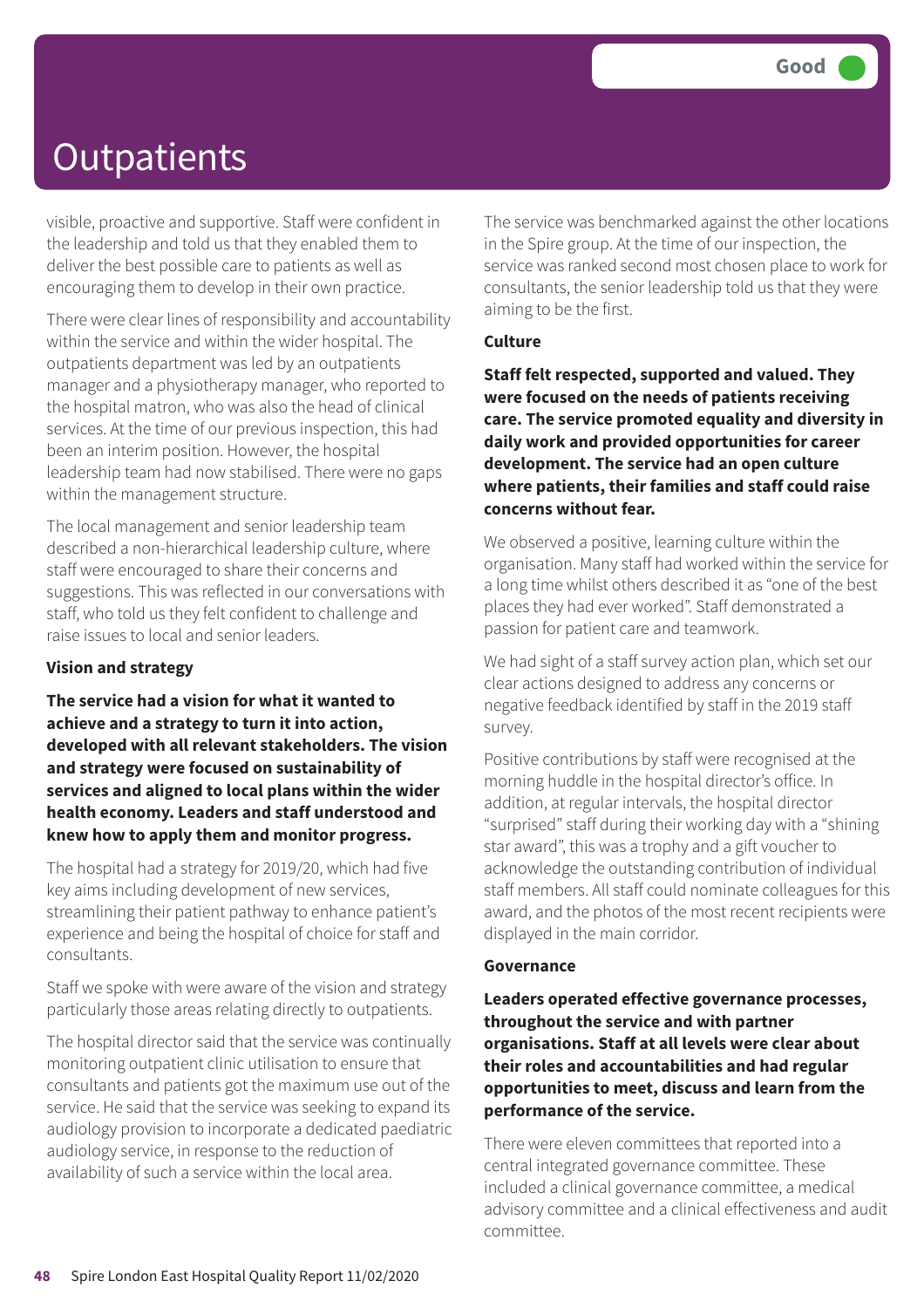# Outpatients

Good

visible, proactive and supportive. Staff were confident in the leadership and told us that they enabled them to deliver the best possible care to patients as well as encouraging them to develop in their own practice.

There were clear lines of responsibility and accountability within the service and within the wider hospital. The outpatients department was led by an outpatients manager and a physiotherapy manager, who reported to the hospital matron, who was also the head of clinical services. At the time of our previous inspection, this had been an interim position. However, the hospital leadership team had now stabilised. There were no gaps within the management structure.

The local management and senior leadership team described a non-hierarchical leadership culture, where staff were encouraged to share their concerns and suggestions. This was reflected in our conversations with staff, who told us they felt confident to challenge and raise issues to local and senior leaders.

**Vision and strategy**

**The service had a vision for what it wanted to achieve and a strategy to turn it into action, developed with all relevant stakeholders. The vision and strategy were focused on sustainability of services and aligned to local plans within the wider health economy. Leaders and staff understood and knew how to apply them and monitor progress.**

The hospital had a strategy for 2019/20, which had five key aims including development of new services, streamlining their patient pathway to enhance patient's experience and being the hospital of choice for staff and consultants.

Staff we spoke with were aware of the vision and strategy particularly those areas relating directly to outpatients.

The hospital director said that the service was continually monitoring outpatient clinic utilisation to ensure that consultants and patients got the maximum use out of the service. He said that the service was seeking to expand its audiology provision to incorporate a dedicated paediatric audiology service, in response to the reduction of availability of such a service within the local area.

The service was benchmarked against the other locations in the Spire group. At the time of our inspection, the service was ranked second most chosen place to work for consultants, the senior leadership told us that they were aiming to be the first.

**Culture**

**Staff felt respected, supported and valued. They were focused on the needs of patients receiving care. The service promoted equality and diversity in daily work and provided opportunities for career development. The service had an open culture where patients, their families and staff could raise concerns without fear.**

We observed a positive, learning culture within the organisation. Many staff had worked within the service for a long time whilst others described it as "one of the best places they had ever worked". Staff demonstrated a passion for patient care and teamwork.

We had sight of a staff survey action plan, which set our clear actions designed to address any concerns or negative feedback identified by staff in the 2019 staff survey.

Positive contributions by staff were recognised at the morning huddle in the hospital director's office. In addition, at regular intervals, the hospital director "surprised" staff during their working day with a "shining star award", this was a trophy and a gift voucher to acknowledge the outstanding contribution of individual staff members. All staff could nominate colleagues for this award, and the photos of the most recent recipients were displayed in the main corridor.

**Governance**

**Leaders operated effective governance processes, throughout the service and with partner organisations. Staff at all levels were clear about their roles and accountabilities and had regular opportunities to meet, discuss and learn from the performance of the service.**

There were eleven committees that reported into a central integrated governance committee. These included a clinical governance committee, a medical advisory committee and a clinical effectiveness and audit committee.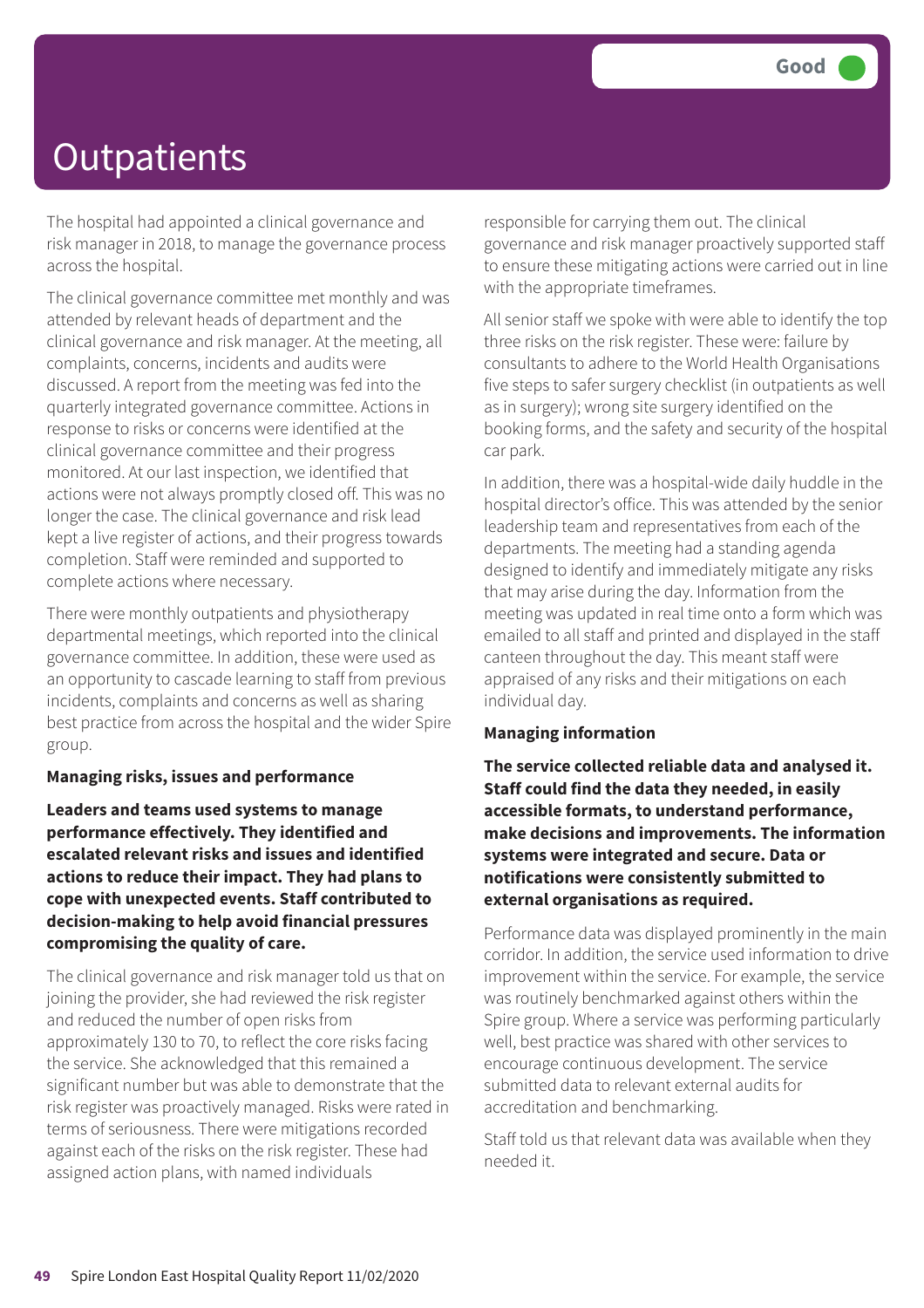# Outpatients

Good

The hospital had appointed a clinical governance and risk manager in 2018, to manage the governance process across the hospital.

The clinical governance committee met monthly and was attended by relevant heads of department and the clinical governance and risk manager. At the meeting, all complaints, concerns, incidents and audits were discussed. A report from the meeting was fed into the quarterly integrated governance committee. Actions in response to risks or concerns were identified at the clinical governance committee and their progress monitored. At our last inspection, we identified that actions were not always promptly closed off. This was no longer the case. The clinical governance and risk lead kept a live register of actions, and their progress towards completion. Staff were reminded and supported to complete actions where necessary.

There were monthly outpatients and physiotherapy departmental meetings, which reported into the clinical governance committee. In addition, these were used as an opportunity to cascade learning to staff from previous incidents, complaints and concerns as well as sharing best practice from across the hospital and the wider Spire group.

**Managing risks, issues and performance**

**Leaders and teams used systems to manage performance effectively. They identified and escalated relevant risks and issues and identified actions to reduce their impact. They had plans to cope with unexpected events. Staff contributed to decision-making to help avoid financial pressures compromising the quality of care.**

The clinical governance and risk manager told us that on joining the provider, she had reviewed the risk register and reduced the number of open risks from approximately 130 to 70, to reflect the core risks facing the service. She acknowledged that this remained a significant number but was able to demonstrate that the risk register was proactively managed. Risks were rated in terms of seriousness. There were mitigations recorded against each of the risks on the risk register. These had assigned action plans, with named individuals responsible for carrying them out. The clinical governance and risk manager proactively supported staff to ensure these mitigating actions were carried out in line with the appropriate timeframes.

All senior staff we spoke with were able to identify the top three risks on the risk register. These were: failure by consultants to adhere to the World Health Organisations five steps to safer surgery checklist (in outpatients as well as in surgery); wrong site surgery identified on the booking forms, and the safety and security of the hospital car park.

In addition, there was a hospital-wide daily huddle in the hospital director's office. This was attended by the senior leadership team and representatives from each of the departments. The meeting had a standing agenda designed to identify and immediately mitigate any risks that may arise during the day. Information from the meeting was updated in real time onto a form which was emailed to all staff and printed and displayed in the staff canteen throughout the day. This meant staff were appraised of any risks and their mitigations on each individual day.

**Managing information**

**The service collected reliable data and analysed it. Staff could find the data they needed, in easily accessible formats, to understand performance, make decisions and improvements. The information systems were integrated and secure. Data or notifications were consistently submitted to external organisations as required.**

Performance data was displayed prominently in the main corridor. In addition, the service used information to drive improvement within the service. For example, the service was routinely benchmarked against others within the Spire group. Where a service was performing particularly well, best practice was shared with other services to encourage continuous development. The service submitted data to relevant external audits for accreditation and benchmarking.

Staff told us that relevant data was available when they needed it.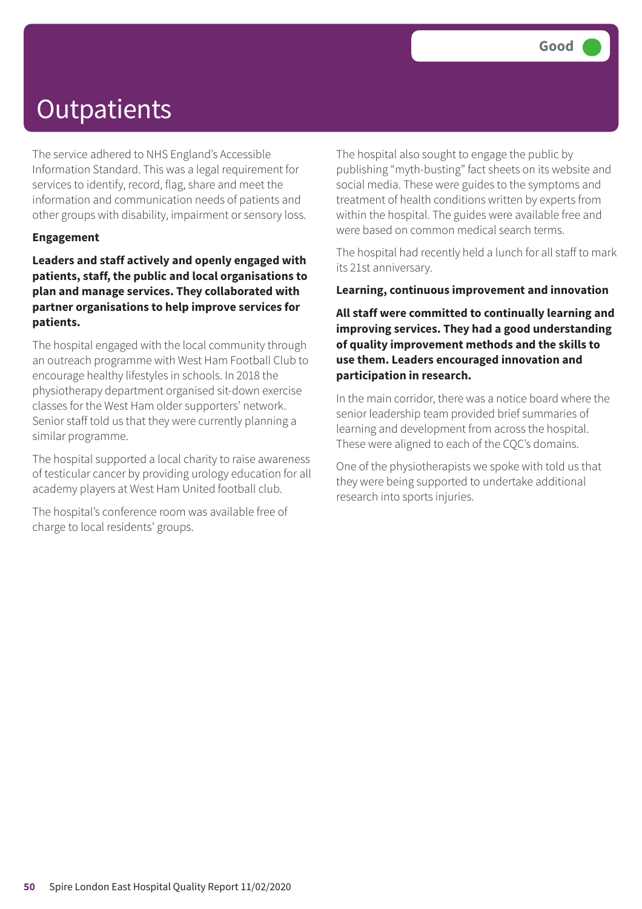# Outpatients

Good

The service adhered to NHS England's Accessible Information Standard. This was a legal requirement for services to identify, record, flag, share and meet the information and communication needs of patients and other groups with disability, impairment or sensory loss.

**Engagement**

**Leaders and staff actively and openly engaged with patients, staff, the public and local organisations to plan and manage services. They collaborated with partner organisations to help improve services for patients.**

The hospital engaged with the local community through an outreach programme with West Ham Football Club to encourage healthy lifestyles in schools. In 2018 the physiotherapy department organised sit-down exercise classes for the West Ham older supporters' network. Senior staff told us that they were currently planning a similar programme.

The hospital supported a local charity to raise awareness of testicular cancer by providing urology education for all academy players at West Ham United football club.

The hospital's conference room was available free of charge to local residents' groups.

The hospital also sought to engage the public by publishing "myth-busting" fact sheets on its website and social media. These were guides to the symptoms and treatment of health conditions written by experts from within the hospital. The guides were available free and were based on common medical search terms.

The hospital had recently held a lunch for all staff to mark its 21st anniversary.

**Learning, continuous improvement and innovation**

**All staff were committed to continually learning and improving services. They had a good understanding of quality improvement methods and the skills to use them. Leaders encouraged innovation and participation in research.**

In the main corridor, there was a notice board where the senior leadership team provided brief summaries of learning and development from across the hospital. These were aligned to each of the CQC's domains.

One of the physiotherapists we spoke with told us that they were being supported to undertake additional research into sports injuries.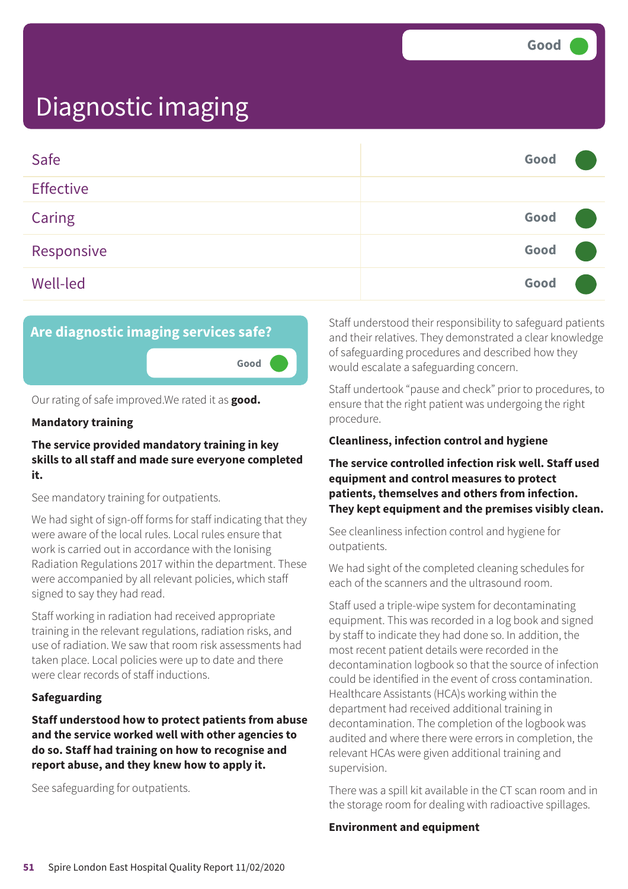# Diagnostic imaging

Good

| | |
|---|---|
| Safe | Good |
| Effective | |
| Caring | Good |
| Responsive | Good |
| Well-led | Good |

## Are diagnostic imaging services safe?

Good

Our rating of safe improved.We rated it as **good.**

### Mandatory training

**The service provided mandatory training in key skills to all staff and made sure everyone completed it.**

See mandatory training for outpatients.

We had sight of sign-off forms for staff indicating that they were aware of the local rules. Local rules ensure that work is carried out in accordance with the Ionising Radiation Regulations 2017 within the department. These were accompanied by all relevant policies, which staff signed to say they had read.

Staff working in radiation had received appropriate training in the relevant regulations, radiation risks, and use of radiation. We saw that room risk assessments had taken place. Local policies were up to date and there were clear records of staff inductions.

### Safeguarding

**Staff understood how to protect patients from abuse and the service worked well with other agencies to do so. Staff had training on how to recognise and report abuse, and they knew how to apply it.**

See safeguarding for outpatients.

Staff understood their responsibility to safeguard patients and their relatives. They demonstrated a clear knowledge of safeguarding procedures and described how they would escalate a safeguarding concern.

Staff undertook "pause and check" prior to procedures, to ensure that the right patient was undergoing the right procedure.

### Cleanliness, infection control and hygiene

**The service controlled infection risk well. Staff used equipment and control measures to protect patients, themselves and others from infection. They kept equipment and the premises visibly clean.**

See cleanliness infection control and hygiene for outpatients.

We had sight of the completed cleaning schedules for each of the scanners and the ultrasound room.

Staff used a triple-wipe system for decontaminating equipment. This was recorded in a log book and signed by staff to indicate they had done so. In addition, the most recent patient details were recorded in the decontamination logbook so that the source of infection could be identified in the event of cross contamination. Healthcare Assistants (HCA)s working within the department had received additional training in decontamination. The completion of the logbook was audited and where there were errors in completion, the relevant HCAs were given additional training and supervision.

There was a spill kit available in the CT scan room and in the storage room for dealing with radioactive spillages.

### Environment and equipment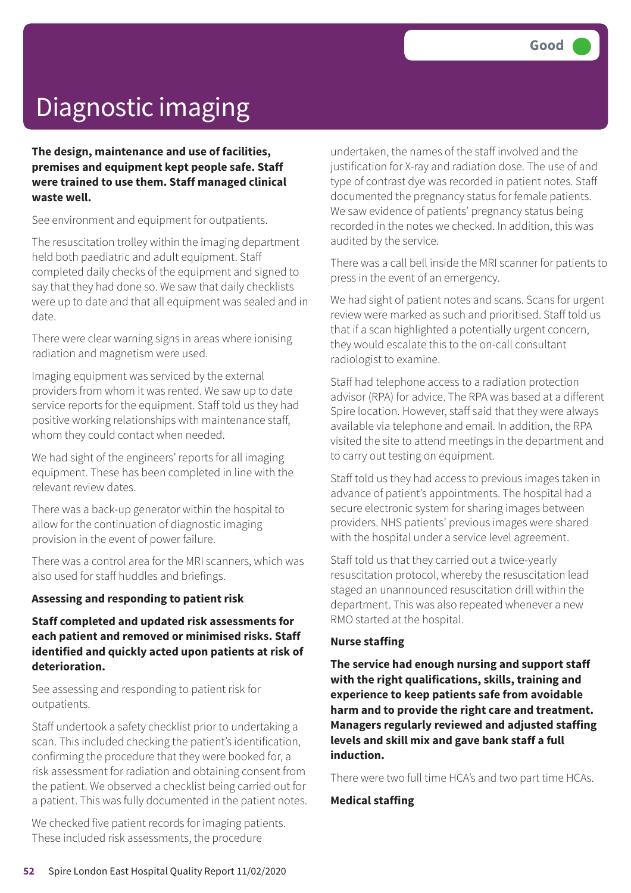Good

# Diagnostic imaging

**The design, maintenance and use of facilities, premises and equipment kept people safe. Staff were trained to use them. Staff managed clinical waste well.**

See environment and equipment for outpatients.

The resuscitation trolley within the imaging department held both paediatric and adult equipment. Staff completed daily checks of the equipment and signed to say that they had done so. We saw that daily checklists were up to date and that all equipment was sealed and in date.

There were clear warning signs in areas where ionising radiation and magnetism were used.

Imaging equipment was serviced by the external providers from whom it was rented. We saw up to date service reports for the equipment. Staff told us they had positive working relationships with maintenance staff, whom they could contact when needed.

We had sight of the engineers' reports for all imaging equipment. These has been completed in line with the relevant review dates.

There was a back-up generator within the hospital to allow for the continuation of diagnostic imaging provision in the event of power failure.

There was a control area for the MRI scanners, which was also used for staff huddles and briefings.

**Assessing and responding to patient risk**

**Staff completed and updated risk assessments for each patient and removed or minimised risks. Staff identified and quickly acted upon patients at risk of deterioration.**

See assessing and responding to patient risk for outpatients.

Staff undertook a safety checklist prior to undertaking a scan. This included checking the patient's identification, confirming the procedure that they were booked for, a risk assessment for radiation and obtaining consent from the patient. We observed a checklist being carried out for a patient. This was fully documented in the patient notes.

We checked five patient records for imaging patients. These included risk assessments, the procedure undertaken, the names of the staff involved and the justification for X-ray and radiation dose. The use of and type of contrast dye was recorded in patient notes. Staff documented the pregnancy status for female patients. We saw evidence of patients' pregnancy status being recorded in the notes we checked. In addition, this was audited by the service.

There was a call bell inside the MRI scanner for patients to press in the event of an emergency.

We had sight of patient notes and scans. Scans for urgent review were marked as such and prioritised. Staff told us that if a scan highlighted a potentially urgent concern, they would escalate this to the on-call consultant radiologist to examine.

Staff had telephone access to a radiation protection advisor (RPA) for advice. The RPA was based at a different Spire location. However, staff said that they were always available via telephone and email. In addition, the RPA visited the site to attend meetings in the department and to carry out testing on equipment.

Staff told us they had access to previous images taken in advance of patient's appointments. The hospital had a secure electronic system for sharing images between providers. NHS patients' previous images were shared with the hospital under a service level agreement.

Staff told us that they carried out a twice-yearly resuscitation protocol, whereby the resuscitation lead staged an unannounced resuscitation drill within the department. This was also repeated whenever a new RMO started at the hospital.

**Nurse staffing**

**The service had enough nursing and support staff with the right qualifications, skills, training and experience to keep patients safe from avoidable harm and to provide the right care and treatment. Managers regularly reviewed and adjusted staffing levels and skill mix and gave bank staff a full induction.**

There were two full time HCA's and two part time HCAs.

**Medical staffing**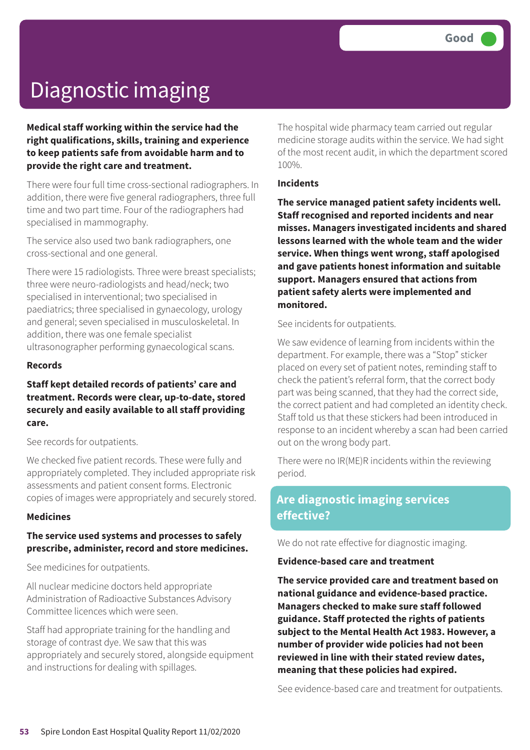# Diagnostic imaging

Good

**Medical staff working within the service had the right qualifications, skills, training and experience to keep patients safe from avoidable harm and to provide the right care and treatment.**

There were four full time cross-sectional radiographers. In addition, there were five general radiographers, three full time and two part time. Four of the radiographers had specialised in mammography.

The service also used two bank radiographers, one cross-sectional and one general.

There were 15 radiologists. Three were breast specialists; three were neuro-radiologists and head/neck; two specialised in interventional; two specialised in paediatrics; three specialised in gynaecology, urology and general; seven specialised in musculoskeletal. In addition, there was one female specialist ultrasonographer performing gynaecological scans.

### Records

**Staff kept detailed records of patients' care and treatment. Records were clear, up-to-date, stored securely and easily available to all staff providing care.**

See records for outpatients.

We checked five patient records. These were fully and appropriately completed. They included appropriate risk assessments and patient consent forms. Electronic copies of images were appropriately and securely stored.

### Medicines

**The service used systems and processes to safely prescribe, administer, record and store medicines.**

See medicines for outpatients.

All nuclear medicine doctors held appropriate Administration of Radioactive Substances Advisory Committee licences which were seen.

Staff had appropriate training for the handling and storage of contrast dye. We saw that this was appropriately and securely stored, alongside equipment and instructions for dealing with spillages.

The hospital wide pharmacy team carried out regular medicine storage audits within the service. We had sight of the most recent audit, in which the department scored 100%.

### Incidents

**The service managed patient safety incidents well. Staff recognised and reported incidents and near misses. Managers investigated incidents and shared lessons learned with the whole team and the wider service. When things went wrong, staff apologised and gave patients honest information and suitable support. Managers ensured that actions from patient safety alerts were implemented and monitored.**

See incidents for outpatients.

We saw evidence of learning from incidents within the department. For example, there was a "Stop" sticker placed on every set of patient notes, reminding staff to check the patient's referral form, that the correct body part was being scanned, that they had the correct side, the correct patient and had completed an identity check. Staff told us that these stickers had been introduced in response to an incident whereby a scan had been carried out on the wrong body part.

There were no IR(ME)R incidents within the reviewing period.

## Are diagnostic imaging services effective?

We do not rate effective for diagnostic imaging.

### Evidence-based care and treatment

**The service provided care and treatment based on national guidance and evidence-based practice. Managers checked to make sure staff followed guidance. Staff protected the rights of patients subject to the Mental Health Act 1983. However, a number of provider wide policies had not been reviewed in line with their stated review dates, meaning that these policies had expired.**

See evidence-based care and treatment for outpatients.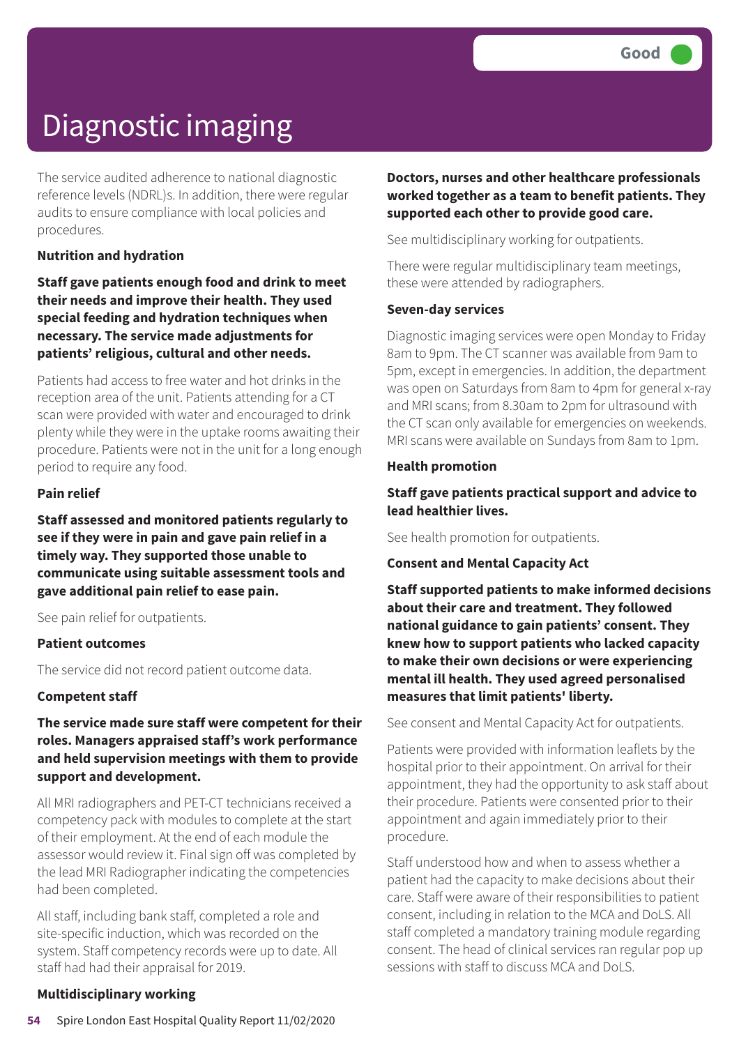# Diagnostic imaging

Good

The service audited adherence to national diagnostic reference levels (NDRL)s. In addition, there were regular audits to ensure compliance with local policies and procedures.

**Nutrition and hydration**

**Staff gave patients enough food and drink to meet their needs and improve their health. They used special feeding and hydration techniques when necessary. The service made adjustments for patients' religious, cultural and other needs.**

Patients had access to free water and hot drinks in the reception area of the unit. Patients attending for a CT scan were provided with water and encouraged to drink plenty while they were in the uptake rooms awaiting their procedure. Patients were not in the unit for a long enough period to require any food.

**Pain relief**

**Staff assessed and monitored patients regularly to see if they were in pain and gave pain relief in a timely way. They supported those unable to communicate using suitable assessment tools and gave additional pain relief to ease pain.**

See pain relief for outpatients.

**Patient outcomes**

The service did not record patient outcome data.

**Competent staff**

**The service made sure staff were competent for their roles. Managers appraised staff's work performance and held supervision meetings with them to provide support and development.**

All MRI radiographers and PET-CT technicians received a competency pack with modules to complete at the start of their employment. At the end of each module the assessor would review it. Final sign off was completed by the lead MRI Radiographer indicating the competencies had been completed.

All staff, including bank staff, completed a role and site-specific induction, which was recorded on the system. Staff competency records were up to date. All staff had had their appraisal for 2019.

**Multidisciplinary working**

**Doctors, nurses and other healthcare professionals worked together as a team to benefit patients. They supported each other to provide good care.**

See multidisciplinary working for outpatients.

There were regular multidisciplinary team meetings, these were attended by radiographers.

**Seven-day services**

Diagnostic imaging services were open Monday to Friday 8am to 9pm. The CT scanner was available from 9am to 5pm, except in emergencies. In addition, the department was open on Saturdays from 8am to 4pm for general x-ray and MRI scans; from 8.30am to 2pm for ultrasound with the CT scan only available for emergencies on weekends. MRI scans were available on Sundays from 8am to 1pm.

**Health promotion**

**Staff gave patients practical support and advice to lead healthier lives.**

See health promotion for outpatients.

**Consent and Mental Capacity Act**

**Staff supported patients to make informed decisions about their care and treatment. They followed national guidance to gain patients' consent. They knew how to support patients who lacked capacity to make their own decisions or were experiencing mental ill health. They used agreed personalised measures that limit patients' liberty.**

See consent and Mental Capacity Act for outpatients.

Patients were provided with information leaflets by the hospital prior to their appointment. On arrival for their appointment, they had the opportunity to ask staff about their procedure. Patients were consented prior to their appointment and again immediately prior to their procedure.

Staff understood how and when to assess whether a patient had the capacity to make decisions about their care. Staff were aware of their responsibilities to patient consent, including in relation to the MCA and DoLS. All staff completed a mandatory training module regarding consent. The head of clinical services ran regular pop up sessions with staff to discuss MCA and DoLS.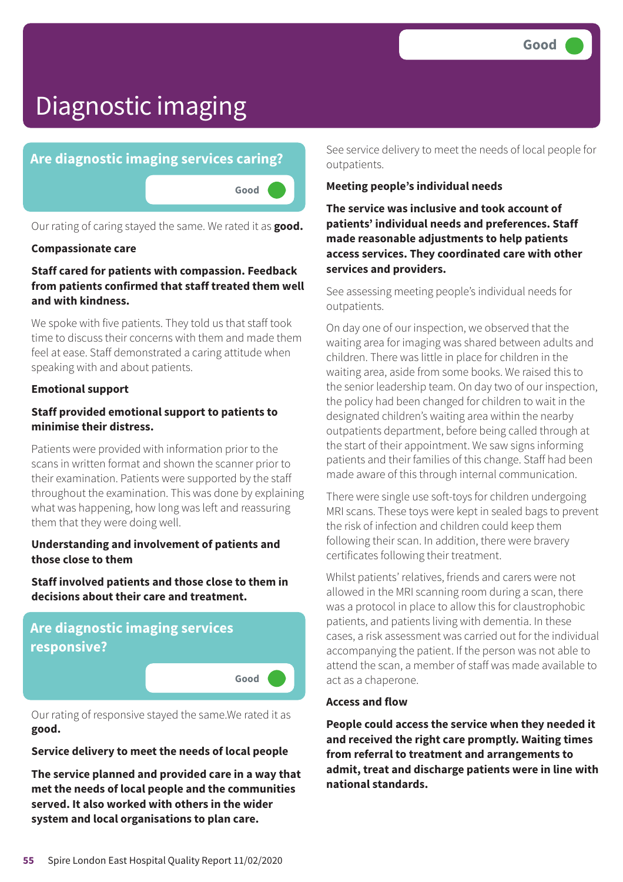# Diagnostic imaging

Good

## Are diagnostic imaging services caring?

Good

Our rating of caring stayed the same. We rated it as **good.**

### Compassionate care

**Staff cared for patients with compassion. Feedback from patients confirmed that staff treated them well and with kindness.**

We spoke with five patients. They told us that staff took time to discuss their concerns with them and made them feel at ease. Staff demonstrated a caring attitude when speaking with and about patients.

### Emotional support

**Staff provided emotional support to patients to minimise their distress.**

Patients were provided with information prior to the scans in written format and shown the scanner prior to their examination. Patients were supported by the staff throughout the examination. This was done by explaining what was happening, how long was left and reassuring them that they were doing well.

### Understanding and involvement of patients and those close to them

**Staff involved patients and those close to them in decisions about their care and treatment.**

## Are diagnostic imaging services responsive?

Good

Our rating of responsive stayed the same.We rated it as **good.**

### Service delivery to meet the needs of local people

**The service planned and provided care in a way that met the needs of local people and the communities served. It also worked with others in the wider system and local organisations to plan care.**

See service delivery to meet the needs of local people for outpatients.

### Meeting people's individual needs

**The service was inclusive and took account of patients' individual needs and preferences. Staff made reasonable adjustments to help patients access services. They coordinated care with other services and providers.**

See assessing meeting people's individual needs for outpatients.

On day one of our inspection, we observed that the waiting area for imaging was shared between adults and children. There was little in place for children in the waiting area, aside from some books. We raised this to the senior leadership team. On day two of our inspection, the policy had been changed for children to wait in the designated children's waiting area within the nearby outpatients department, before being called through at the start of their appointment. We saw signs informing patients and their families of this change. Staff had been made aware of this through internal communication.

There were single use soft-toys for children undergoing MRI scans. These toys were kept in sealed bags to prevent the risk of infection and children could keep them following their scan. In addition, there were bravery certificates following their treatment.

Whilst patients' relatives, friends and carers were not allowed in the MRI scanning room during a scan, there was a protocol in place to allow this for claustrophobic patients, and patients living with dementia. In these cases, a risk assessment was carried out for the individual accompanying the patient. If the person was not able to attend the scan, a member of staff was made available to act as a chaperone.

### Access and flow

**People could access the service when they needed it and received the right care promptly. Waiting times from referral to treatment and arrangements to admit, treat and discharge patients were in line with national standards.**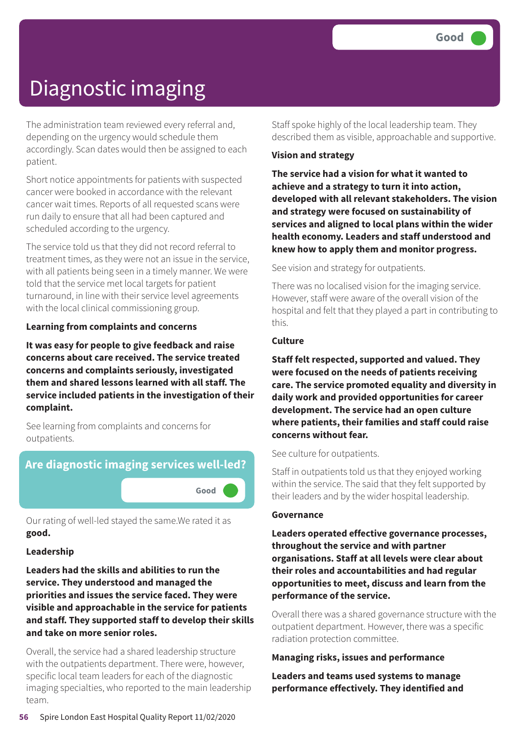Good

# Diagnostic imaging

The administration team reviewed every referral and, depending on the urgency would schedule them accordingly. Scan dates would then be assigned to each patient.

Short notice appointments for patients with suspected cancer were booked in accordance with the relevant cancer wait times. Reports of all requested scans were run daily to ensure that all had been captured and scheduled according to the urgency.

The service told us that they did not record referral to treatment times, as they were not an issue in the service, with all patients being seen in a timely manner. We were told that the service met local targets for patient turnaround, in line with their service level agreements with the local clinical commissioning group.

**Learning from complaints and concerns**

**It was easy for people to give feedback and raise concerns about care received. The service treated concerns and complaints seriously, investigated them and shared lessons learned with all staff. The service included patients in the investigation of their complaint.**

See learning from complaints and concerns for outpatients.

## Are diagnostic imaging services well-led?

Good

Our rating of well-led stayed the same.We rated it as **good.**

**Leadership**

**Leaders had the skills and abilities to run the service. They understood and managed the priorities and issues the service faced. They were visible and approachable in the service for patients and staff. They supported staff to develop their skills and take on more senior roles.**

Overall, the service had a shared leadership structure with the outpatients department. There were, however, specific local team leaders for each of the diagnostic imaging specialties, who reported to the main leadership team.

Staff spoke highly of the local leadership team. They described them as visible, approachable and supportive.

**Vision and strategy**

**The service had a vision for what it wanted to achieve and a strategy to turn it into action, developed with all relevant stakeholders. The vision and strategy were focused on sustainability of services and aligned to local plans within the wider health economy. Leaders and staff understood and knew how to apply them and monitor progress.**

See vision and strategy for outpatients.

There was no localised vision for the imaging service. However, staff were aware of the overall vision of the hospital and felt that they played a part in contributing to this.

**Culture**

**Staff felt respected, supported and valued. They were focused on the needs of patients receiving care. The service promoted equality and diversity in daily work and provided opportunities for career development. The service had an open culture where patients, their families and staff could raise concerns without fear.**

See culture for outpatients.

Staff in outpatients told us that they enjoyed working within the service. The said that they felt supported by their leaders and by the wider hospital leadership.

**Governance**

**Leaders operated effective governance processes, throughout the service and with partner organisations. Staff at all levels were clear about their roles and accountabilities and had regular opportunities to meet, discuss and learn from the performance of the service.**

Overall there was a shared governance structure with the outpatient department. However, there was a specific radiation protection committee.

**Managing risks, issues and performance**

**Leaders and teams used systems to manage performance effectively. They identified and**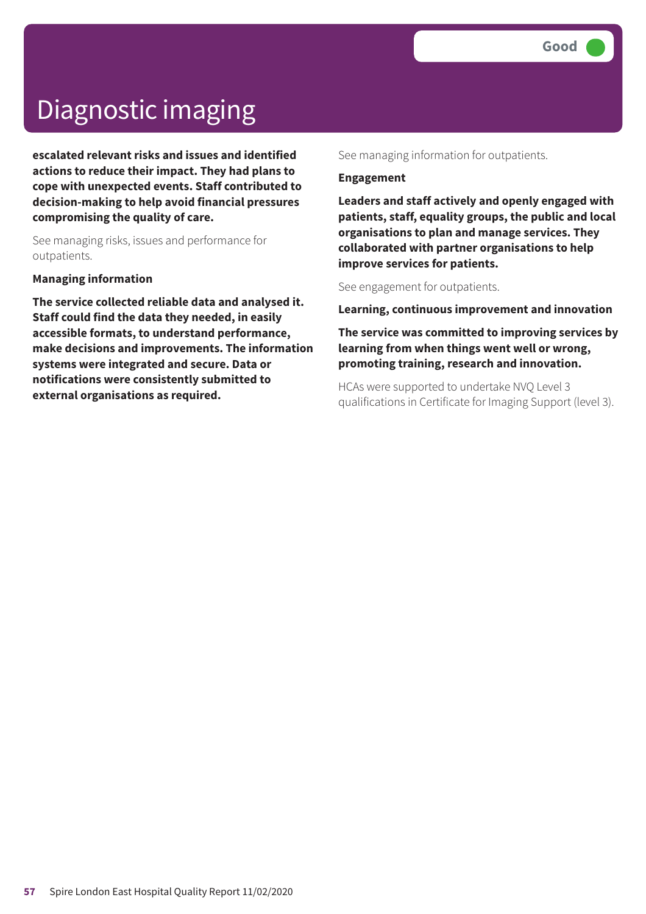# Diagnostic imaging

Good

**escalated relevant risks and issues and identified actions to reduce their impact. They had plans to cope with unexpected events. Staff contributed to decision-making to help avoid financial pressures compromising the quality of care.**

See managing risks, issues and performance for outpatients.

**Managing information**

**The service collected reliable data and analysed it. Staff could find the data they needed, in easily accessible formats, to understand performance, make decisions and improvements. The information systems were integrated and secure. Data or notifications were consistently submitted to external organisations as required.**

See managing information for outpatients.

**Engagement**

**Leaders and staff actively and openly engaged with patients, staff, equality groups, the public and local organisations to plan and manage services. They collaborated with partner organisations to help improve services for patients.**

See engagement for outpatients.

**Learning, continuous improvement and innovation**

**The service was committed to improving services by learning from when things went well or wrong, promoting training, research and innovation.**

HCAs were supported to undertake NVQ Level 3 qualifications in Certificate for Imaging Support (level 3).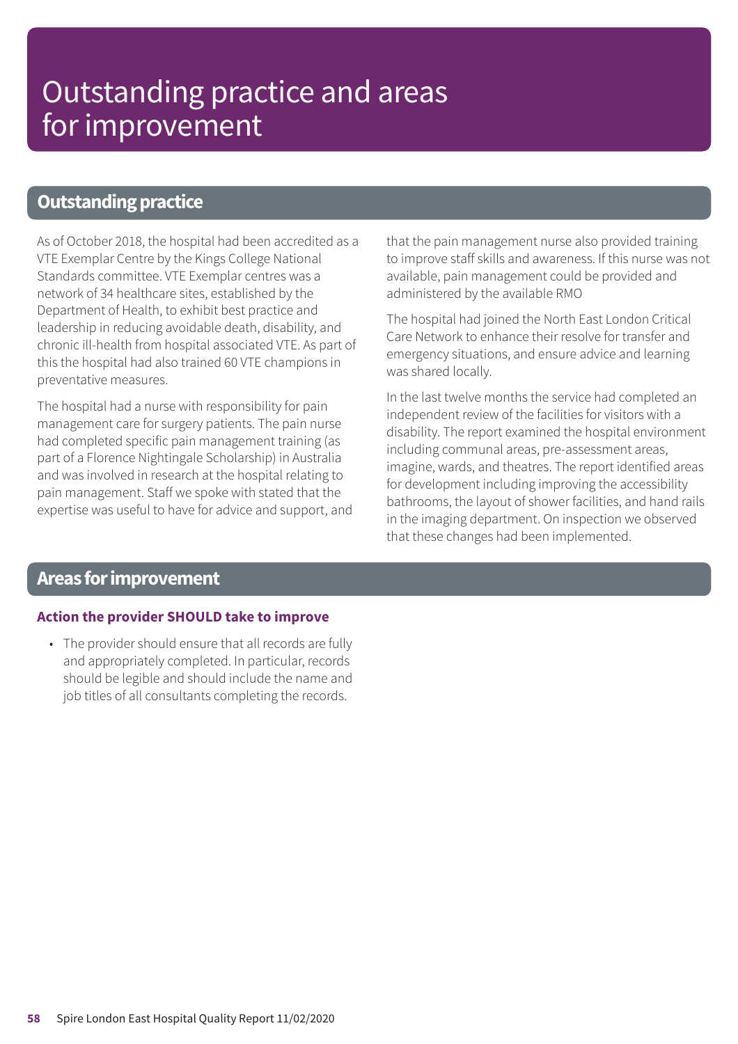# Outstanding practice and areas for improvement

## Outstanding practice

As of October 2018, the hospital had been accredited as a VTE Exemplar Centre by the Kings College National Standards committee. VTE Exemplar centres was a network of 34 healthcare sites, established by the Department of Health, to exhibit best practice and leadership in reducing avoidable death, disability, and chronic ill-health from hospital associated VTE. As part of this the hospital had also trained 60 VTE champions in preventative measures.

The hospital had a nurse with responsibility for pain management care for surgery patients. The pain nurse had completed specific pain management training (as part of a Florence Nightingale Scholarship) in Australia and was involved in research at the hospital relating to pain management. Staff we spoke with stated that the expertise was useful to have for advice and support, and that the pain management nurse also provided training to improve staff skills and awareness. If this nurse was not available, pain management could be provided and administered by the available RMO

The hospital had joined the North East London Critical Care Network to enhance their resolve for transfer and emergency situations, and ensure advice and learning was shared locally.

In the last twelve months the service had completed an independent review of the facilities for visitors with a disability. The report examined the hospital environment including communal areas, pre-assessment areas, imagine, wards, and theatres. The report identified areas for development including improving the accessibility bathrooms, the layout of shower facilities, and hand rails in the imaging department. On inspection we observed that these changes had been implemented.

## Areas for improvement

### Action the provider SHOULD take to improve

- The provider should ensure that all records are fully and appropriately completed. In particular, records should be legible and should include the name and job titles of all consultants completing the records.